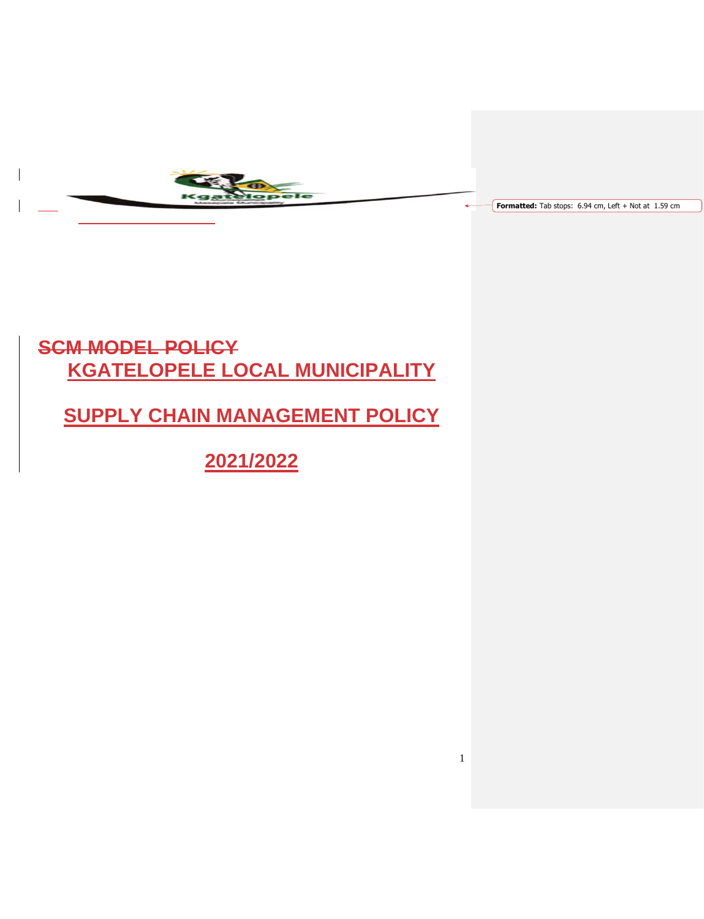~~SCM MODEL POLICY~~

# KGATELOPELE LOCAL MUNICIPALITY

# SUPPLY CHAIN MANAGEMENT POLICY

# 2021/2022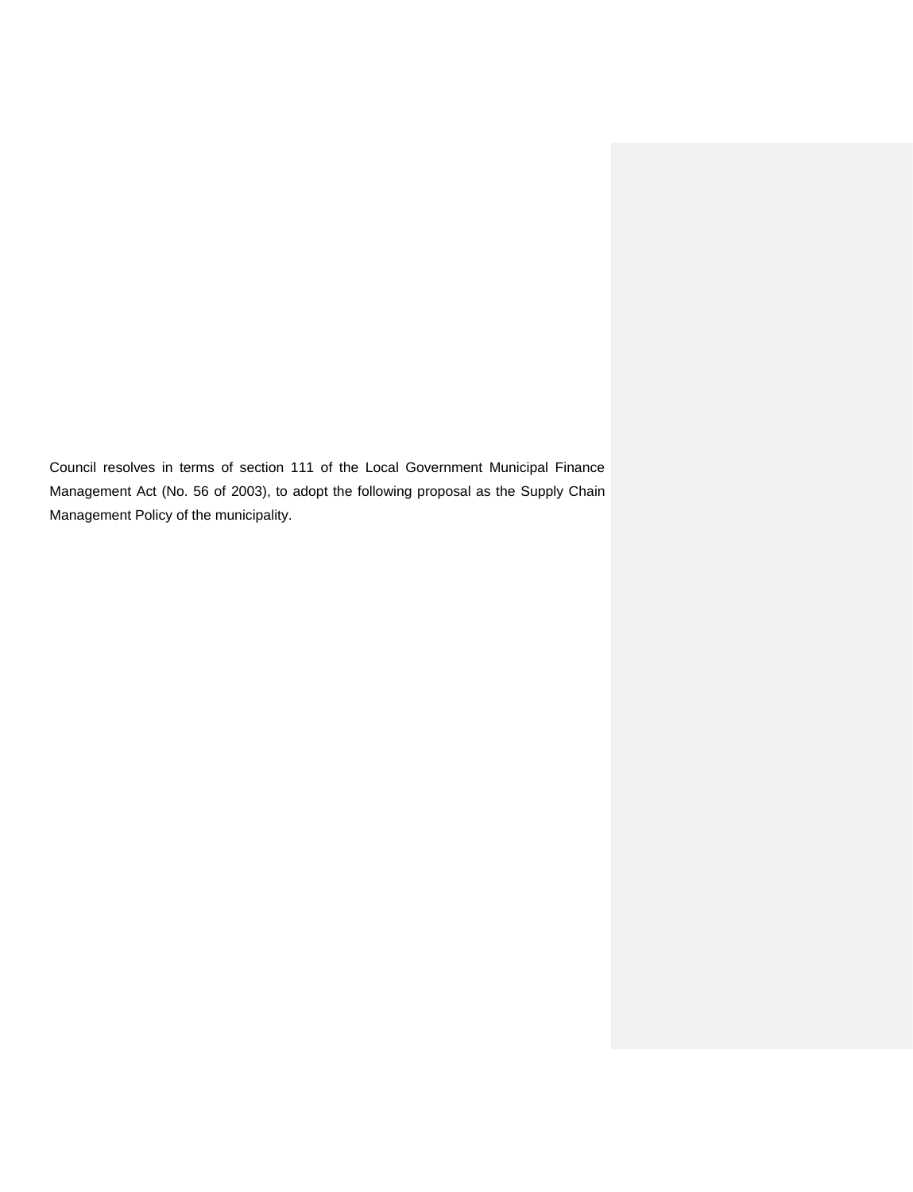Council resolves in terms of section 111 of the Local Government Municipal Finance Management Act (No. 56 of 2003), to adopt the following proposal as the Supply Chain Management Policy of the municipality.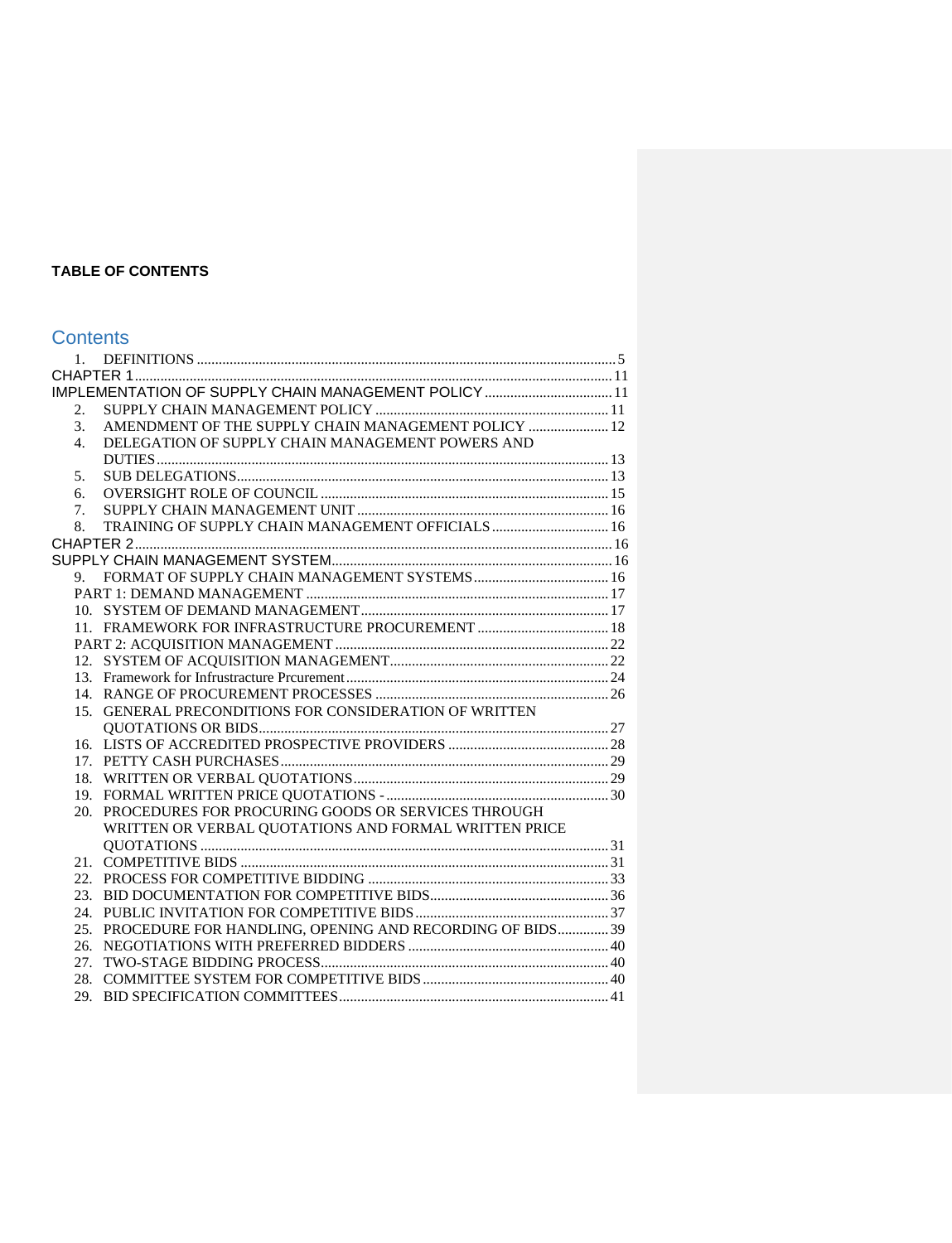**TABLE OF CONTENTS**

## Contents

1. DEFINITIONS ..... 5

CHAPTER 1 ..... 11

IMPLEMENTATION OF SUPPLY CHAIN MANAGEMENT POLICY ..... 11

2. SUPPLY CHAIN MANAGEMENT POLICY ..... 11
3. AMENDMENT OF THE SUPPLY CHAIN MANAGEMENT POLICY ..... 12
4. DELEGATION OF SUPPLY CHAIN MANAGEMENT POWERS AND DUTIES ..... 13
5. SUB DELEGATIONS ..... 13
6. OVERSIGHT ROLE OF COUNCIL ..... 15
7. SUPPLY CHAIN MANAGEMENT UNIT ..... 16
8. TRAINING OF SUPPLY CHAIN MANAGEMENT OFFICIALS ..... 16

CHAPTER 2 ..... 16

SUPPLY CHAIN MANAGEMENT SYSTEM ..... 16

9. FORMAT OF SUPPLY CHAIN MANAGEMENT SYSTEMS ..... 16

PART 1: DEMAND MANAGEMENT ..... 17

10. SYSTEM OF DEMAND MANAGEMENT ..... 17
11. FRAMEWORK FOR INFRASTRUCTURE PROCUREMENT ..... 18

PART 2: ACQUISITION MANAGEMENT ..... 22

12. SYSTEM OF ACQUISITION MANAGEMENT ..... 22
13. Framework for Infrustracture Prcurement ..... 24
14. RANGE OF PROCUREMENT PROCESSES ..... 26
15. GENERAL PRECONDITIONS FOR CONSIDERATION OF WRITTEN QUOTATIONS OR BIDS ..... 27
16. LISTS OF ACCREDITED PROSPECTIVE PROVIDERS ..... 28
17. PETTY CASH PURCHASES ..... 29
18. WRITTEN OR VERBAL QUOTATIONS ..... 29
19. FORMAL WRITTEN PRICE QUOTATIONS - ..... 30
20. PROCEDURES FOR PROCURING GOODS OR SERVICES THROUGH WRITTEN OR VERBAL QUOTATIONS AND FORMAL WRITTEN PRICE QUOTATIONS ..... 31
21. COMPETITIVE BIDS ..... 31
22. PROCESS FOR COMPETITIVE BIDDING ..... 33
23. BID DOCUMENTATION FOR COMPETITIVE BIDS ..... 36
24. PUBLIC INVITATION FOR COMPETITIVE BIDS ..... 37
25. PROCEDURE FOR HANDLING, OPENING AND RECORDING OF BIDS ..... 39
26. NEGOTIATIONS WITH PREFERRED BIDDERS ..... 40
27. TWO-STAGE BIDDING PROCESS ..... 40
28. COMMITTEE SYSTEM FOR COMPETITIVE BIDS ..... 40
29. BID SPECIFICATION COMMITTEES ..... 41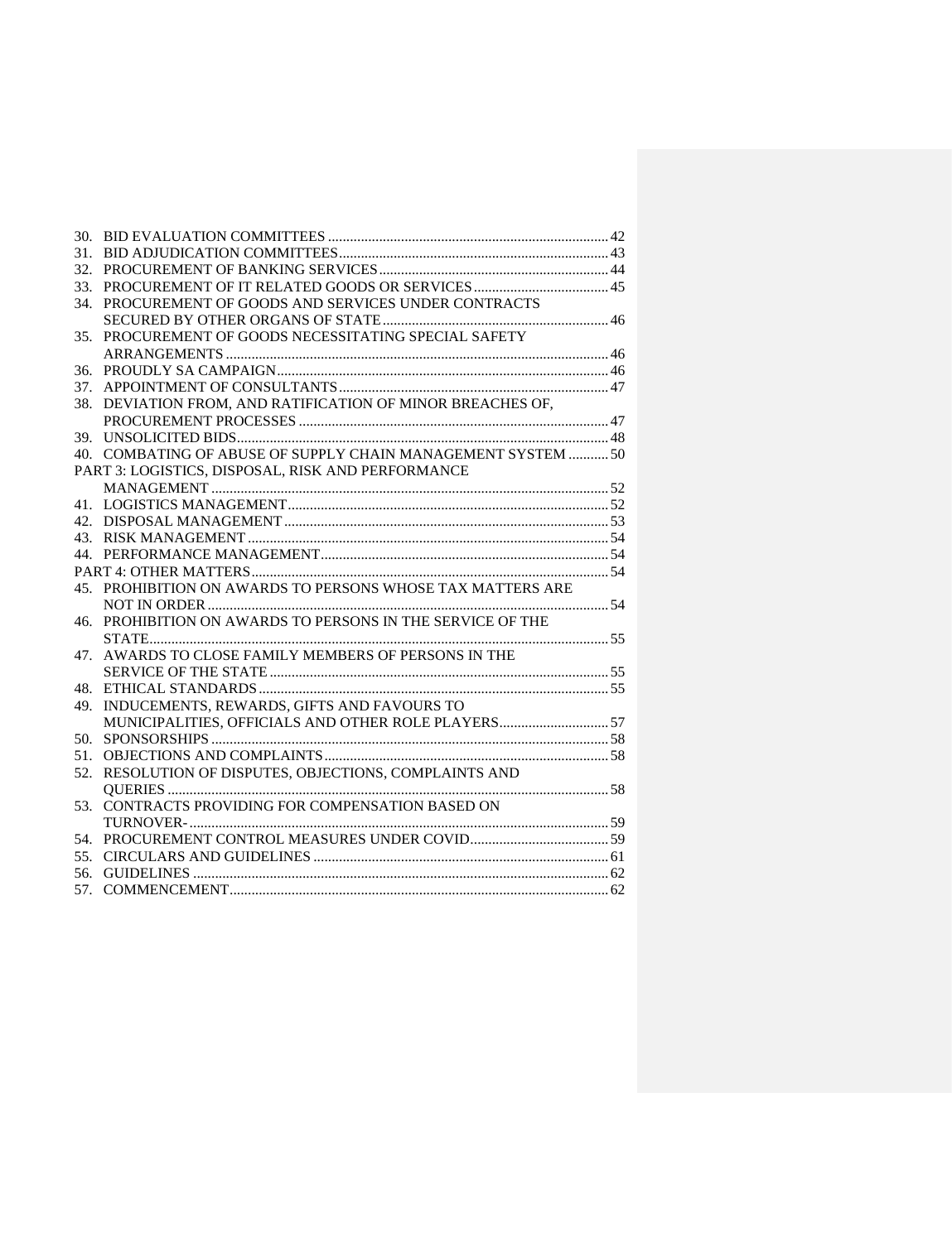30. BID EVALUATION COMMITTEES ............................................................................ 42
31. BID ADJUDICATION COMMITTEES......................................................................... 43
32. PROCUREMENT OF BANKING SERVICES.............................................................. 44
33. PROCUREMENT OF IT RELATED GOODS OR SERVICES..................................... 45
34. PROCUREMENT OF GOODS AND SERVICES UNDER CONTRACTS SECURED BY OTHER ORGANS OF STATE............................................................. 46
35. PROCUREMENT OF GOODS NECESSITATING SPECIAL SAFETY ARRANGEMENTS ........................................................................................................ 46
36. PROUDLY SA CAMPAIGN.......................................................................................... 46
37. APPOINTMENT OF CONSULTANTS......................................................................... 47
38. DEVIATION FROM, AND RATIFICATION OF MINOR BREACHES OF, PROCUREMENT PROCESSES .................................................................................... 47
39. UNSOLICITED BIDS..................................................................................................... 48
40. COMBATING OF ABUSE OF SUPPLY CHAIN MANAGEMENT SYSTEM ........... 50

PART 3: LOGISTICS, DISPOSAL, RISK AND PERFORMANCE MANAGEMENT ............................................................................................................ 52

41. LOGISTICS MANAGEMENT....................................................................................... 52
42. DISPOSAL MANAGEMENT ........................................................................................ 53
43. RISK MANAGEMENT .................................................................................................. 54
44. PERFORMANCE MANAGEMENT.............................................................................. 54

PART 4: OTHER MATTERS................................................................................................. 54

45. PROHIBITION ON AWARDS TO PERSONS WHOSE TAX MATTERS ARE NOT IN ORDER ............................................................................................................. 54
46. PROHIBITION ON AWARDS TO PERSONS IN THE SERVICE OF THE STATE............................................................................................................................ 55
47. AWARDS TO CLOSE FAMILY MEMBERS OF PERSONS IN THE SERVICE OF THE STATE ............................................................................................ 55
48. ETHICAL STANDARDS ............................................................................................... 55
49. INDUCEMENTS, REWARDS, GIFTS AND FAVOURS TO MUNICIPALITIES, OFFICIALS AND OTHER ROLE PLAYERS.............................. 57
50. SPONSORSHIPS ............................................................................................................ 58
51. OBJECTIONS AND COMPLAINTS............................................................................. 58
52. RESOLUTION OF DISPUTES, OBJECTIONS, COMPLAINTS AND QUERIES ........................................................................................................................ 58
53. CONTRACTS PROVIDING FOR COMPENSATION BASED ON TURNOVER-................................................................................................................. 59
54. PROCUREMENT CONTROL MEASURES UNDER COVID...................................... 59
55. CIRCULARS AND GUIDELINES ................................................................................ 61
56. GUIDELINES ................................................................................................................. 62
57. COMMENCEMENT....................................................................................................... 62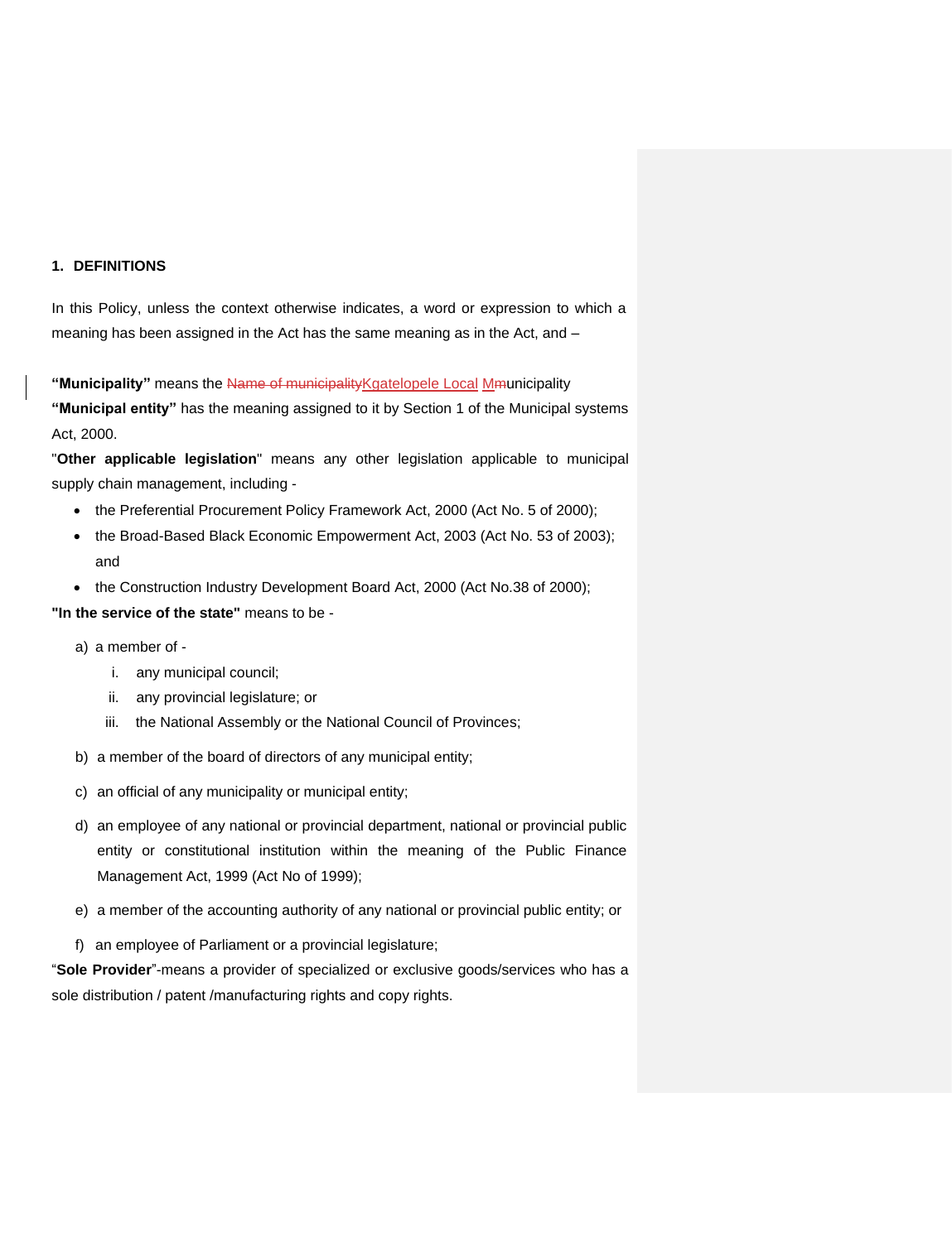## 1. DEFINITIONS

In this Policy, unless the context otherwise indicates, a word or expression to which a meaning has been assigned in the Act has the same meaning as in the Act, and –

**"Municipality"** means the ~~Name of municipality~~Kgatelopele Local Municipality

**"Municipal entity"** has the meaning assigned to it by Section 1 of the Municipal systems Act, 2000.

"**Other applicable legislation**" means any other legislation applicable to municipal supply chain management, including -

- the Preferential Procurement Policy Framework Act, 2000 (Act No. 5 of 2000);
- the Broad-Based Black Economic Empowerment Act, 2003 (Act No. 53 of 2003); and
- the Construction Industry Development Board Act, 2000 (Act No.38 of 2000);

**"In the service of the state"** means to be -

a) a member of -
   i. any municipal council;
   ii. any provincial legislature; or
   iii. the National Assembly or the National Council of Provinces;

b) a member of the board of directors of any municipal entity;

c) an official of any municipality or municipal entity;

d) an employee of any national or provincial department, national or provincial public entity or constitutional institution within the meaning of the Public Finance Management Act, 1999 (Act No of 1999);

e) a member of the accounting authority of any national or provincial public entity; or

f) an employee of Parliament or a provincial legislature;

"**Sole Provider**"-means a provider of specialized or exclusive goods/services who has a sole distribution / patent /manufacturing rights and copy rights.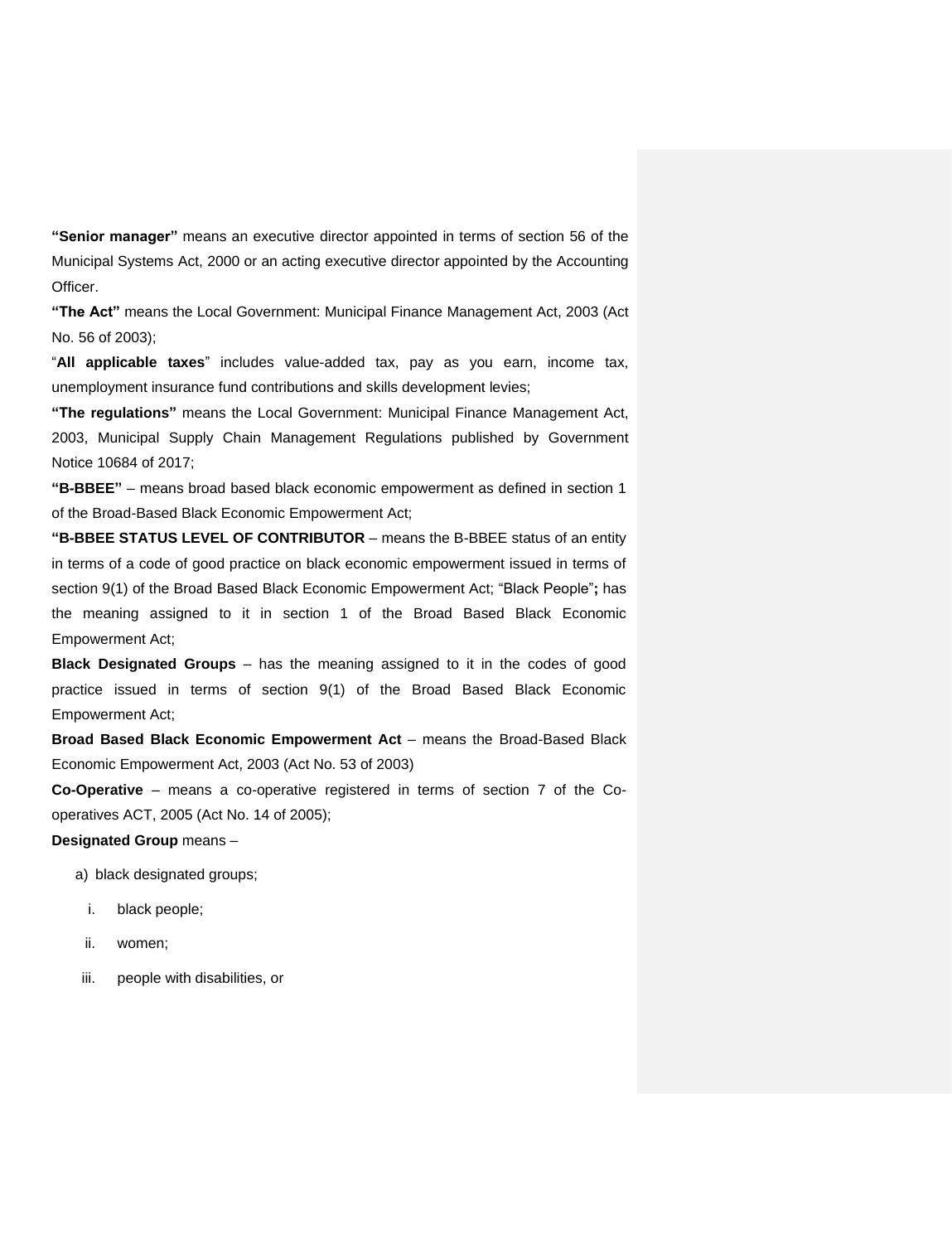**"Senior manager"** means an executive director appointed in terms of section 56 of the Municipal Systems Act, 2000 or an acting executive director appointed by the Accounting Officer.

**"The Act"** means the Local Government: Municipal Finance Management Act, 2003 (Act No. 56 of 2003);

"**All applicable taxes**" includes value-added tax, pay as you earn, income tax, unemployment insurance fund contributions and skills development levies;

**"The regulations"** means the Local Government: Municipal Finance Management Act, 2003, Municipal Supply Chain Management Regulations published by Government Notice 10684 of 2017;

**"B-BBEE"** – means broad based black economic empowerment as defined in section 1 of the Broad-Based Black Economic Empowerment Act;

**"B-BBEE STATUS LEVEL OF CONTRIBUTOR** – means the B-BBEE status of an entity in terms of a code of good practice on black economic empowerment issued in terms of section 9(1) of the Broad Based Black Economic Empowerment Act; "Black People"**;** has the meaning assigned to it in section 1 of the Broad Based Black Economic Empowerment Act;

**Black Designated Groups** – has the meaning assigned to it in the codes of good practice issued in terms of section 9(1) of the Broad Based Black Economic Empowerment Act;

**Broad Based Black Economic Empowerment Act** – means the Broad-Based Black Economic Empowerment Act, 2003 (Act No. 53 of 2003)

**Co-Operative** – means a co-operative registered in terms of section 7 of the Co-operatives ACT, 2005 (Act No. 14 of 2005);

**Designated Group** means –

a) black designated groups;

   i. black people;

   ii. women;

   iii. people with disabilities, or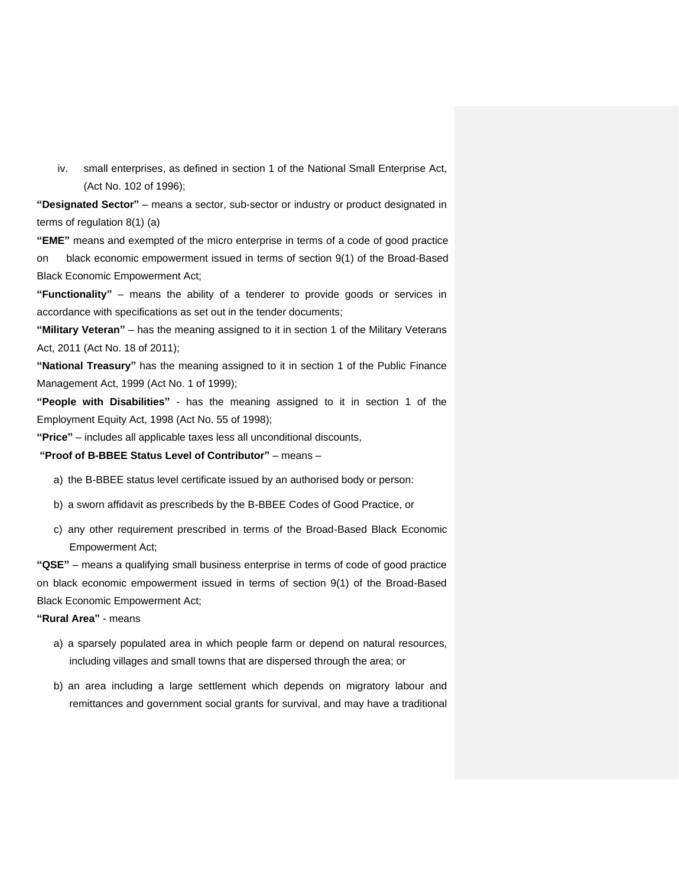iv. small enterprises, as defined in section 1 of the National Small Enterprise Act, (Act No. 102 of 1996);

**"Designated Sector"** – means a sector, sub-sector or industry or product designated in terms of regulation 8(1) (a)

**"EME"** means and exempted of the micro enterprise in terms of a code of good practice on black economic empowerment issued in terms of section 9(1) of the Broad-Based Black Economic Empowerment Act;

**"Functionality"** – means the ability of a tenderer to provide goods or services in accordance with specifications as set out in the tender documents;

**"Military Veteran"** – has the meaning assigned to it in section 1 of the Military Veterans Act, 2011 (Act No. 18 of 2011);

**"National Treasury"** has the meaning assigned to it in section 1 of the Public Finance Management Act, 1999 (Act No. 1 of 1999);

**"People with Disabilities"** - has the meaning assigned to it in section 1 of the Employment Equity Act, 1998 (Act No. 55 of 1998);

**"Price"** – includes all applicable taxes less all unconditional discounts,

**"Proof of B-BBEE Status Level of Contributor"** – means –

a) the B-BBEE status level certificate issued by an authorised body or person:

b) a sworn affidavit as prescribeds by the B-BBEE Codes of Good Practice, or

c) any other requirement prescribed in terms of the Broad-Based Black Economic Empowerment Act;

**"QSE"** – means a qualifying small business enterprise in terms of code of good practice on black economic empowerment issued in terms of section 9(1) of the Broad-Based Black Economic Empowerment Act;

**"Rural Area"** - means

a) a sparsely populated area in which people farm or depend on natural resources, including villages and small towns that are dispersed through the area; or

b) an area including a large settlement which depends on migratory labour and remittances and government social grants for survival, and may have a traditional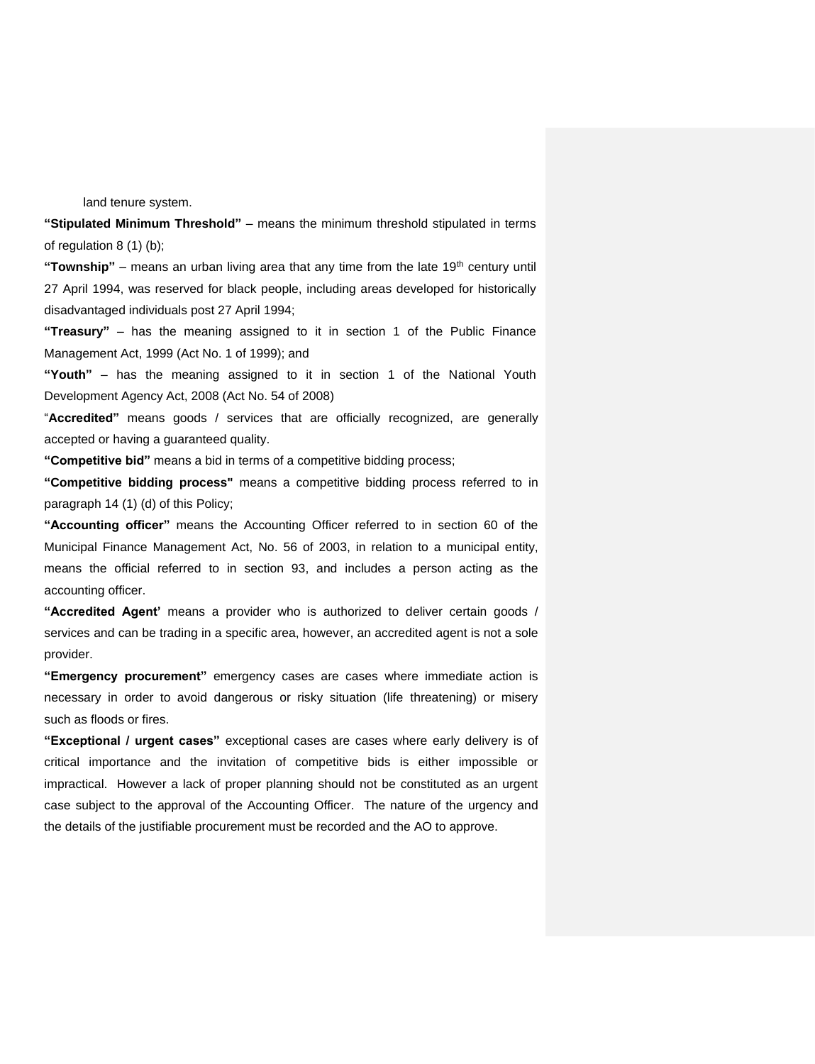land tenure system.

**"Stipulated Minimum Threshold"** – means the minimum threshold stipulated in terms of regulation 8 (1) (b);

**"Township"** – means an urban living area that any time from the late 19th century until 27 April 1994, was reserved for black people, including areas developed for historically disadvantaged individuals post 27 April 1994;

**"Treasury"** – has the meaning assigned to it in section 1 of the Public Finance Management Act, 1999 (Act No. 1 of 1999); and

**"Youth"** – has the meaning assigned to it in section 1 of the National Youth Development Agency Act, 2008 (Act No. 54 of 2008)

"**Accredited"** means goods / services that are officially recognized, are generally accepted or having a guaranteed quality.

**"Competitive bid"** means a bid in terms of a competitive bidding process;

**"Competitive bidding process"** means a competitive bidding process referred to in paragraph 14 (1) (d) of this Policy;

**"Accounting officer"** means the Accounting Officer referred to in section 60 of the Municipal Finance Management Act, No. 56 of 2003, in relation to a municipal entity, means the official referred to in section 93, and includes a person acting as the accounting officer.

**"Accredited Agent'** means a provider who is authorized to deliver certain goods / services and can be trading in a specific area, however, an accredited agent is not a sole provider.

**"Emergency procurement"** emergency cases are cases where immediate action is necessary in order to avoid dangerous or risky situation (life threatening) or misery such as floods or fires.

**"Exceptional / urgent cases"** exceptional cases are cases where early delivery is of critical importance and the invitation of competitive bids is either impossible or impractical. However a lack of proper planning should not be constituted as an urgent case subject to the approval of the Accounting Officer. The nature of the urgency and the details of the justifiable procurement must be recorded and the AO to approve.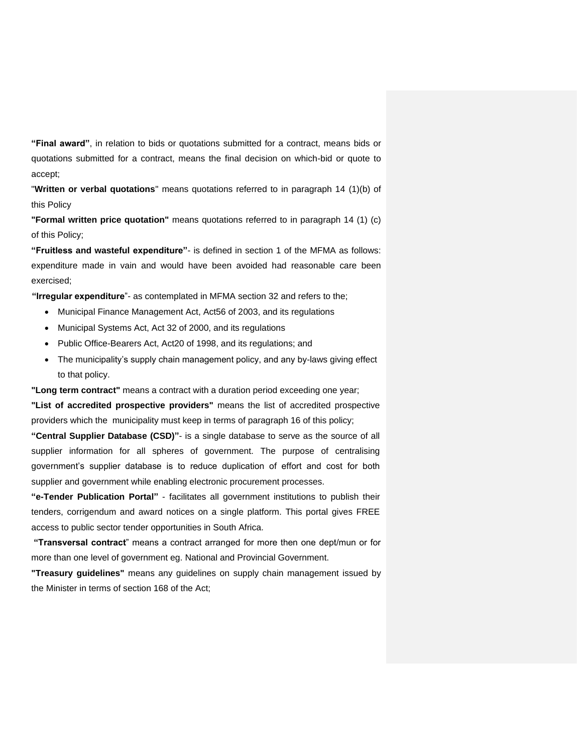**"Final award"**, in relation to bids or quotations submitted for a contract, means bids or quotations submitted for a contract, means the final decision on which-bid or quote to accept;

"**Written or verbal quotations**" means quotations referred to in paragraph 14 (1)(b) of this Policy

**"Formal written price quotation"** means quotations referred to in paragraph 14 (1) (c) of this Policy;

**"Fruitless and wasteful expenditure"**- is defined in section 1 of the MFMA as follows: expenditure made in vain and would have been avoided had reasonable care been exercised;

**"Irregular expenditure**"- as contemplated in MFMA section 32 and refers to the;

- Municipal Finance Management Act, Act56 of 2003, and its regulations
- Municipal Systems Act, Act 32 of 2000, and its regulations
- Public Office-Bearers Act, Act20 of 1998, and its regulations; and
- The municipality's supply chain management policy, and any by-laws giving effect to that policy.

**"Long term contract"** means a contract with a duration period exceeding one year;

**"List of accredited prospective providers"** means the list of accredited prospective providers which the municipality must keep in terms of paragraph 16 of this policy;

**"Central Supplier Database (CSD)"**- is a single database to serve as the source of all supplier information for all spheres of government. The purpose of centralising government's supplier database is to reduce duplication of effort and cost for both supplier and government while enabling electronic procurement processes.

**"e-Tender Publication Portal"** - facilitates all government institutions to publish their tenders, corrigendum and award notices on a single platform. This portal gives FREE access to public sector tender opportunities in South Africa.

**"Transversal contract**" means a contract arranged for more then one dept/mun or for more than one level of government eg. National and Provincial Government.

**"Treasury guidelines"** means any guidelines on supply chain management issued by the Minister in terms of section 168 of the Act;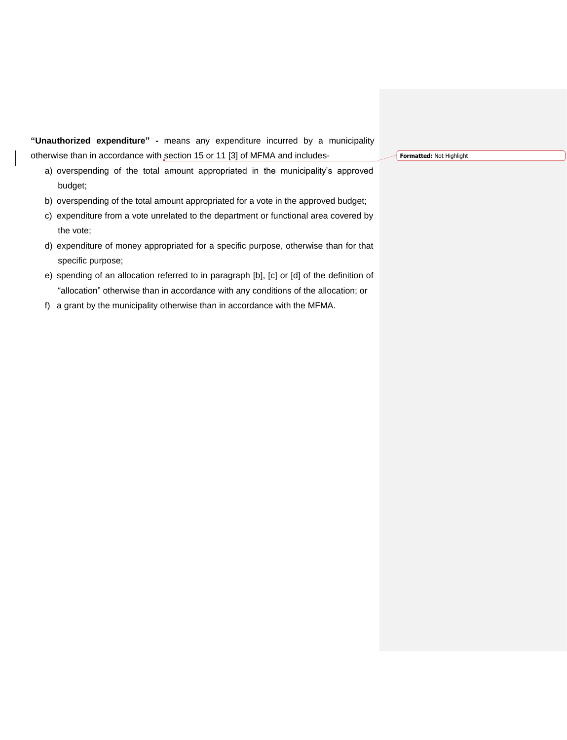**"Unauthorized expenditure" -** means any expenditure incurred by a municipality otherwise than in accordance with section 15 or 11 [3] of MFMA and includes-

a) overspending of the total amount appropriated in the municipality's approved budget;
b) overspending of the total amount appropriated for a vote in the approved budget;
c) expenditure from a vote unrelated to the department or functional area covered by the vote;
d) expenditure of money appropriated for a specific purpose, otherwise than for that specific purpose;
e) spending of an allocation referred to in paragraph [b], [c] or [d] of the definition of "allocation" otherwise than in accordance with any conditions of the allocation; or
f) a grant by the municipality otherwise than in accordance with the MFMA.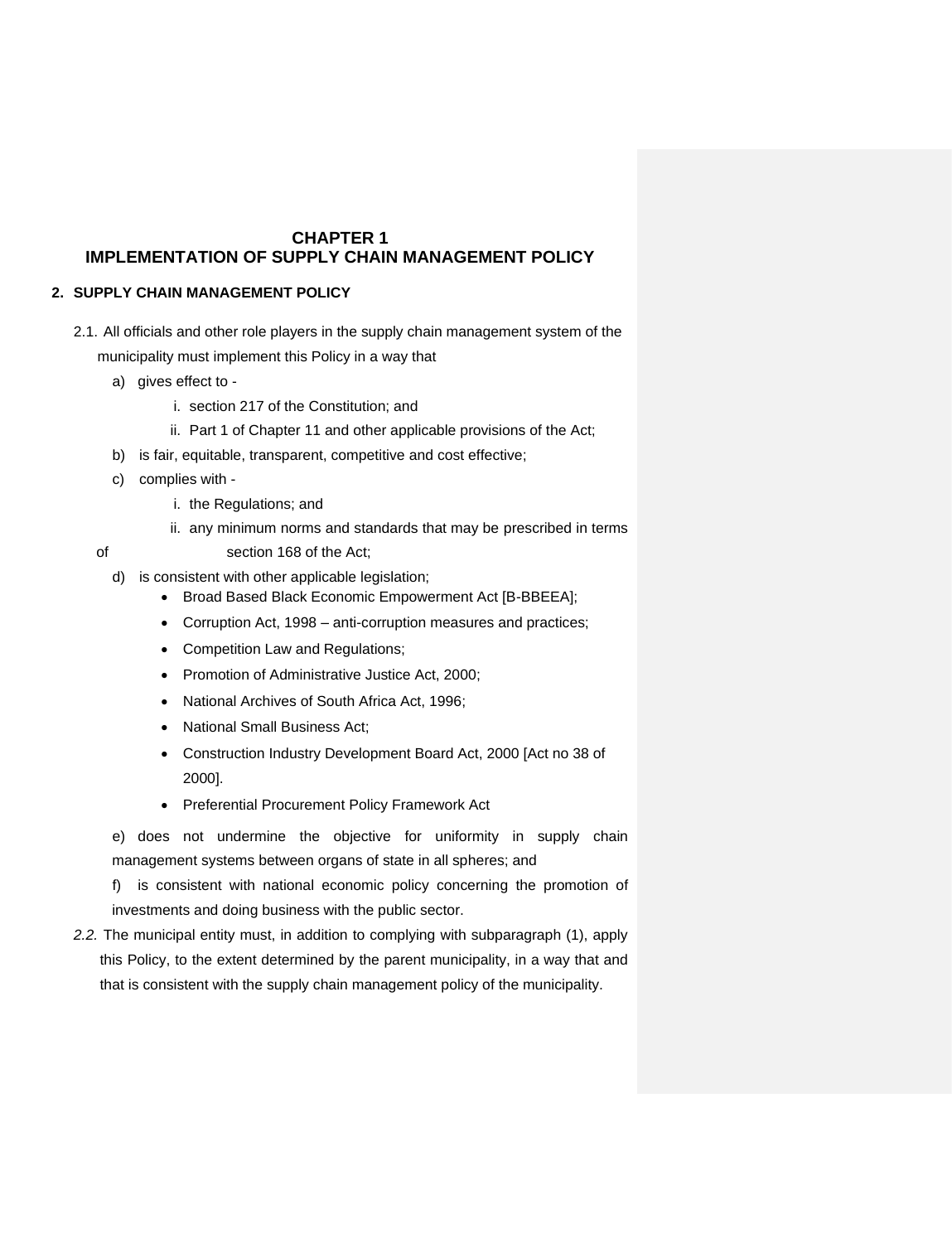# CHAPTER 1
# IMPLEMENTATION OF SUPPLY CHAIN MANAGEMENT POLICY

## 2. SUPPLY CHAIN MANAGEMENT POLICY

2.1. All officials and other role players in the supply chain management system of the municipality must implement this Policy in a way that

a) gives effect to -

   i. section 217 of the Constitution; and

   ii. Part 1 of Chapter 11 and other applicable provisions of the Act;

b) is fair, equitable, transparent, competitive and cost effective;

c) complies with -

   i. the Regulations; and

   ii. any minimum norms and standards that may be prescribed in terms of section 168 of the Act;

d) is consistent with other applicable legislation;

- Broad Based Black Economic Empowerment Act [B-BBEEA];
- Corruption Act, 1998 – anti-corruption measures and practices;
- Competition Law and Regulations;
- Promotion of Administrative Justice Act, 2000;
- National Archives of South Africa Act, 1996;
- National Small Business Act;
- Construction Industry Development Board Act, 2000 [Act no 38 of 2000].
- Preferential Procurement Policy Framework Act

e) does not undermine the objective for uniformity in supply chain management systems between organs of state in all spheres; and

f) is consistent with national economic policy concerning the promotion of investments and doing business with the public sector.

*2.2.* The municipal entity must, in addition to complying with subparagraph (1), apply this Policy, to the extent determined by the parent municipality, in a way that and that is consistent with the supply chain management policy of the municipality.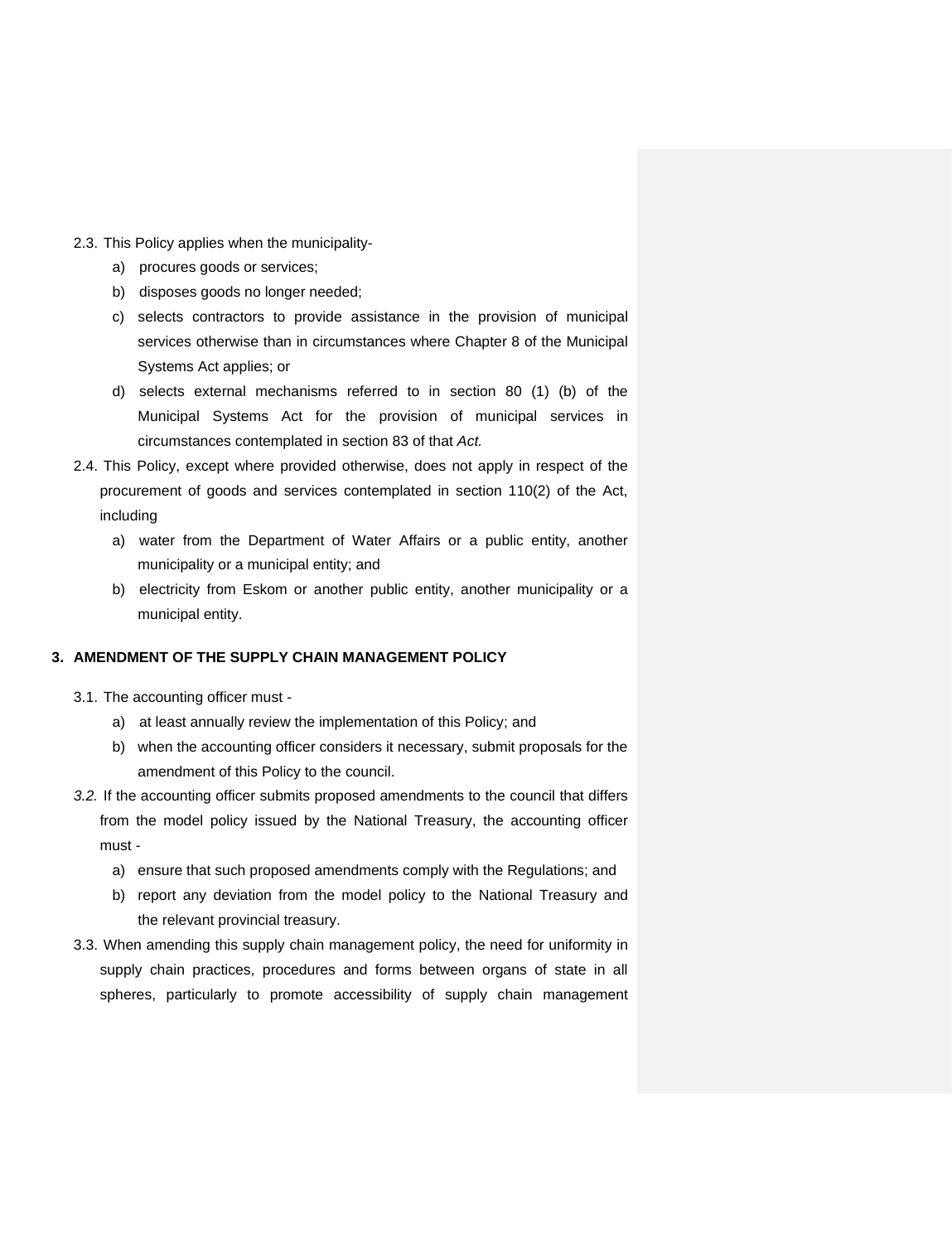2.3. This Policy applies when the municipality-

a) procures goods or services;

b) disposes goods no longer needed;

c) selects contractors to provide assistance in the provision of municipal services otherwise than in circumstances where Chapter 8 of the Municipal Systems Act applies; or

d) selects external mechanisms referred to in section 80 (1) (b) of the Municipal Systems Act for the provision of municipal services in circumstances contemplated in section 83 of that *Act.*

2.4. This Policy, except where provided otherwise, does not apply in respect of the procurement of goods and services contemplated in section 110(2) of the Act, including

a) water from the Department of Water Affairs or a public entity, another municipality or a municipal entity; and

b) electricity from Eskom or another public entity, another municipality or a municipal entity.

## 3. AMENDMENT OF THE SUPPLY CHAIN MANAGEMENT POLICY

3.1. The accounting officer must -

a) at least annually review the implementation of this Policy; and

b) when the accounting officer considers it necessary, submit proposals for the amendment of this Policy to the council.

*3.2.* If the accounting officer submits proposed amendments to the council that differs from the model policy issued by the National Treasury, the accounting officer must -

a) ensure that such proposed amendments comply with the Regulations; and

b) report any deviation from the model policy to the National Treasury and the relevant provincial treasury.

3.3. When amending this supply chain management policy, the need for uniformity in supply chain practices, procedures and forms between organs of state in all spheres, particularly to promote accessibility of supply chain management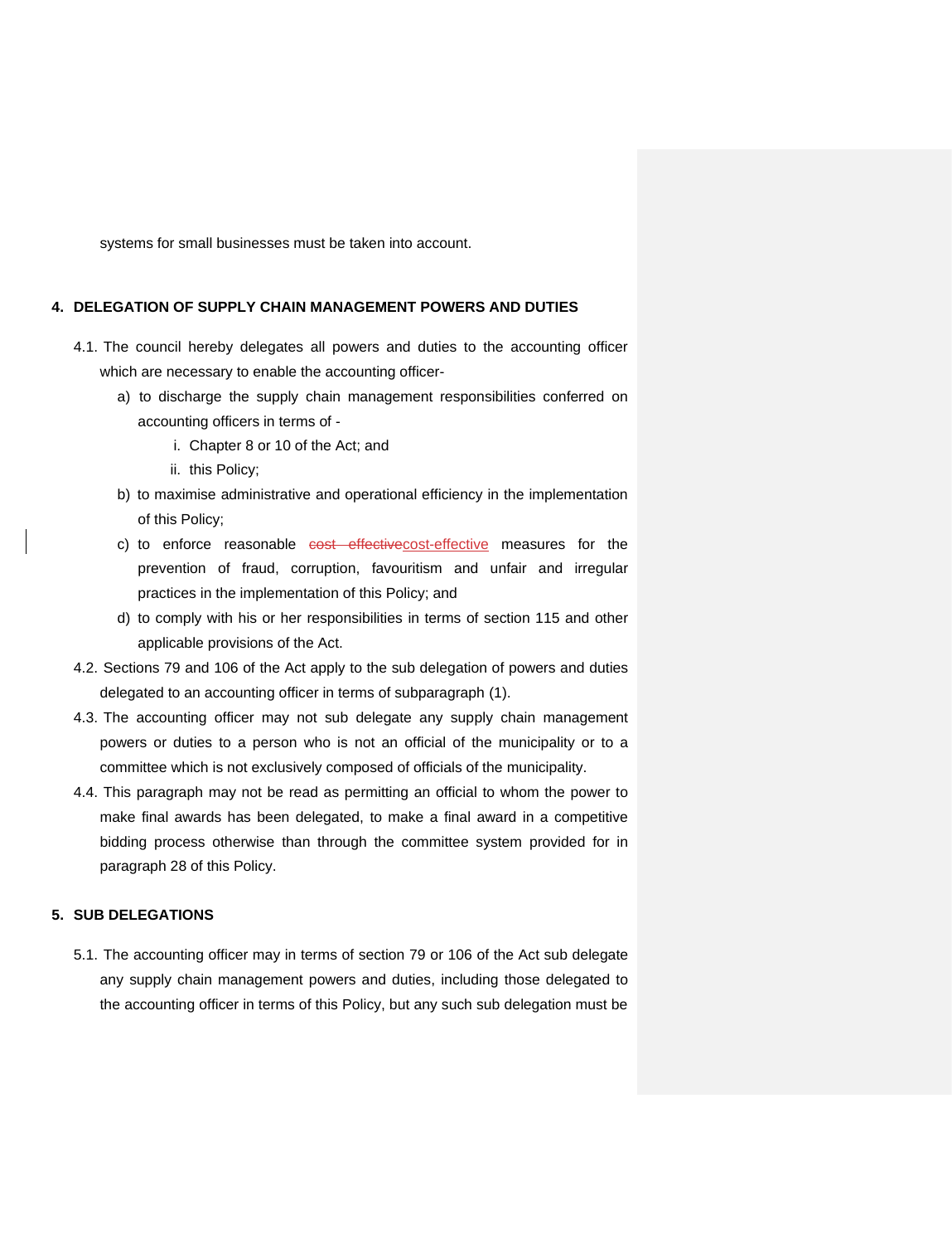systems for small businesses must be taken into account.

## 4. DELEGATION OF SUPPLY CHAIN MANAGEMENT POWERS AND DUTIES

4.1. The council hereby delegates all powers and duties to the accounting officer which are necessary to enable the accounting officer-

a) to discharge the supply chain management responsibilities conferred on accounting officers in terms of -

i. Chapter 8 or 10 of the Act; and

ii. this Policy;

b) to maximise administrative and operational efficiency in the implementation of this Policy;

c) to enforce reasonable cost-effective measures for the prevention of fraud, corruption, favouritism and unfair and irregular practices in the implementation of this Policy; and

d) to comply with his or her responsibilities in terms of section 115 and other applicable provisions of the Act.

4.2. Sections 79 and 106 of the Act apply to the sub delegation of powers and duties delegated to an accounting officer in terms of subparagraph (1).

4.3. The accounting officer may not sub delegate any supply chain management powers or duties to a person who is not an official of the municipality or to a committee which is not exclusively composed of officials of the municipality.

4.4. This paragraph may not be read as permitting an official to whom the power to make final awards has been delegated, to make a final award in a competitive bidding process otherwise than through the committee system provided for in paragraph 28 of this Policy.

## 5. SUB DELEGATIONS

5.1. The accounting officer may in terms of section 79 or 106 of the Act sub delegate any supply chain management powers and duties, including those delegated to the accounting officer in terms of this Policy, but any such sub delegation must be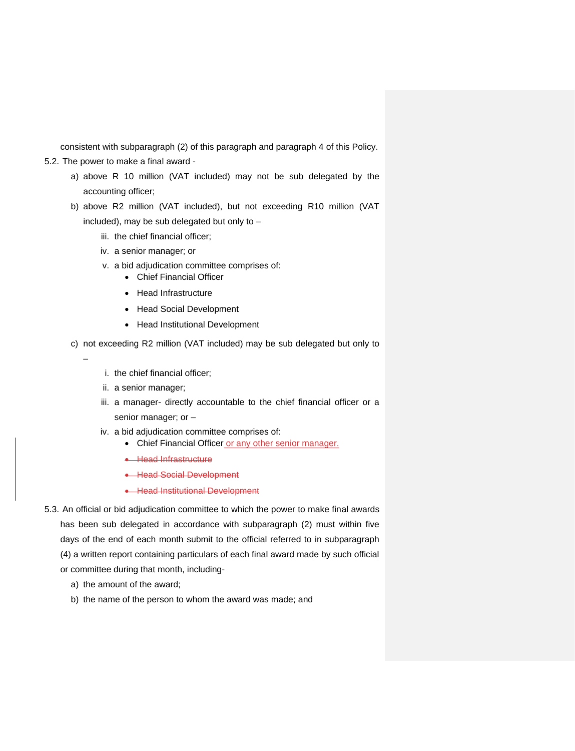consistent with subparagraph (2) of this paragraph and paragraph 4 of this Policy.

5.2. The power to make a final award -

a) above R 10 million (VAT included) may not be sub delegated by the accounting officer;

b) above R2 million (VAT included), but not exceeding R10 million (VAT included), may be sub delegated but only to –

   iii. the chief financial officer;

   iv. a senior manager; or

   v. a bid adjudication committee comprises of:
      - Chief Financial Officer
      - Head Infrastructure
      - Head Social Development
      - Head Institutional Development

c) not exceeding R2 million (VAT included) may be sub delegated but only to –

   i. the chief financial officer;

   ii. a senior manager;

   iii. a manager- directly accountable to the chief financial officer or a senior manager; or –

   iv. a bid adjudication committee comprises of:
      - Chief Financial Officer or any other senior manager.
      - ~~Head Infrastructure~~
      - ~~Head Social Development~~
      - ~~Head Institutional Development~~

5.3. An official or bid adjudication committee to which the power to make final awards has been sub delegated in accordance with subparagraph (2) must within five days of the end of each month submit to the official referred to in subparagraph (4) a written report containing particulars of each final award made by such official or committee during that month, including-

a) the amount of the award;

b) the name of the person to whom the award was made; and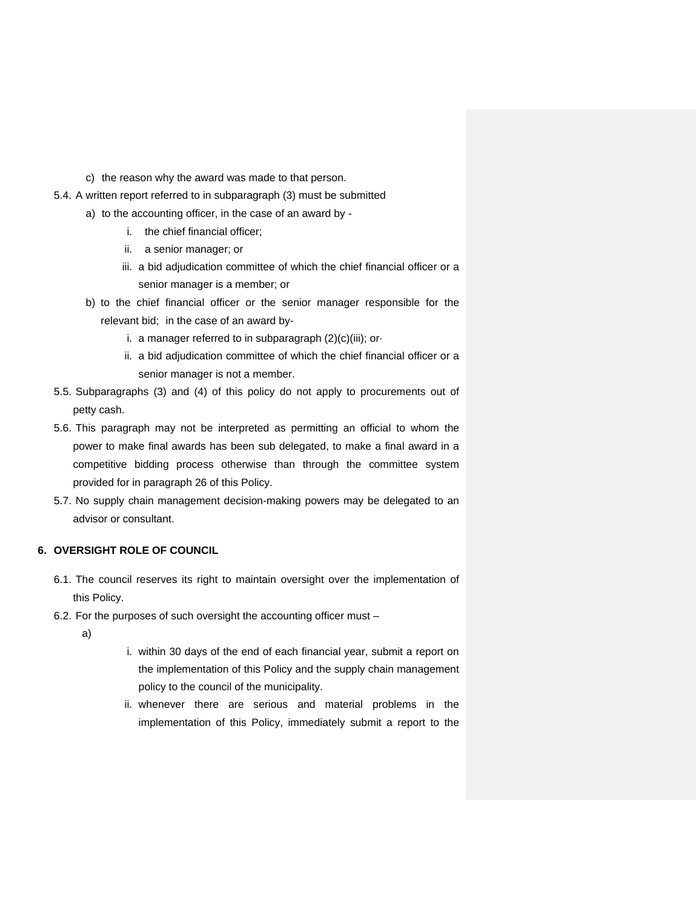c) the reason why the award was made to that person.

5.4. A written report referred to in subparagraph (3) must be submitted

a) to the accounting officer, in the case of an award by -

i. the chief financial officer;

ii. a senior manager; or

iii. a bid adjudication committee of which the chief financial officer or a senior manager is a member; or

b) to the chief financial officer or the senior manager responsible for the relevant bid; in the case of an award by-

i. a manager referred to in subparagraph (2)(c)(iii); or·

ii. a bid adjudication committee of which the chief financial officer or a senior manager is not a member.

5.5. Subparagraphs (3) and (4) of this policy do not apply to procurements out of petty cash.

5.6. This paragraph may not be interpreted as permitting an official to whom the power to make final awards has been sub delegated, to make a final award in a competitive bidding process otherwise than through the committee system provided for in paragraph 26 of this Policy.

5.7. No supply chain management decision-making powers may be delegated to an advisor or consultant.

## 6. OVERSIGHT ROLE OF COUNCIL

6.1. The council reserves its right to maintain oversight over the implementation of this Policy.

6.2. For the purposes of such oversight the accounting officer must –

a)

i. within 30 days of the end of each financial year, submit a report on the implementation of this Policy and the supply chain management policy to the council of the municipality.

ii. whenever there are serious and material problems in the implementation of this Policy, immediately submit a report to the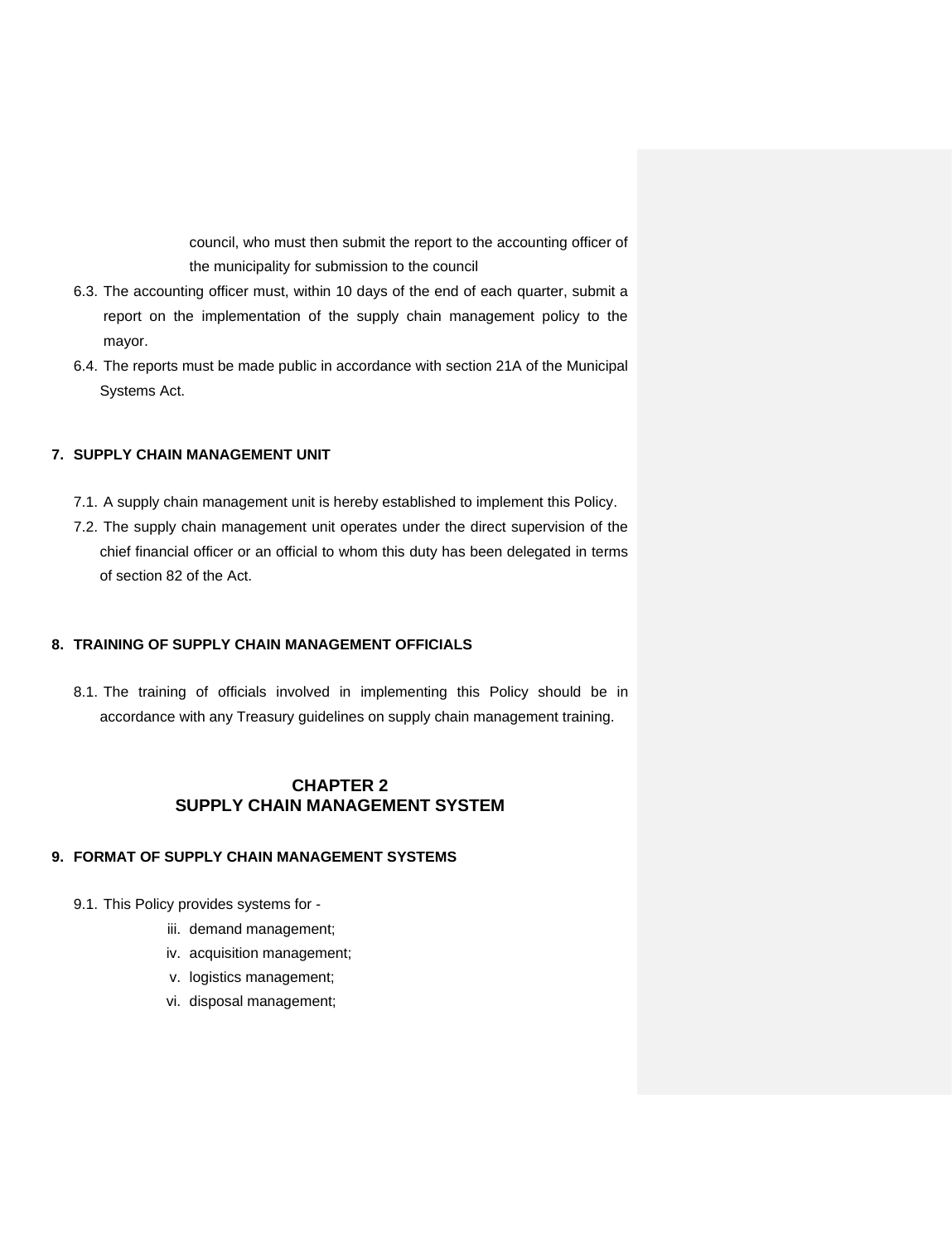council, who must then submit the report to the accounting officer of the municipality for submission to the council

6.3. The accounting officer must, within 10 days of the end of each quarter, submit a report on the implementation of the supply chain management policy to the mayor.

6.4. The reports must be made public in accordance with section 21A of the Municipal Systems Act.

## 7. SUPPLY CHAIN MANAGEMENT UNIT

7.1. A supply chain management unit is hereby established to implement this Policy.

7.2. The supply chain management unit operates under the direct supervision of the chief financial officer or an official to whom this duty has been delegated in terms of section 82 of the Act.

## 8. TRAINING OF SUPPLY CHAIN MANAGEMENT OFFICIALS

8.1. The training of officials involved in implementing this Policy should be in accordance with any Treasury guidelines on supply chain management training.

# CHAPTER 2
# SUPPLY CHAIN MANAGEMENT SYSTEM

## 9. FORMAT OF SUPPLY CHAIN MANAGEMENT SYSTEMS

9.1. This Policy provides systems for -

iii. demand management;

iv. acquisition management;

v. logistics management;

vi. disposal management;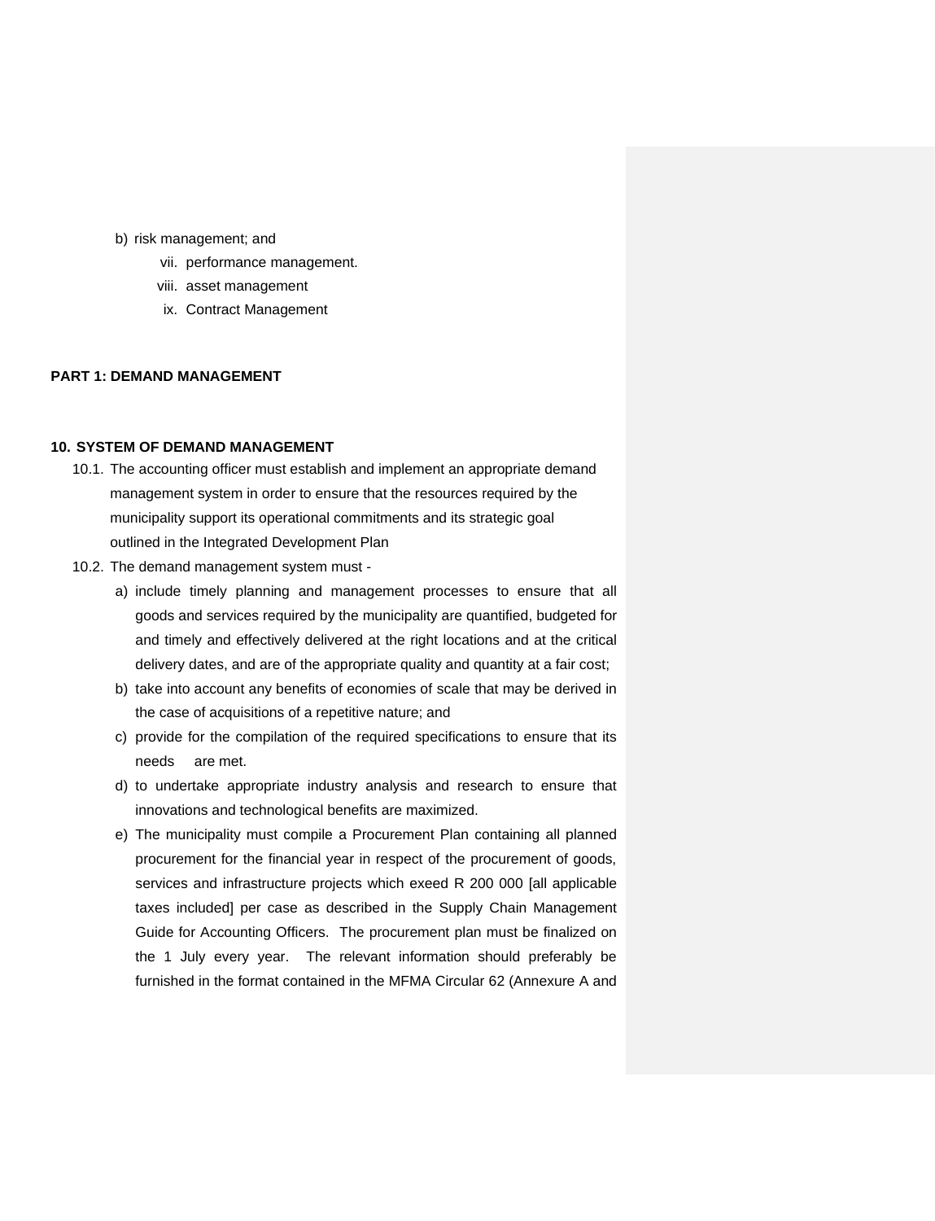b) risk management; and

vii. performance management.

viii. asset management

ix. Contract Management

**PART 1: DEMAND MANAGEMENT**

**10. SYSTEM OF DEMAND MANAGEMENT**

10.1. The accounting officer must establish and implement an appropriate demand management system in order to ensure that the resources required by the municipality support its operational commitments and its strategic goal outlined in the Integrated Development Plan

10.2. The demand management system must -

a) include timely planning and management processes to ensure that all goods and services required by the municipality are quantified, budgeted for and timely and effectively delivered at the right locations and at the critical delivery dates, and are of the appropriate quality and quantity at a fair cost;

b) take into account any benefits of economies of scale that may be derived in the case of acquisitions of a repetitive nature; and

c) provide for the compilation of the required specifications to ensure that its needs are met.

d) to undertake appropriate industry analysis and research to ensure that innovations and technological benefits are maximized.

e) The municipality must compile a Procurement Plan containing all planned procurement for the financial year in respect of the procurement of goods, services and infrastructure projects which exeed R 200 000 [all applicable taxes included] per case as described in the Supply Chain Management Guide for Accounting Officers. The procurement plan must be finalized on the 1 July every year. The relevant information should preferably be furnished in the format contained in the MFMA Circular 62 (Annexure A and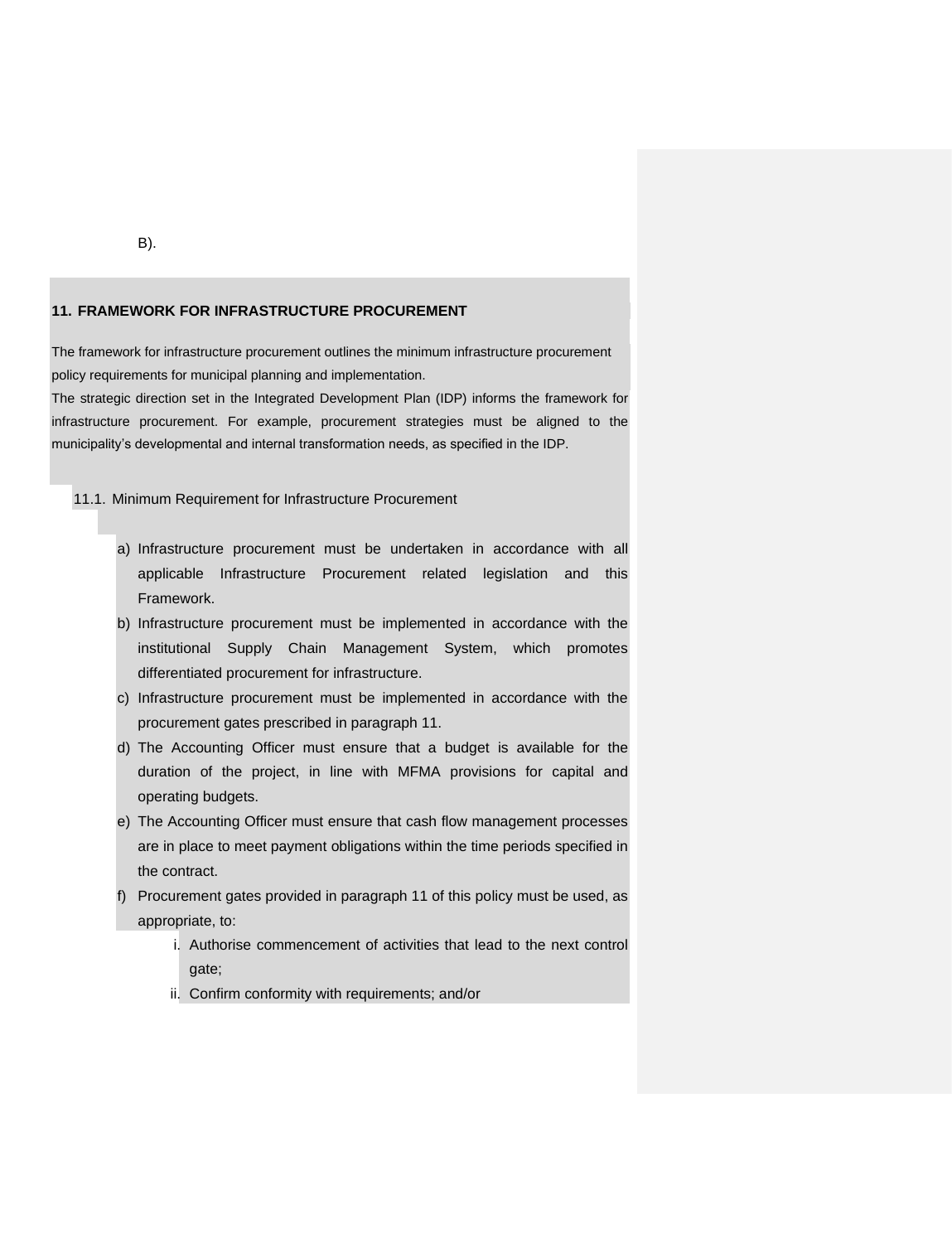B).

## 11. FRAMEWORK FOR INFRASTRUCTURE PROCUREMENT

The framework for infrastructure procurement outlines the minimum infrastructure procurement policy requirements for municipal planning and implementation.

The strategic direction set in the Integrated Development Plan (IDP) informs the framework for infrastructure procurement. For example, procurement strategies must be aligned to the municipality's developmental and internal transformation needs, as specified in the IDP.

### 11.1. Minimum Requirement for Infrastructure Procurement

a) Infrastructure procurement must be undertaken in accordance with all applicable Infrastructure Procurement related legislation and this Framework.

b) Infrastructure procurement must be implemented in accordance with the institutional Supply Chain Management System, which promotes differentiated procurement for infrastructure.

c) Infrastructure procurement must be implemented in accordance with the procurement gates prescribed in paragraph 11.

d) The Accounting Officer must ensure that a budget is available for the duration of the project, in line with MFMA provisions for capital and operating budgets.

e) The Accounting Officer must ensure that cash flow management processes are in place to meet payment obligations within the time periods specified in the contract.

f) Procurement gates provided in paragraph 11 of this policy must be used, as appropriate, to:

   i. Authorise commencement of activities that lead to the next control gate;

   ii. Confirm conformity with requirements; and/or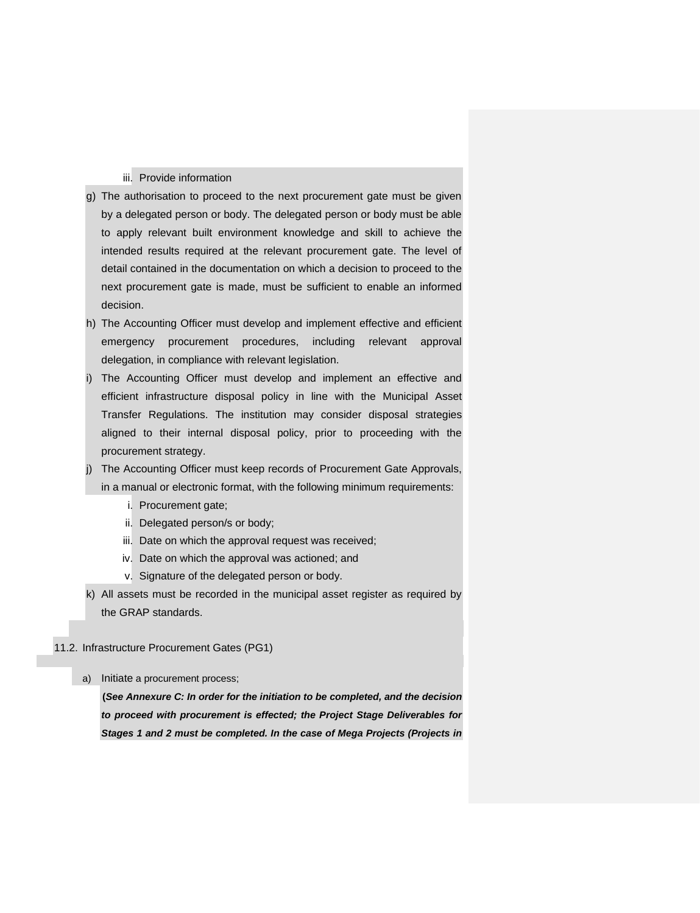iii. Provide information

g) The authorisation to proceed to the next procurement gate must be given by a delegated person or body. The delegated person or body must be able to apply relevant built environment knowledge and skill to achieve the intended results required at the relevant procurement gate. The level of detail contained in the documentation on which a decision to proceed to the next procurement gate is made, must be sufficient to enable an informed decision.

h) The Accounting Officer must develop and implement effective and efficient emergency procurement procedures, including relevant approval delegation, in compliance with relevant legislation.

i) The Accounting Officer must develop and implement an effective and efficient infrastructure disposal policy in line with the Municipal Asset Transfer Regulations. The institution may consider disposal strategies aligned to their internal disposal policy, prior to proceeding with the procurement strategy.

j) The Accounting Officer must keep records of Procurement Gate Approvals, in a manual or electronic format, with the following minimum requirements:

   i. Procurement gate;
   ii. Delegated person/s or body;
   iii. Date on which the approval request was received;
   iv. Date on which the approval was actioned; and
   v. Signature of the delegated person or body.

k) All assets must be recorded in the municipal asset register as required by the GRAP standards.

## 11.2. Infrastructure Procurement Gates (PG1)

a) Initiate a procurement process;

   ***(See Annexure C: In order for the initiation to be completed, and the decision to proceed with procurement is effected; the Project Stage Deliverables for Stages 1 and 2 must be completed. In the case of Mega Projects (Projects in***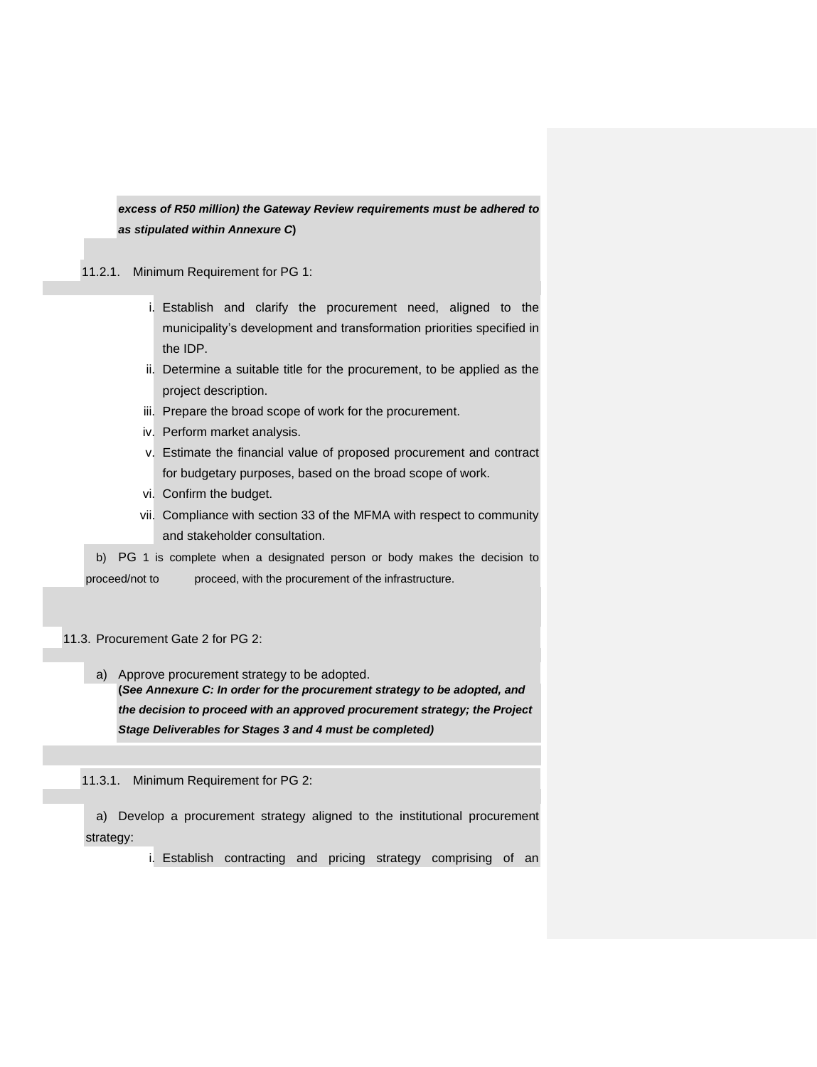***excess of R50 million) the Gateway Review requirements must be adhered to as stipulated within Annexure C*)**

11.2.1. Minimum Requirement for PG 1:

i. Establish and clarify the procurement need, aligned to the municipality's development and transformation priorities specified in the IDP.
ii. Determine a suitable title for the procurement, to be applied as the project description.
iii. Prepare the broad scope of work for the procurement.
iv. Perform market analysis.
v. Estimate the financial value of proposed procurement and contract for budgetary purposes, based on the broad scope of work.
vi. Confirm the budget.
vii. Compliance with section 33 of the MFMA with respect to community and stakeholder consultation.

b) PG 1 is complete when a designated person or body makes the decision to proceed/not to proceed, with the procurement of the infrastructure.

11.3. Procurement Gate 2 for PG 2:

a) Approve procurement strategy to be adopted.
**(*See Annexure C: In order for the procurement strategy to be adopted, and the decision to proceed with an approved procurement strategy; the Project Stage Deliverables for Stages 3 and 4 must be completed*)**

11.3.1. Minimum Requirement for PG 2:

a) Develop a procurement strategy aligned to the institutional procurement strategy:

i. Establish contracting and pricing strategy comprising of an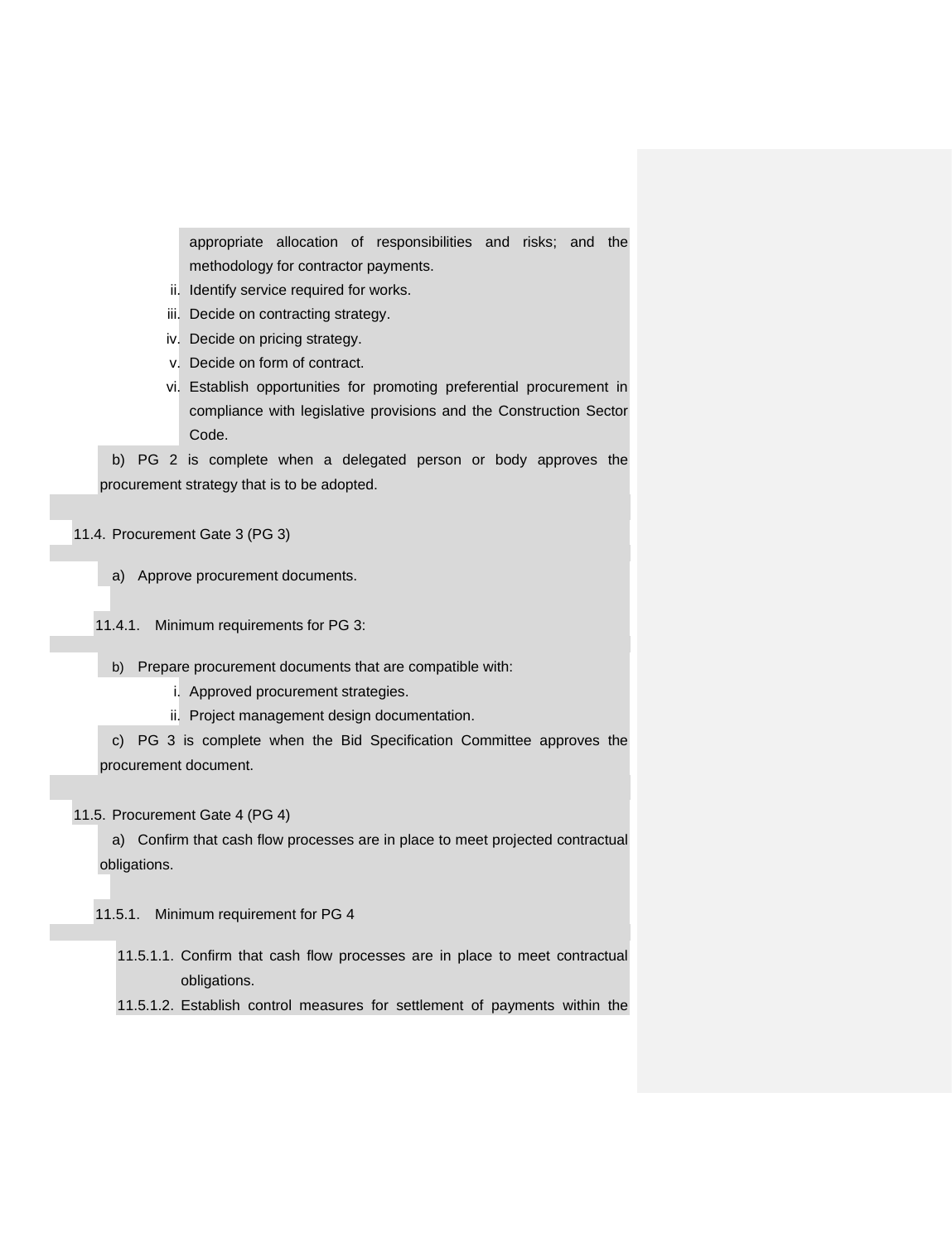appropriate allocation of responsibilities and risks; and the methodology for contractor payments.

ii. Identify service required for works.
iii. Decide on contracting strategy.
iv. Decide on pricing strategy.
v. Decide on form of contract.
vi. Establish opportunities for promoting preferential procurement in compliance with legislative provisions and the Construction Sector Code.

b) PG 2 is complete when a delegated person or body approves the procurement strategy that is to be adopted.

## 11.4. Procurement Gate 3 (PG 3)

a) Approve procurement documents.

### 11.4.1. Minimum requirements for PG 3:

b) Prepare procurement documents that are compatible with:

i. Approved procurement strategies.
ii. Project management design documentation.

c) PG 3 is complete when the Bid Specification Committee approves the procurement document.

## 11.5. Procurement Gate 4 (PG 4)

a) Confirm that cash flow processes are in place to meet projected contractual obligations.

### 11.5.1. Minimum requirement for PG 4

11.5.1.1. Confirm that cash flow processes are in place to meet contractual obligations.

11.5.1.2. Establish control measures for settlement of payments within the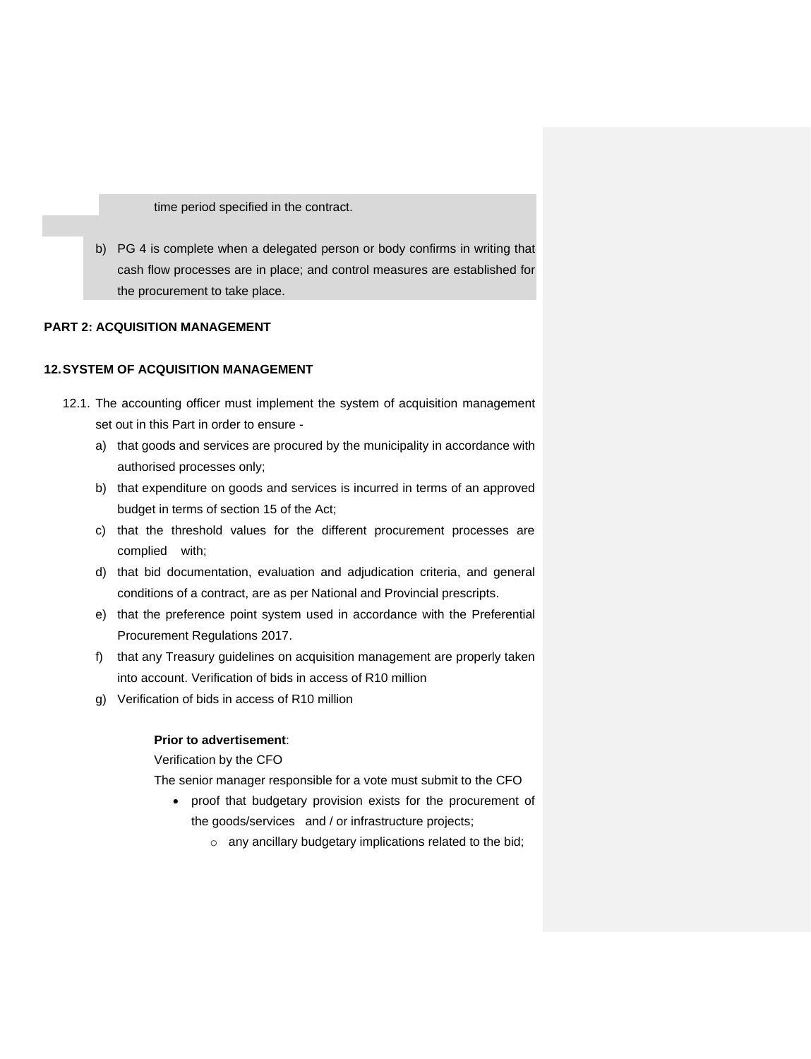time period specified in the contract.

b) PG 4 is complete when a delegated person or body confirms in writing that cash flow processes are in place; and control measures are established for the procurement to take place.

**PART 2: ACQUISITION MANAGEMENT**

**12. SYSTEM OF ACQUISITION MANAGEMENT**

12.1. The accounting officer must implement the system of acquisition management set out in this Part in order to ensure -

a) that goods and services are procured by the municipality in accordance with authorised processes only;

b) that expenditure on goods and services is incurred in terms of an approved budget in terms of section 15 of the Act;

c) that the threshold values for the different procurement processes are complied with;

d) that bid documentation, evaluation and adjudication criteria, and general conditions of a contract, are as per National and Provincial prescripts.

e) that the preference point system used in accordance with the Preferential Procurement Regulations 2017.

f) that any Treasury guidelines on acquisition management are properly taken into account. Verification of bids in access of R10 million

g) Verification of bids in access of R10 million

**Prior to advertisement**:

Verification by the CFO

The senior manager responsible for a vote must submit to the CFO

- proof that budgetary provision exists for the procurement of the goods/services and / or infrastructure projects;
  - any ancillary budgetary implications related to the bid;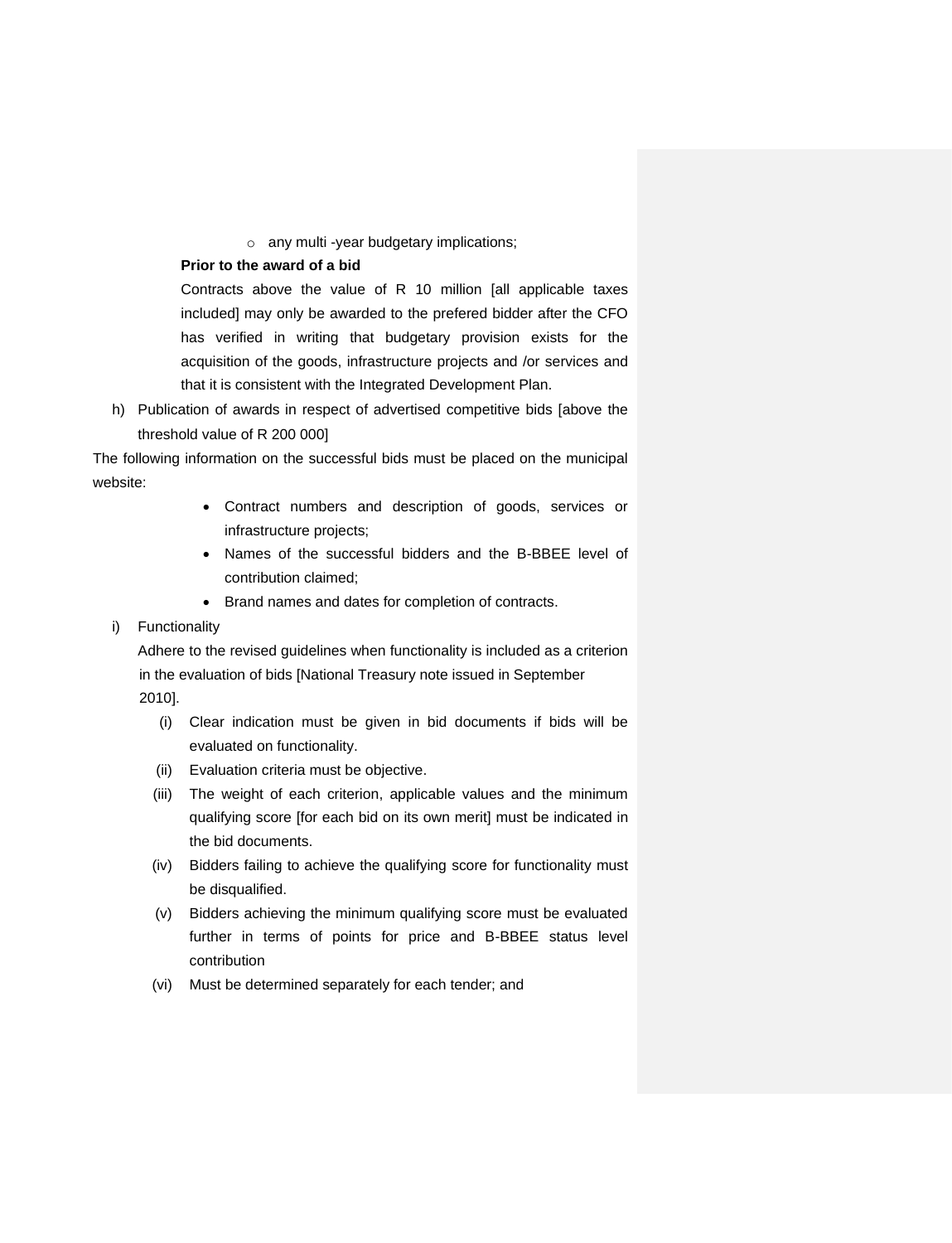- any multi -year budgetary implications;

**Prior to the award of a bid**

Contracts above the value of R 10 million [all applicable taxes included] may only be awarded to the prefered bidder after the CFO has verified in writing that budgetary provision exists for the acquisition of the goods, infrastructure projects and /or services and that it is consistent with the Integrated Development Plan.

h) Publication of awards in respect of advertised competitive bids [above the threshold value of R 200 000]

The following information on the successful bids must be placed on the municipal website:

- Contract numbers and description of goods, services or infrastructure projects;
- Names of the successful bidders and the B-BBEE level of contribution claimed;
- Brand names and dates for completion of contracts.

i) Functionality

Adhere to the revised guidelines when functionality is included as a criterion in the evaluation of bids [National Treasury note issued in September 2010].

(i) Clear indication must be given in bid documents if bids will be evaluated on functionality.

(ii) Evaluation criteria must be objective.

(iii) The weight of each criterion, applicable values and the minimum qualifying score [for each bid on its own merit] must be indicated in the bid documents.

(iv) Bidders failing to achieve the qualifying score for functionality must be disqualified.

(v) Bidders achieving the minimum qualifying score must be evaluated further in terms of points for price and B-BBEE status level contribution

(vi) Must be determined separately for each tender; and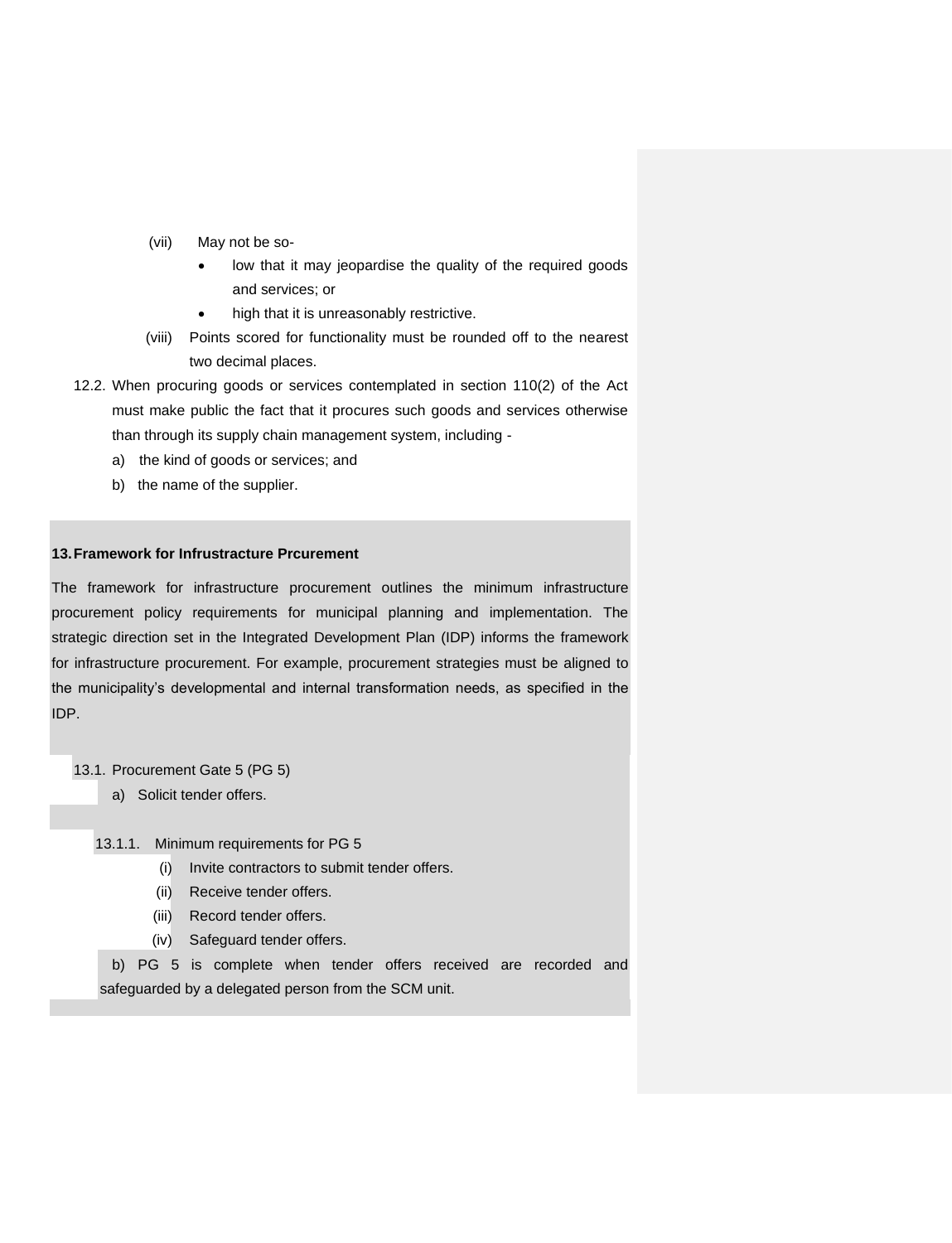(vii) May not be so-

- low that it may jeopardise the quality of the required goods and services; or
- high that it is unreasonably restrictive.

(viii) Points scored for functionality must be rounded off to the nearest two decimal places.

12.2. When procuring goods or services contemplated in section 110(2) of the Act must make public the fact that it procures such goods and services otherwise than through its supply chain management system, including -

a) the kind of goods or services; and

b) the name of the supplier.

## 13. Framework for Infrustracture Prcurement

The framework for infrastructure procurement outlines the minimum infrastructure procurement policy requirements for municipal planning and implementation. The strategic direction set in the Integrated Development Plan (IDP) informs the framework for infrastructure procurement. For example, procurement strategies must be aligned to the municipality's developmental and internal transformation needs, as specified in the IDP.

13.1. Procurement Gate 5 (PG 5)

a) Solicit tender offers.

13.1.1. Minimum requirements for PG 5

(i) Invite contractors to submit tender offers.

(ii) Receive tender offers.

(iii) Record tender offers.

(iv) Safeguard tender offers.

b) PG 5 is complete when tender offers received are recorded and safeguarded by a delegated person from the SCM unit.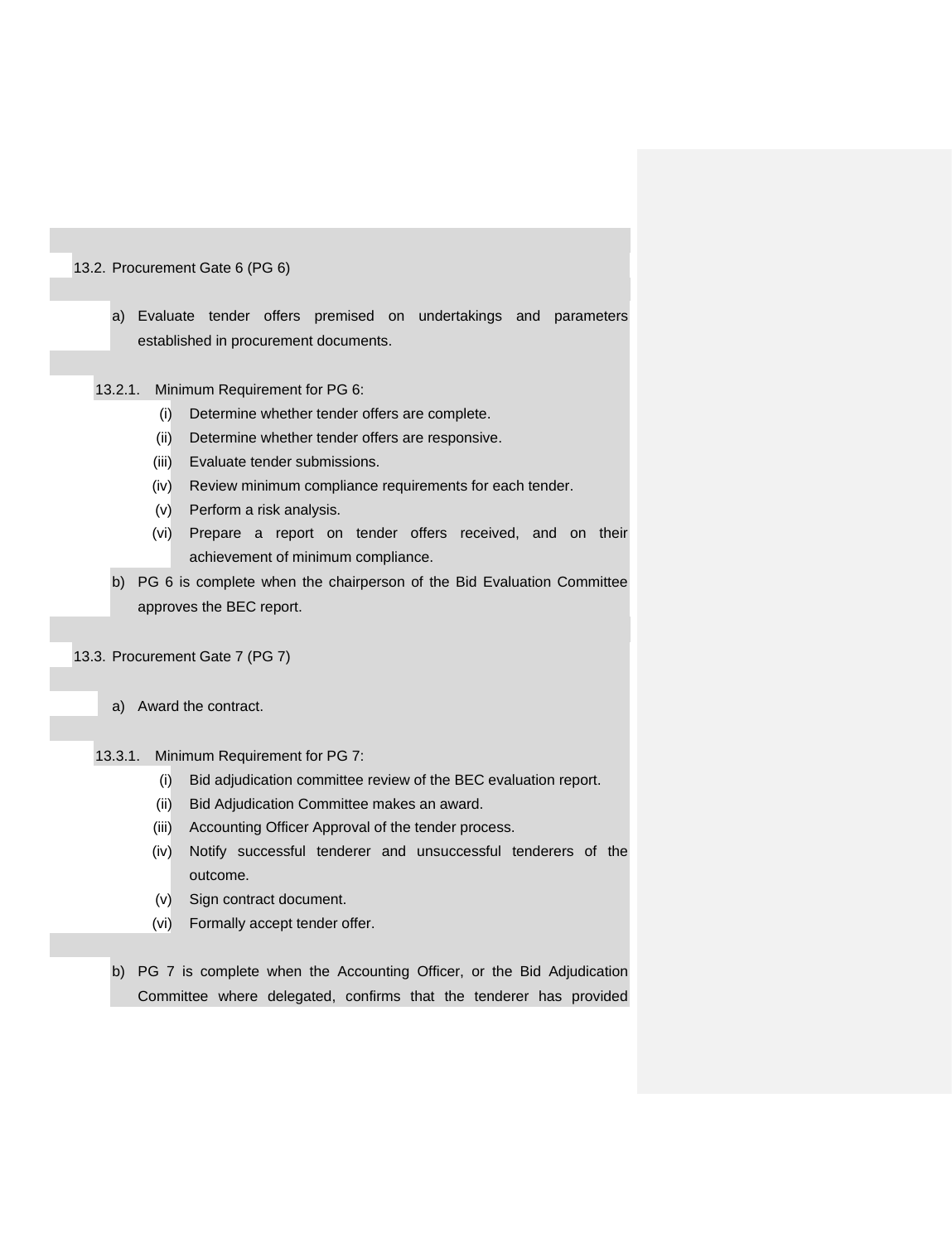### 13.2. Procurement Gate 6 (PG 6)

a) Evaluate tender offers premised on undertakings and parameters established in procurement documents.

#### 13.2.1. Minimum Requirement for PG 6:

(i) Determine whether tender offers are complete.

(ii) Determine whether tender offers are responsive.

(iii) Evaluate tender submissions.

(iv) Review minimum compliance requirements for each tender.

(v) Perform a risk analysis.

(vi) Prepare a report on tender offers received, and on their achievement of minimum compliance.

b) PG 6 is complete when the chairperson of the Bid Evaluation Committee approves the BEC report.

### 13.3. Procurement Gate 7 (PG 7)

a) Award the contract.

#### 13.3.1. Minimum Requirement for PG 7:

(i) Bid adjudication committee review of the BEC evaluation report.

(ii) Bid Adjudication Committee makes an award.

(iii) Accounting Officer Approval of the tender process.

(iv) Notify successful tenderer and unsuccessful tenderers of the outcome.

(v) Sign contract document.

(vi) Formally accept tender offer.

b) PG 7 is complete when the Accounting Officer, or the Bid Adjudication Committee where delegated, confirms that the tenderer has provided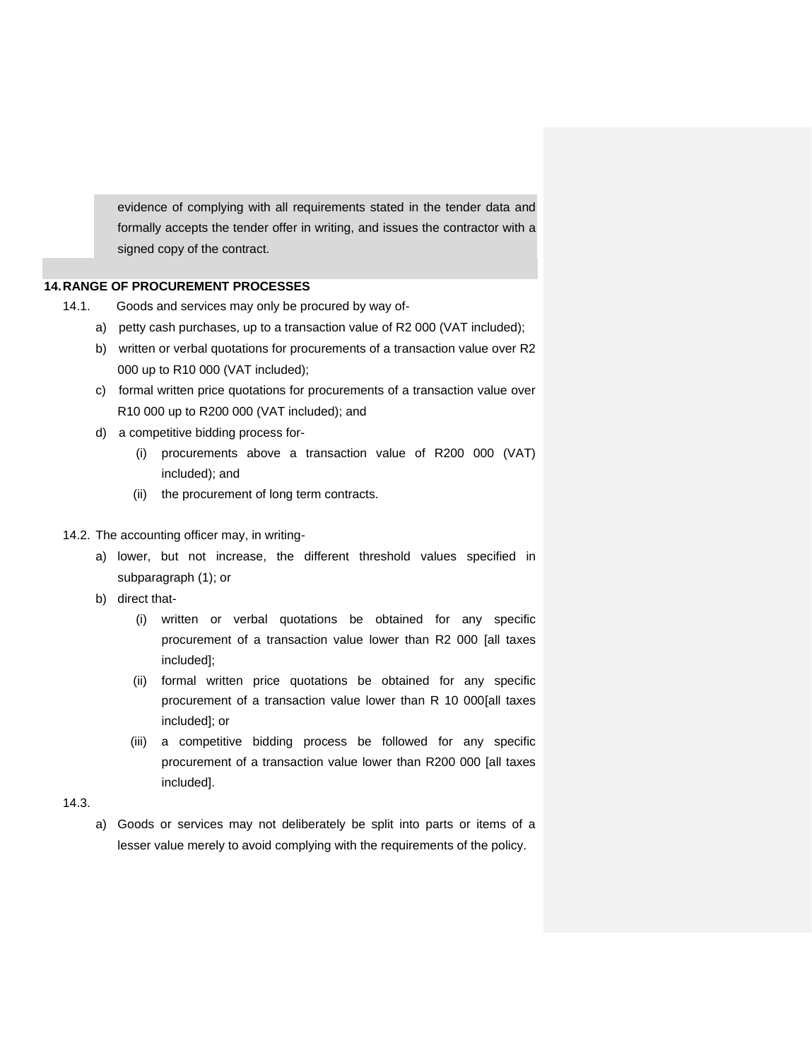evidence of complying with all requirements stated in the tender data and formally accepts the tender offer in writing, and issues the contractor with a signed copy of the contract.

## 14. RANGE OF PROCUREMENT PROCESSES

14.1. Goods and services may only be procured by way of-

a) petty cash purchases, up to a transaction value of R2 000 (VAT included);

b) written or verbal quotations for procurements of a transaction value over R2 000 up to R10 000 (VAT included);

c) formal written price quotations for procurements of a transaction value over R10 000 up to R200 000 (VAT included); and

d) a competitive bidding process for-

  (i) procurements above a transaction value of R200 000 (VAT) included); and

  (ii) the procurement of long term contracts.

14.2. The accounting officer may, in writing-

a) lower, but not increase, the different threshold values specified in subparagraph (1); or

b) direct that-

  (i) written or verbal quotations be obtained for any specific procurement of a transaction value lower than R2 000 [all taxes included];

  (ii) formal written price quotations be obtained for any specific procurement of a transaction value lower than R 10 000[all taxes included]; or

  (iii) a competitive bidding process be followed for any specific procurement of a transaction value lower than R200 000 [all taxes included].

14.3.

a) Goods or services may not deliberately be split into parts or items of a lesser value merely to avoid complying with the requirements of the policy.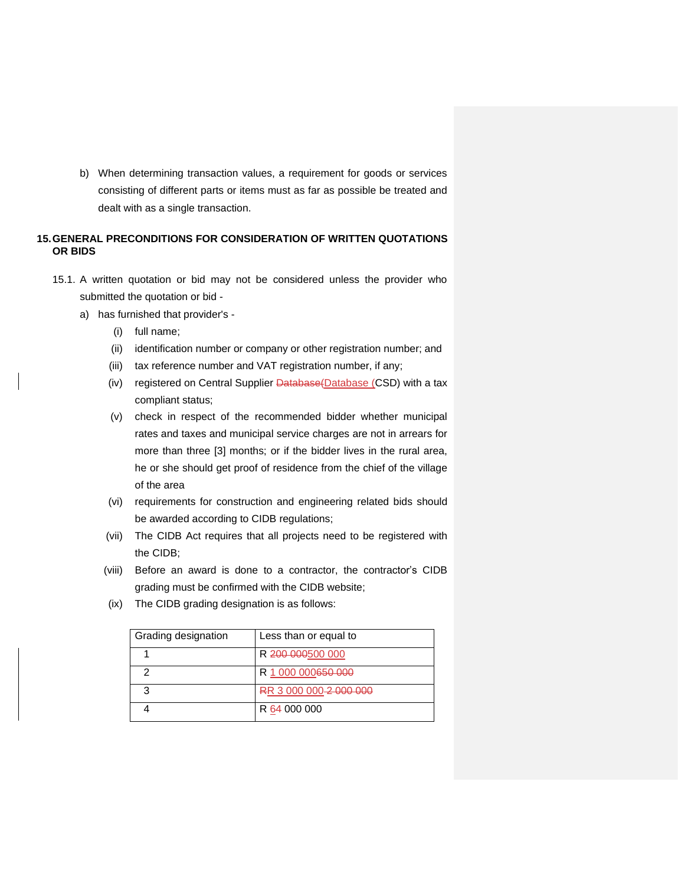b) When determining transaction values, a requirement for goods or services consisting of different parts or items must as far as possible be treated and dealt with as a single transaction.

## 15. GENERAL PRECONDITIONS FOR CONSIDERATION OF WRITTEN QUOTATIONS OR BIDS

15.1. A written quotation or bid may not be considered unless the provider who submitted the quotation or bid -

a) has furnished that provider's -

- (i) full name;
- (ii) identification number or company or other registration number; and
- (iii) tax reference number and VAT registration number, if any;
- (iv) registered on Central Supplier ~~Database(~~Database (CSD) with a tax compliant status;
- (v) check in respect of the recommended bidder whether municipal rates and taxes and municipal service charges are not in arrears for more than three [3] months; or if the bidder lives in the rural area, he or she should get proof of residence from the chief of the village of the area
- (vi) requirements for construction and engineering related bids should be awarded according to CIDB regulations;
- (vii) The CIDB Act requires that all projects need to be registered with the CIDB;
- (viii) Before an award is done to a contractor, the contractor's CIDB grading must be confirmed with the CIDB website;
- (ix) The CIDB grading designation is as follows:

| Grading designation | Less than or equal to |
|---|---|
| 1 | R ~~200 000~~500 000 |
| 2 | R 1 000 000~~650 000~~ |
| 3 | ~~R~~R 3 000 000 ~~2 000 000~~ |
| 4 | R 6~~4~~ 000 000 |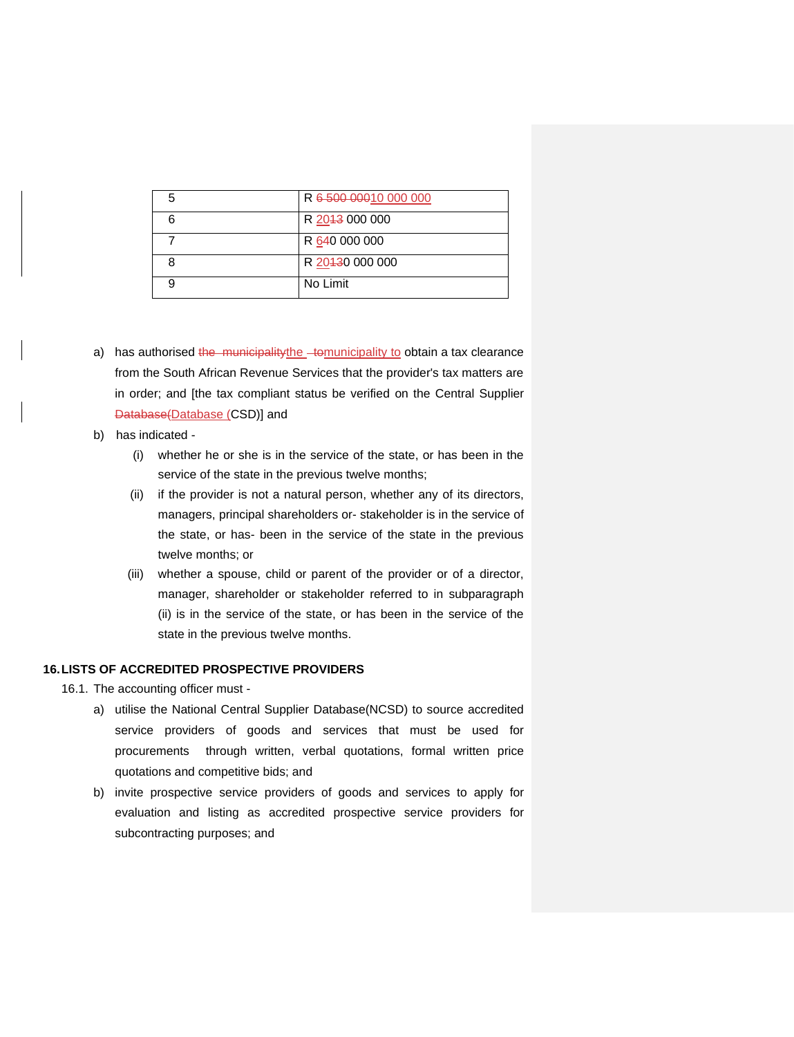| 5 | R ~~6 500 000~~10 000 000 |
|---|---|
| 6 | R 20~~13~~ 000 000 |
| 7 | R 6~~4~~0 000 000 |
| 8 | R 20~~13~~0 000 000 |
| 9 | No Limit |

a) has authorised ~~the municipality~~the ~~to~~municipality to obtain a tax clearance from the South African Revenue Services that the provider's tax matters are in order; and [the tax compliant status be verified on the Central Supplier ~~Database(~~Database (CSD)] and

b) has indicated -

(i) whether he or she is in the service of the state, or has been in the service of the state in the previous twelve months;

(ii) if the provider is not a natural person, whether any of its directors, managers, principal shareholders or- stakeholder is in the service of the state, or has- been in the service of the state in the previous twelve months; or

(iii) whether a spouse, child or parent of the provider or of a director, manager, shareholder or stakeholder referred to in subparagraph (ii) is in the service of the state, or has been in the service of the state in the previous twelve months.

**16. LISTS OF ACCREDITED PROSPECTIVE PROVIDERS**

16.1. The accounting officer must -

a) utilise the National Central Supplier Database(NCSD) to source accredited service providers of goods and services that must be used for procurements through written, verbal quotations, formal written price quotations and competitive bids; and

b) invite prospective service providers of goods and services to apply for evaluation and listing as accredited prospective service providers for subcontracting purposes; and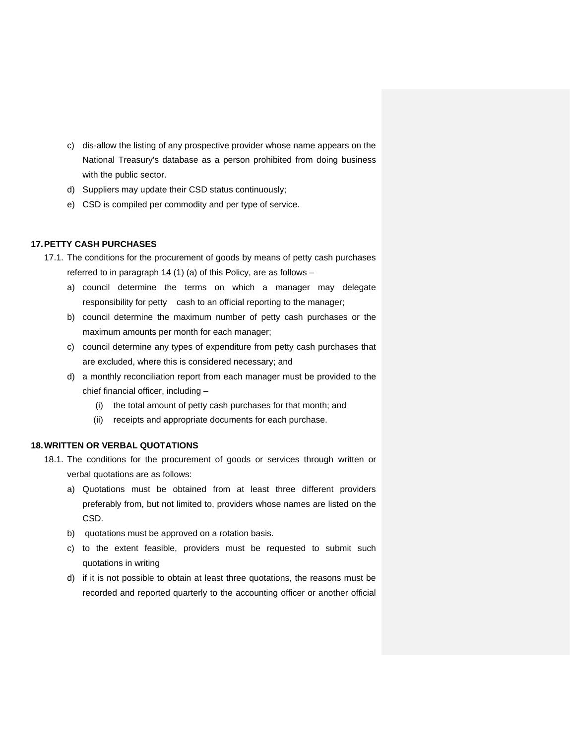c) dis-allow the listing of any prospective provider whose name appears on the National Treasury's database as a person prohibited from doing business with the public sector.

d) Suppliers may update their CSD status continuously;

e) CSD is compiled per commodity and per type of service.

## 17. PETTY CASH PURCHASES

17.1. The conditions for the procurement of goods by means of petty cash purchases referred to in paragraph 14 (1) (a) of this Policy, are as follows –

a) council determine the terms on which a manager may delegate responsibility for petty cash to an official reporting to the manager;

b) council determine the maximum number of petty cash purchases or the maximum amounts per month for each manager;

c) council determine any types of expenditure from petty cash purchases that are excluded, where this is considered necessary; and

d) a monthly reconciliation report from each manager must be provided to the chief financial officer, including –

   (i) the total amount of petty cash purchases for that month; and

   (ii) receipts and appropriate documents for each purchase.

## 18. WRITTEN OR VERBAL QUOTATIONS

18.1. The conditions for the procurement of goods or services through written or verbal quotations are as follows:

a) Quotations must be obtained from at least three different providers preferably from, but not limited to, providers whose names are listed on the CSD.

b) quotations must be approved on a rotation basis.

c) to the extent feasible, providers must be requested to submit such quotations in writing

d) if it is not possible to obtain at least three quotations, the reasons must be recorded and reported quarterly to the accounting officer or another official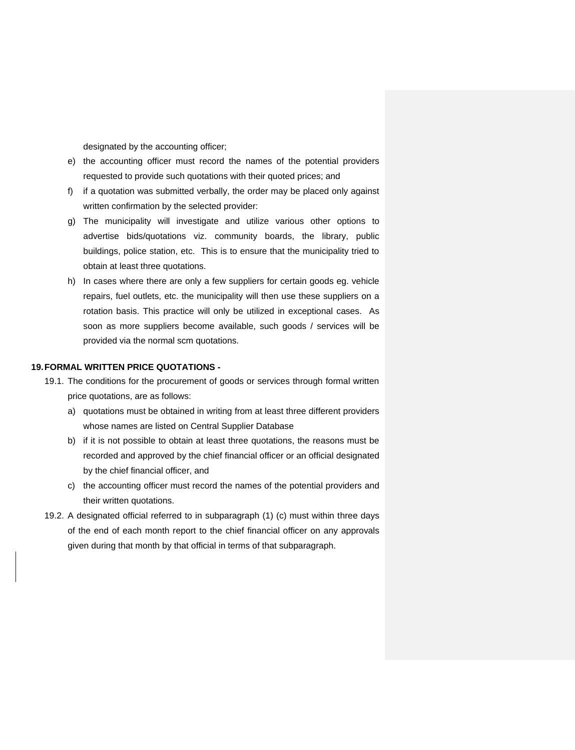designated by the accounting officer;

e) the accounting officer must record the names of the potential providers requested to provide such quotations with their quoted prices; and

f) if a quotation was submitted verbally, the order may be placed only against written confirmation by the selected provider:

g) The municipality will investigate and utilize various other options to advertise bids/quotations viz. community boards, the library, public buildings, police station, etc. This is to ensure that the municipality tried to obtain at least three quotations.

h) In cases where there are only a few suppliers for certain goods eg. vehicle repairs, fuel outlets, etc. the municipality will then use these suppliers on a rotation basis. This practice will only be utilized in exceptional cases. As soon as more suppliers become available, such goods / services will be provided via the normal scm quotations.

## 19. FORMAL WRITTEN PRICE QUOTATIONS -

19.1. The conditions for the procurement of goods or services through formal written price quotations, are as follows:

a) quotations must be obtained in writing from at least three different providers whose names are listed on Central Supplier Database

b) if it is not possible to obtain at least three quotations, the reasons must be recorded and approved by the chief financial officer or an official designated by the chief financial officer, and

c) the accounting officer must record the names of the potential providers and their written quotations.

19.2. A designated official referred to in subparagraph (1) (c) must within three days of the end of each month report to the chief financial officer on any approvals given during that month by that official in terms of that subparagraph.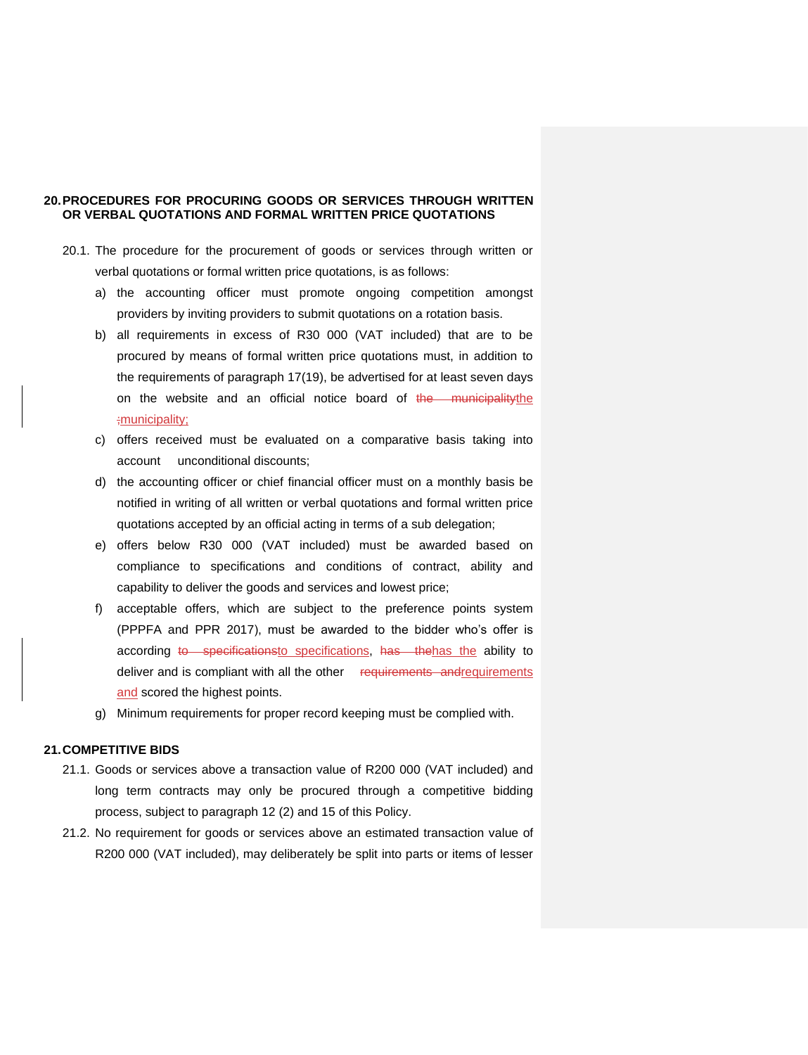## 20. PROCEDURES FOR PROCURING GOODS OR SERVICES THROUGH WRITTEN OR VERBAL QUOTATIONS AND FORMAL WRITTEN PRICE QUOTATIONS

20.1. The procedure for the procurement of goods or services through written or verbal quotations or formal written price quotations, is as follows:

a) the accounting officer must promote ongoing competition amongst providers by inviting providers to submit quotations on a rotation basis.

b) all requirements in excess of R30 000 (VAT included) that are to be procured by means of formal written price quotations must, in addition to the requirements of paragraph 17(19), be advertised for at least seven days on the website and an official notice board of the municipality;

c) offers received must be evaluated on a comparative basis taking into account unconditional discounts;

d) the accounting officer or chief financial officer must on a monthly basis be notified in writing of all written or verbal quotations and formal written price quotations accepted by an official acting in terms of a sub delegation;

e) offers below R30 000 (VAT included) must be awarded based on compliance to specifications and conditions of contract, ability and capability to deliver the goods and services and lowest price;

f) acceptable offers, which are subject to the preference points system (PPPFA and PPR 2017), must be awarded to the bidder who's offer is according to specifications, has the ability to deliver and is compliant with all the other requirements and scored the highest points.

g) Minimum requirements for proper record keeping must be complied with.

## 21. COMPETITIVE BIDS

21.1. Goods or services above a transaction value of R200 000 (VAT included) and long term contracts may only be procured through a competitive bidding process, subject to paragraph 12 (2) and 15 of this Policy.

21.2. No requirement for goods or services above an estimated transaction value of R200 000 (VAT included), may deliberately be split into parts or items of lesser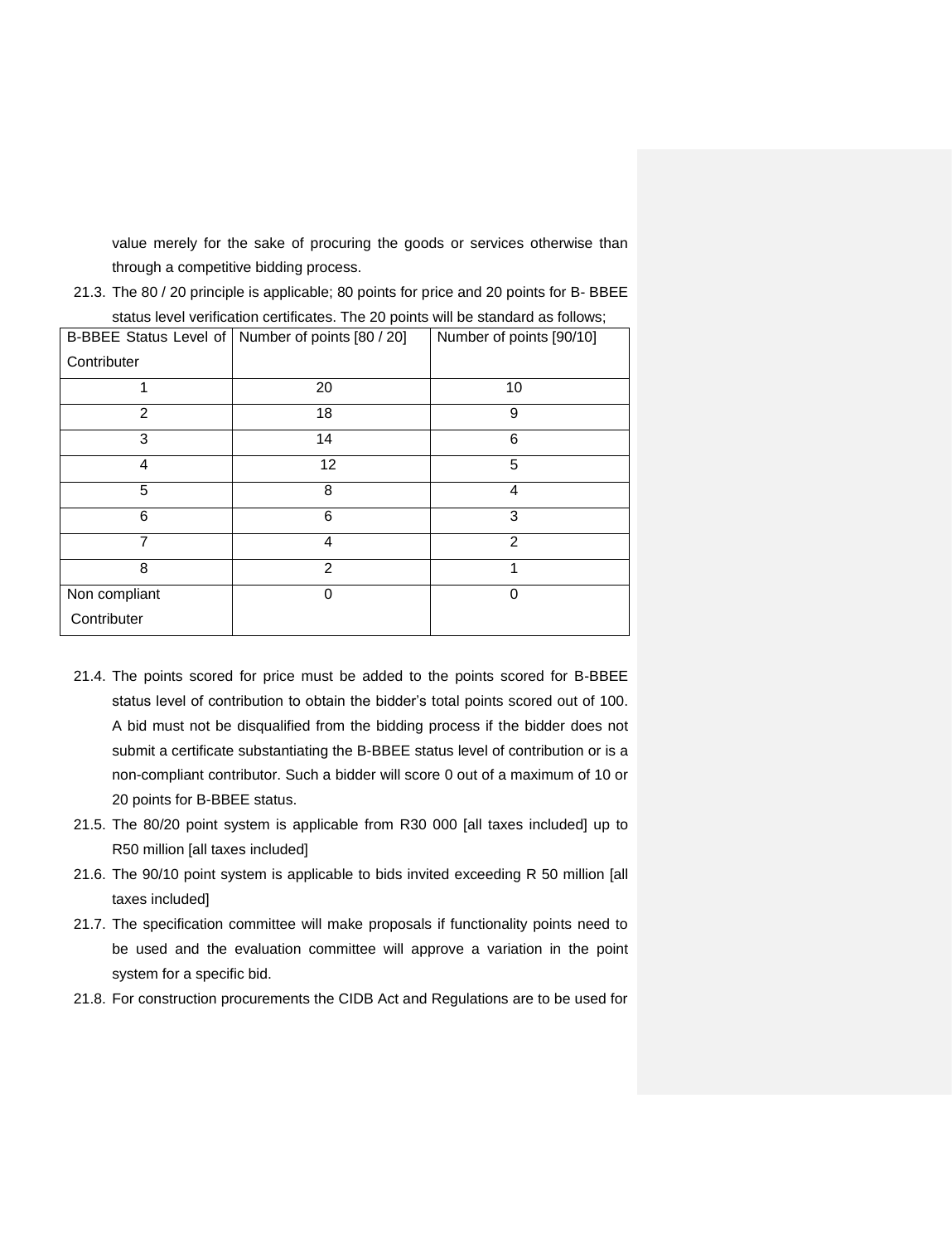value merely for the sake of procuring the goods or services otherwise than through a competitive bidding process.

21.3. The 80 / 20 principle is applicable; 80 points for price and 20 points for B- BBEE status level verification certificates. The 20 points will be standard as follows;

| B-BBEE Status Level of Contributer | Number of points [80 / 20] | Number of points [90/10] |
|---|---|---|
| 1 | 20 | 10 |
| 2 | 18 | 9 |
| 3 | 14 | 6 |
| 4 | 12 | 5 |
| 5 | 8 | 4 |
| 6 | 6 | 3 |
| 7 | 4 | 2 |
| 8 | 2 | 1 |
| Non compliant Contributer | 0 | 0 |

21.4. The points scored for price must be added to the points scored for B-BBEE status level of contribution to obtain the bidder's total points scored out of 100. A bid must not be disqualified from the bidding process if the bidder does not submit a certificate substantiating the B-BBEE status level of contribution or is a non-compliant contributor. Such a bidder will score 0 out of a maximum of 10 or 20 points for B-BBEE status.

21.5. The 80/20 point system is applicable from R30 000 [all taxes included] up to R50 million [all taxes included]

21.6. The 90/10 point system is applicable to bids invited exceeding R 50 million [all taxes included]

21.7. The specification committee will make proposals if functionality points need to be used and the evaluation committee will approve a variation in the point system for a specific bid.

21.8. For construction procurements the CIDB Act and Regulations are to be used for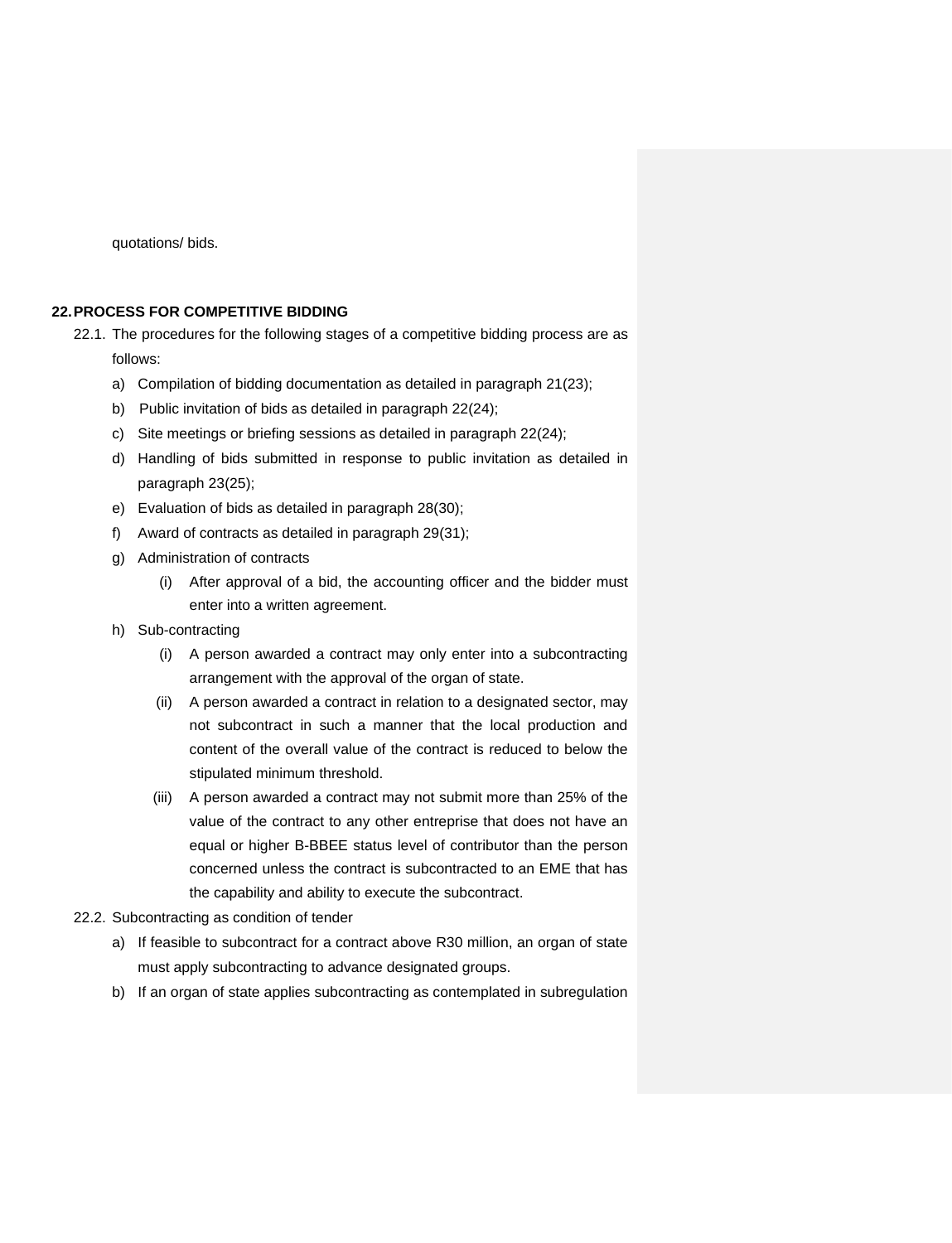quotations/ bids.

## 22. PROCESS FOR COMPETITIVE BIDDING

22.1. The procedures for the following stages of a competitive bidding process are as follows:

a) Compilation of bidding documentation as detailed in paragraph 21(23);

b) Public invitation of bids as detailed in paragraph 22(24);

c) Site meetings or briefing sessions as detailed in paragraph 22(24);

d) Handling of bids submitted in response to public invitation as detailed in paragraph 23(25);

e) Evaluation of bids as detailed in paragraph 28(30);

f) Award of contracts as detailed in paragraph 29(31);

g) Administration of contracts

   (i) After approval of a bid, the accounting officer and the bidder must enter into a written agreement.

h) Sub-contracting

   (i) A person awarded a contract may only enter into a subcontracting arrangement with the approval of the organ of state.

   (ii) A person awarded a contract in relation to a designated sector, may not subcontract in such a manner that the local production and content of the overall value of the contract is reduced to below the stipulated minimum threshold.

   (iii) A person awarded a contract may not submit more than 25% of the value of the contract to any other entreprise that does not have an equal or higher B-BBEE status level of contributor than the person concerned unless the contract is subcontracted to an EME that has the capability and ability to execute the subcontract.

22.2. Subcontracting as condition of tender

a) If feasible to subcontract for a contract above R30 million, an organ of state must apply subcontracting to advance designated groups.

b) If an organ of state applies subcontracting as contemplated in subregulation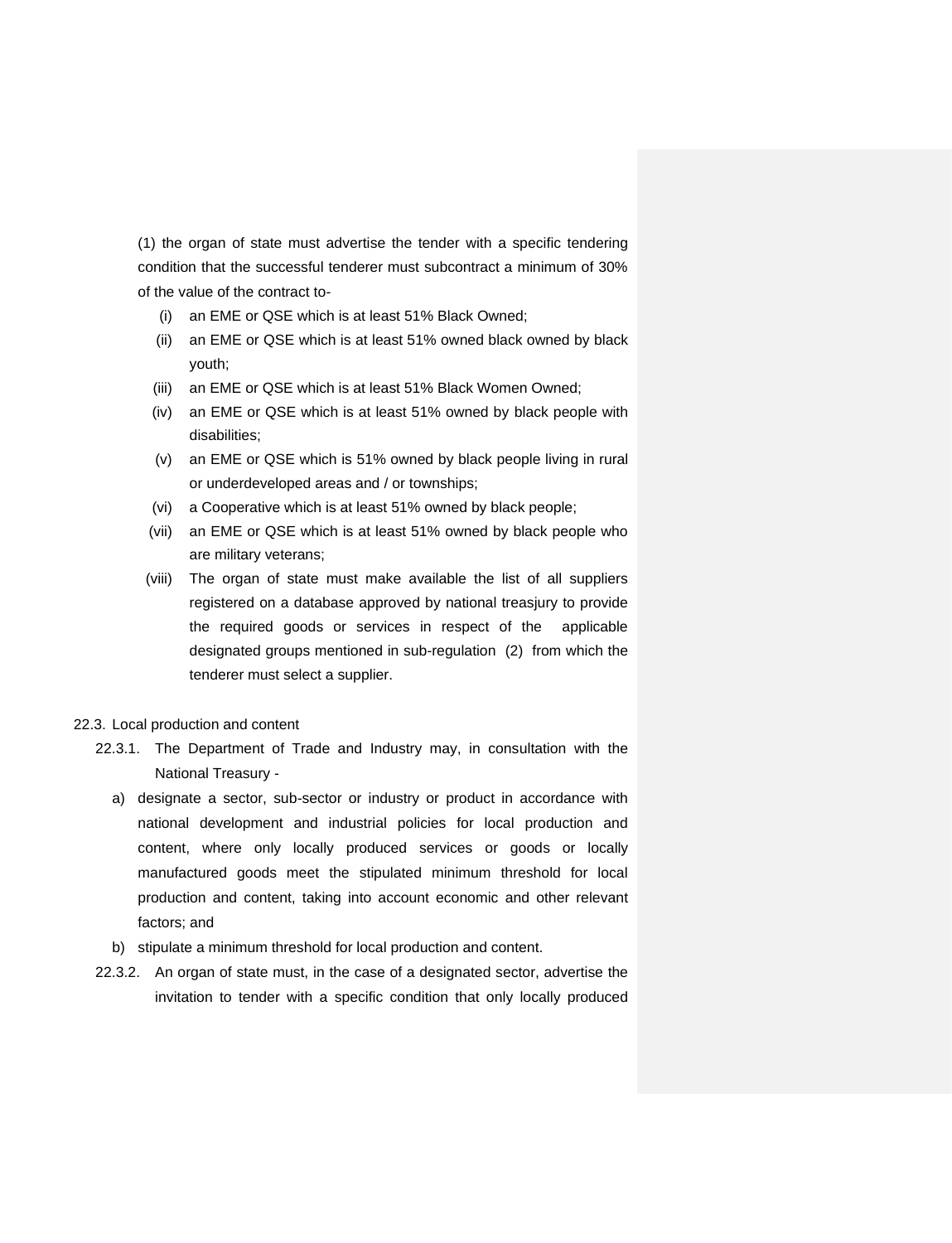(1) the organ of state must advertise the tender with a specific tendering condition that the successful tenderer must subcontract a minimum of 30% of the value of the contract to-

- (i) an EME or QSE which is at least 51% Black Owned;
- (ii) an EME or QSE which is at least 51% owned black owned by black youth;
- (iii) an EME or QSE which is at least 51% Black Women Owned;
- (iv) an EME or QSE which is at least 51% owned by black people with disabilities;
- (v) an EME or QSE which is 51% owned by black people living in rural or underdeveloped areas and / or townships;
- (vi) a Cooperative which is at least 51% owned by black people;
- (vii) an EME or QSE which is at least 51% owned by black people who are military veterans;
- (viii) The organ of state must make available the list of all suppliers registered on a database approved by national treasjury to provide the required goods or services in respect of the applicable designated groups mentioned in sub-regulation (2) from which the tenderer must select a supplier.

22.3. Local production and content

22.3.1. The Department of Trade and Industry may, in consultation with the National Treasury -

a) designate a sector, sub-sector or industry or product in accordance with national development and industrial policies for local production and content, where only locally produced services or goods or locally manufactured goods meet the stipulated minimum threshold for local production and content, taking into account economic and other relevant factors; and

b) stipulate a minimum threshold for local production and content.

22.3.2. An organ of state must, in the case of a designated sector, advertise the invitation to tender with a specific condition that only locally produced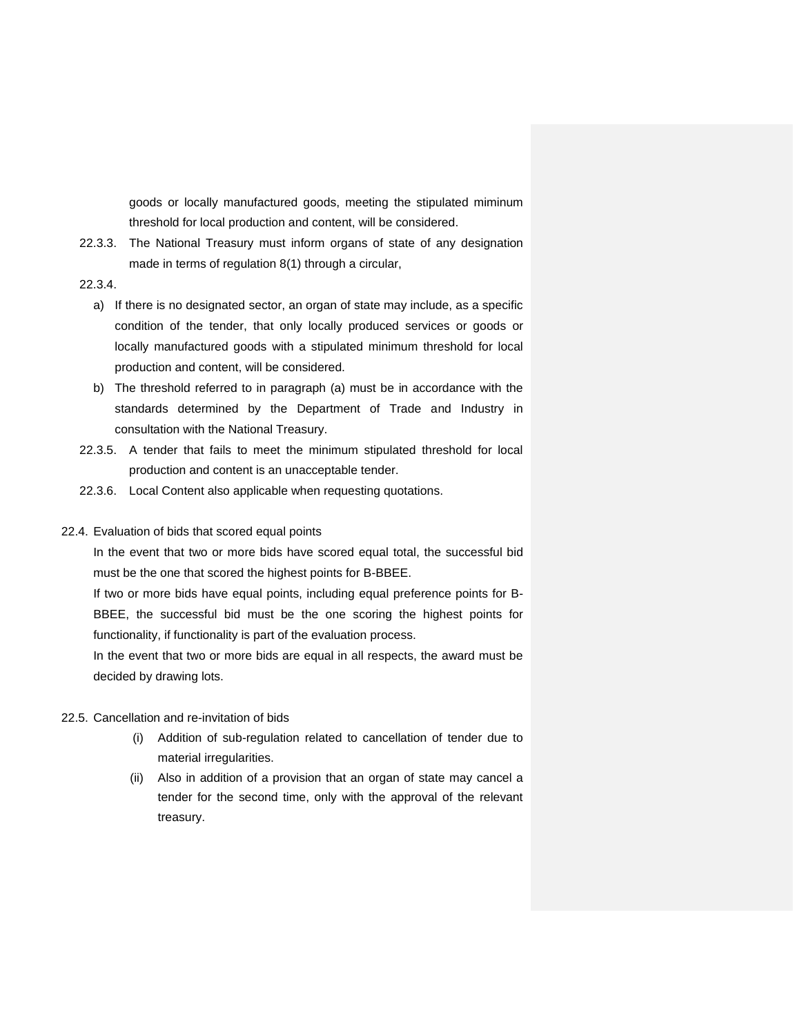goods or locally manufactured goods, meeting the stipulated miminum threshold for local production and content, will be considered.

22.3.3. The National Treasury must inform organs of state of any designation made in terms of regulation 8(1) through a circular,

22.3.4.

a) If there is no designated sector, an organ of state may include, as a specific condition of the tender, that only locally produced services or goods or locally manufactured goods with a stipulated minimum threshold for local production and content, will be considered.

b) The threshold referred to in paragraph (a) must be in accordance with the standards determined by the Department of Trade and Industry in consultation with the National Treasury.

22.3.5. A tender that fails to meet the minimum stipulated threshold for local production and content is an unacceptable tender.

22.3.6. Local Content also applicable when requesting quotations.

22.4. Evaluation of bids that scored equal points

In the event that two or more bids have scored equal total, the successful bid must be the one that scored the highest points for B-BBEE.

If two or more bids have equal points, including equal preference points for B-BBEE, the successful bid must be the one scoring the highest points for functionality, if functionality is part of the evaluation process.

In the event that two or more bids are equal in all respects, the award must be decided by drawing lots.

22.5. Cancellation and re-invitation of bids

(i) Addition of sub-regulation related to cancellation of tender due to material irregularities.

(ii) Also in addition of a provision that an organ of state may cancel a tender for the second time, only with the approval of the relevant treasury.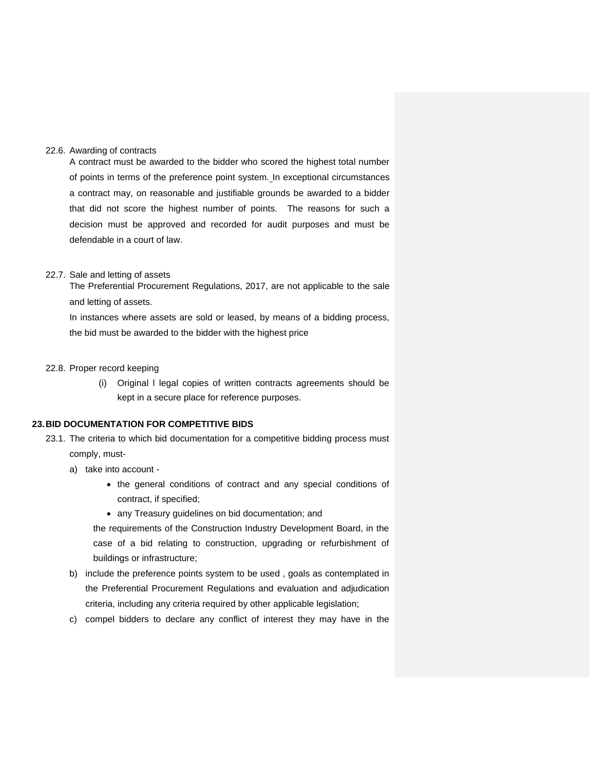22.6. Awarding of contracts

A contract must be awarded to the bidder who scored the highest total number of points in terms of the preference point system. In exceptional circumstances a contract may, on reasonable and justifiable grounds be awarded to a bidder that did not score the highest number of points. The reasons for such a decision must be approved and recorded for audit purposes and must be defendable in a court of law.

22.7. Sale and letting of assets

The Preferential Procurement Regulations, 2017, are not applicable to the sale and letting of assets.

In instances where assets are sold or leased, by means of a bidding process, the bid must be awarded to the bidder with the highest price

22.8. Proper record keeping

(i) Original l legal copies of written contracts agreements should be kept in a secure place for reference purposes.

## 23. BID DOCUMENTATION FOR COMPETITIVE BIDS

23.1. The criteria to which bid documentation for a competitive bidding process must comply, must-

a) take into account -
  - the general conditions of contract and any special conditions of contract, if specified;
  - any Treasury guidelines on bid documentation; and

  the requirements of the Construction Industry Development Board, in the case of a bid relating to construction, upgrading or refurbishment of buildings or infrastructure;

b) include the preference points system to be used , goals as contemplated in the Preferential Procurement Regulations and evaluation and adjudication criteria, including any criteria required by other applicable legislation;

c) compel bidders to declare any conflict of interest they may have in the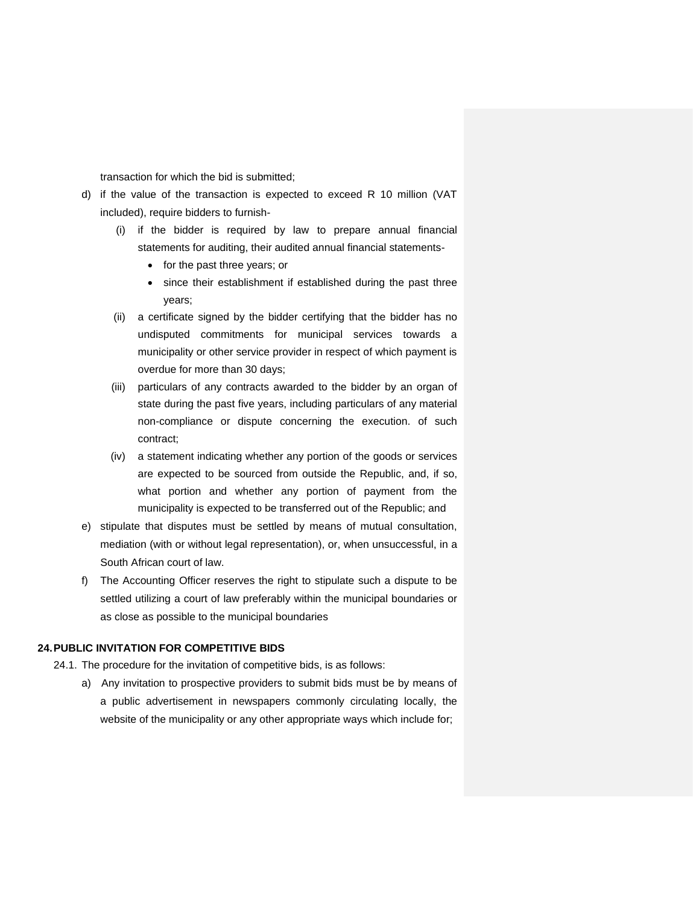transaction for which the bid is submitted;

d) if the value of the transaction is expected to exceed R 10 million (VAT included), require bidders to furnish-

   (i) if the bidder is required by law to prepare annual financial statements for auditing, their audited annual financial statements-

      - for the past three years; or
      - since their establishment if established during the past three years;

   (ii) a certificate signed by the bidder certifying that the bidder has no undisputed commitments for municipal services towards a municipality or other service provider in respect of which payment is overdue for more than 30 days;

   (iii) particulars of any contracts awarded to the bidder by an organ of state during the past five years, including particulars of any material non-compliance or dispute concerning the execution. of such contract;

   (iv) a statement indicating whether any portion of the goods or services are expected to be sourced from outside the Republic, and, if so, what portion and whether any portion of payment from the municipality is expected to be transferred out of the Republic; and

e) stipulate that disputes must be settled by means of mutual consultation, mediation (with or without legal representation), or, when unsuccessful, in a South African court of law.

f) The Accounting Officer reserves the right to stipulate such a dispute to be settled utilizing a court of law preferably within the municipal boundaries or as close as possible to the municipal boundaries

**24. PUBLIC INVITATION FOR COMPETITIVE BIDS**

24.1. The procedure for the invitation of competitive bids, is as follows:

a) Any invitation to prospective providers to submit bids must be by means of a public advertisement in newspapers commonly circulating locally, the website of the municipality or any other appropriate ways which include for;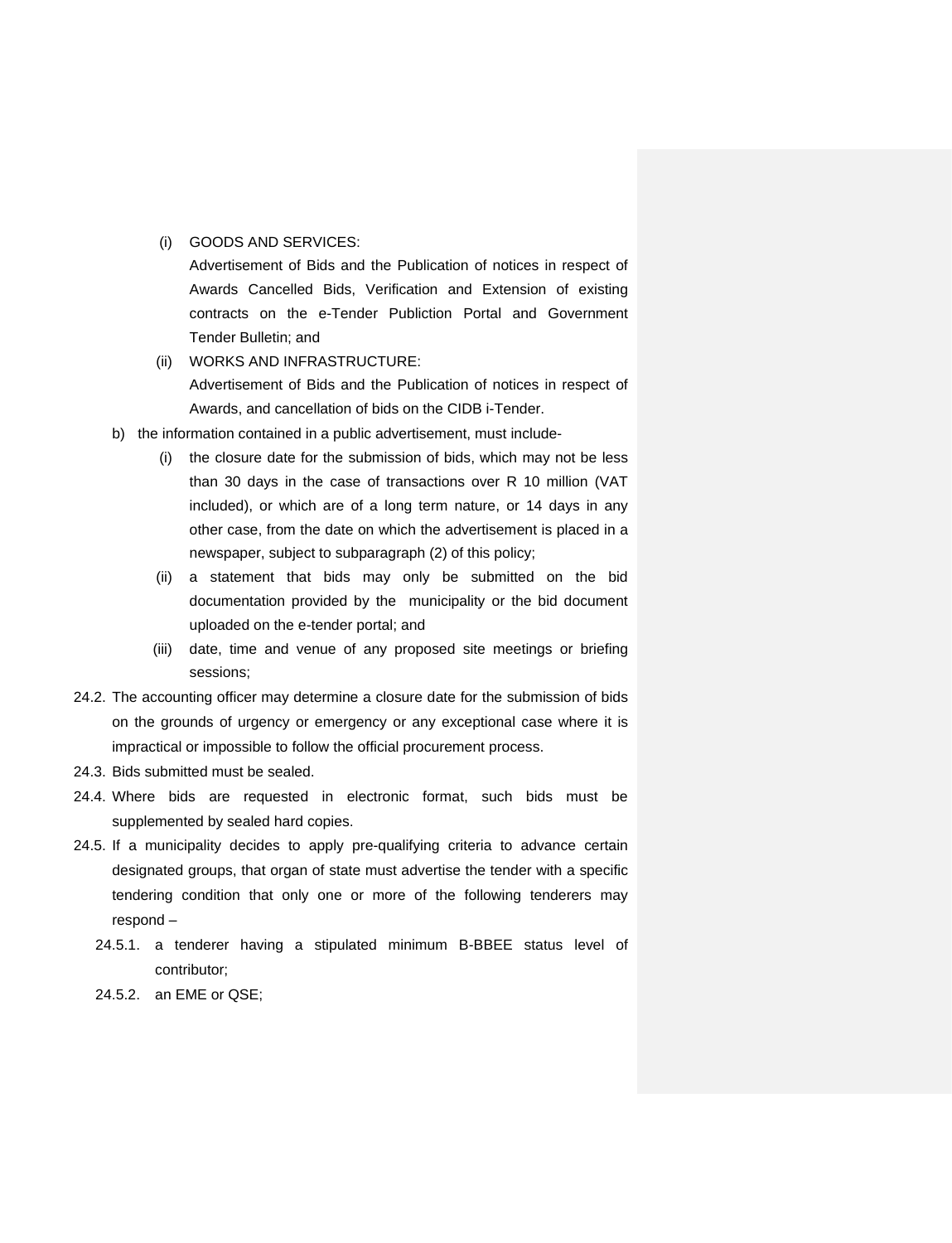(i) GOODS AND SERVICES:
Advertisement of Bids and the Publication of notices in respect of Awards Cancelled Bids, Verification and Extension of existing contracts on the e-Tender Publiction Portal and Government Tender Bulletin; and

(ii) WORKS AND INFRASTRUCTURE:
Advertisement of Bids and the Publication of notices in respect of Awards, and cancellation of bids on the CIDB i-Tender.

b) the information contained in a public advertisement, must include-

   (i) the closure date for the submission of bids, which may not be less than 30 days in the case of transactions over R 10 million (VAT included), or which are of a long term nature, or 14 days in any other case, from the date on which the advertisement is placed in a newspaper, subject to subparagraph (2) of this policy;

   (ii) a statement that bids may only be submitted on the bid documentation provided by the municipality or the bid document uploaded on the e-tender portal; and

   (iii) date, time and venue of any proposed site meetings or briefing sessions;

24.2. The accounting officer may determine a closure date for the submission of bids on the grounds of urgency or emergency or any exceptional case where it is impractical or impossible to follow the official procurement process.

24.3. Bids submitted must be sealed.

24.4. Where bids are requested in electronic format, such bids must be supplemented by sealed hard copies.

24.5. If a municipality decides to apply pre-qualifying criteria to advance certain designated groups, that organ of state must advertise the tender with a specific tendering condition that only one or more of the following tenderers may respond –

   24.5.1. a tenderer having a stipulated minimum B-BBEE status level of contributor;

   24.5.2. an EME or QSE;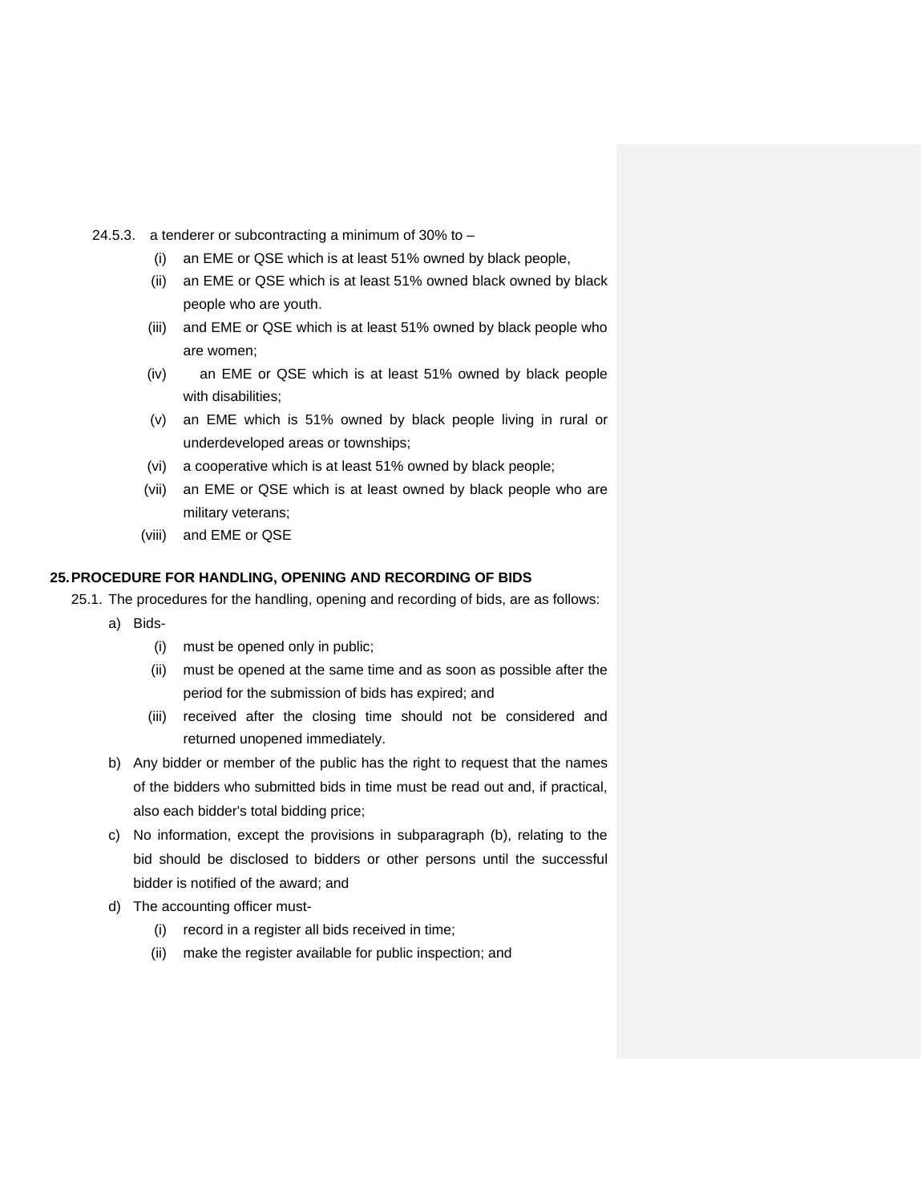24.5.3. a tenderer or subcontracting a minimum of 30% to –

(i) an EME or QSE which is at least 51% owned by black people,

(ii) an EME or QSE which is at least 51% owned black owned by black people who are youth.

(iii) and EME or QSE which is at least 51% owned by black people who are women;

(iv) an EME or QSE which is at least 51% owned by black people with disabilities;

(v) an EME which is 51% owned by black people living in rural or underdeveloped areas or townships;

(vi) a cooperative which is at least 51% owned by black people;

(vii) an EME or QSE which is at least owned by black people who are military veterans;

(viii) and EME or QSE

## 25. PROCEDURE FOR HANDLING, OPENING AND RECORDING OF BIDS

25.1. The procedures for the handling, opening and recording of bids, are as follows:

a) Bids-

(i) must be opened only in public;

(ii) must be opened at the same time and as soon as possible after the period for the submission of bids has expired; and

(iii) received after the closing time should not be considered and returned unopened immediately.

b) Any bidder or member of the public has the right to request that the names of the bidders who submitted bids in time must be read out and, if practical, also each bidder's total bidding price;

c) No information, except the provisions in subparagraph (b), relating to the bid should be disclosed to bidders or other persons until the successful bidder is notified of the award; and

d) The accounting officer must-

(i) record in a register all bids received in time;

(ii) make the register available for public inspection; and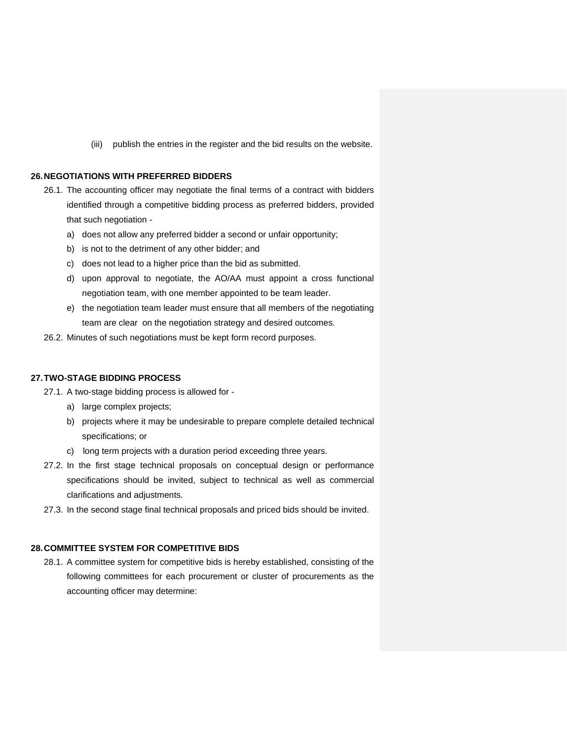(iii) publish the entries in the register and the bid results on the website.

## 26. NEGOTIATIONS WITH PREFERRED BIDDERS

26.1. The accounting officer may negotiate the final terms of a contract with bidders identified through a competitive bidding process as preferred bidders, provided that such negotiation -

a) does not allow any preferred bidder a second or unfair opportunity;

b) is not to the detriment of any other bidder; and

c) does not lead to a higher price than the bid as submitted.

d) upon approval to negotiate, the AO/AA must appoint a cross functional negotiation team, with one member appointed to be team leader.

e) the negotiation team leader must ensure that all members of the negotiating team are clear on the negotiation strategy and desired outcomes.

26.2. Minutes of such negotiations must be kept form record purposes.

## 27. TWO-STAGE BIDDING PROCESS

27.1. A two-stage bidding process is allowed for -

a) large complex projects;

b) projects where it may be undesirable to prepare complete detailed technical specifications; or

c) long term projects with a duration period exceeding three years.

27.2. In the first stage technical proposals on conceptual design or performance specifications should be invited, subject to technical as well as commercial clarifications and adjustments.

27.3. In the second stage final technical proposals and priced bids should be invited.

## 28. COMMITTEE SYSTEM FOR COMPETITIVE BIDS

28.1. A committee system for competitive bids is hereby established, consisting of the following committees for each procurement or cluster of procurements as the accounting officer may determine: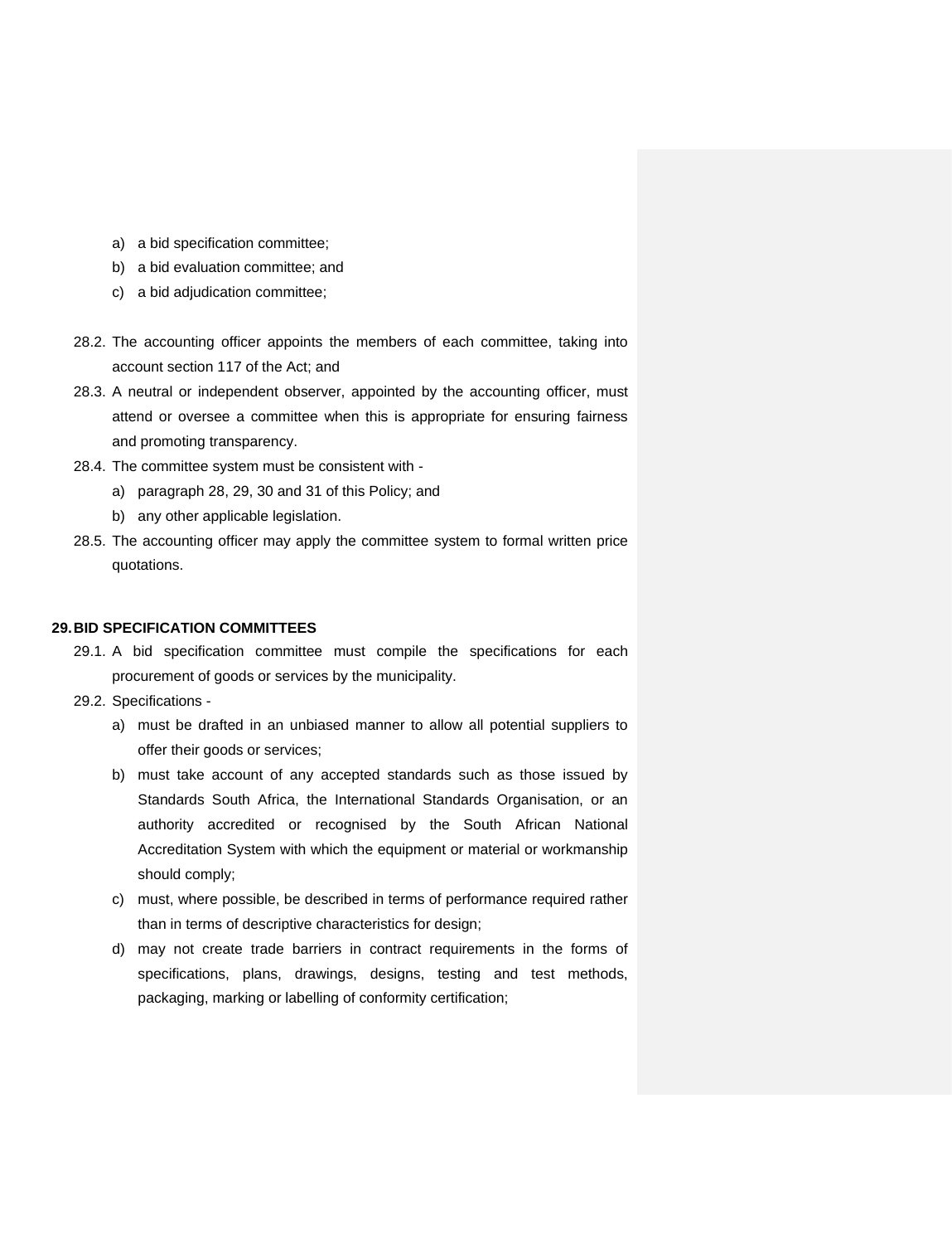a) a bid specification committee;
b) a bid evaluation committee; and
c) a bid adjudication committee;

28.2. The accounting officer appoints the members of each committee, taking into account section 117 of the Act; and

28.3. A neutral or independent observer, appointed by the accounting officer, must attend or oversee a committee when this is appropriate for ensuring fairness and promoting transparency.

28.4. The committee system must be consistent with -
a) paragraph 28, 29, 30 and 31 of this Policy; and
b) any other applicable legislation.

28.5. The accounting officer may apply the committee system to formal written price quotations.

## 29. BID SPECIFICATION COMMITTEES

29.1. A bid specification committee must compile the specifications for each procurement of goods or services by the municipality.

29.2. Specifications -
a) must be drafted in an unbiased manner to allow all potential suppliers to offer their goods or services;
b) must take account of any accepted standards such as those issued by Standards South Africa, the International Standards Organisation, or an authority accredited or recognised by the South African National Accreditation System with which the equipment or material or workmanship should comply;
c) must, where possible, be described in terms of performance required rather than in terms of descriptive characteristics for design;
d) may not create trade barriers in contract requirements in the forms of specifications, plans, drawings, designs, testing and test methods, packaging, marking or labelling of conformity certification;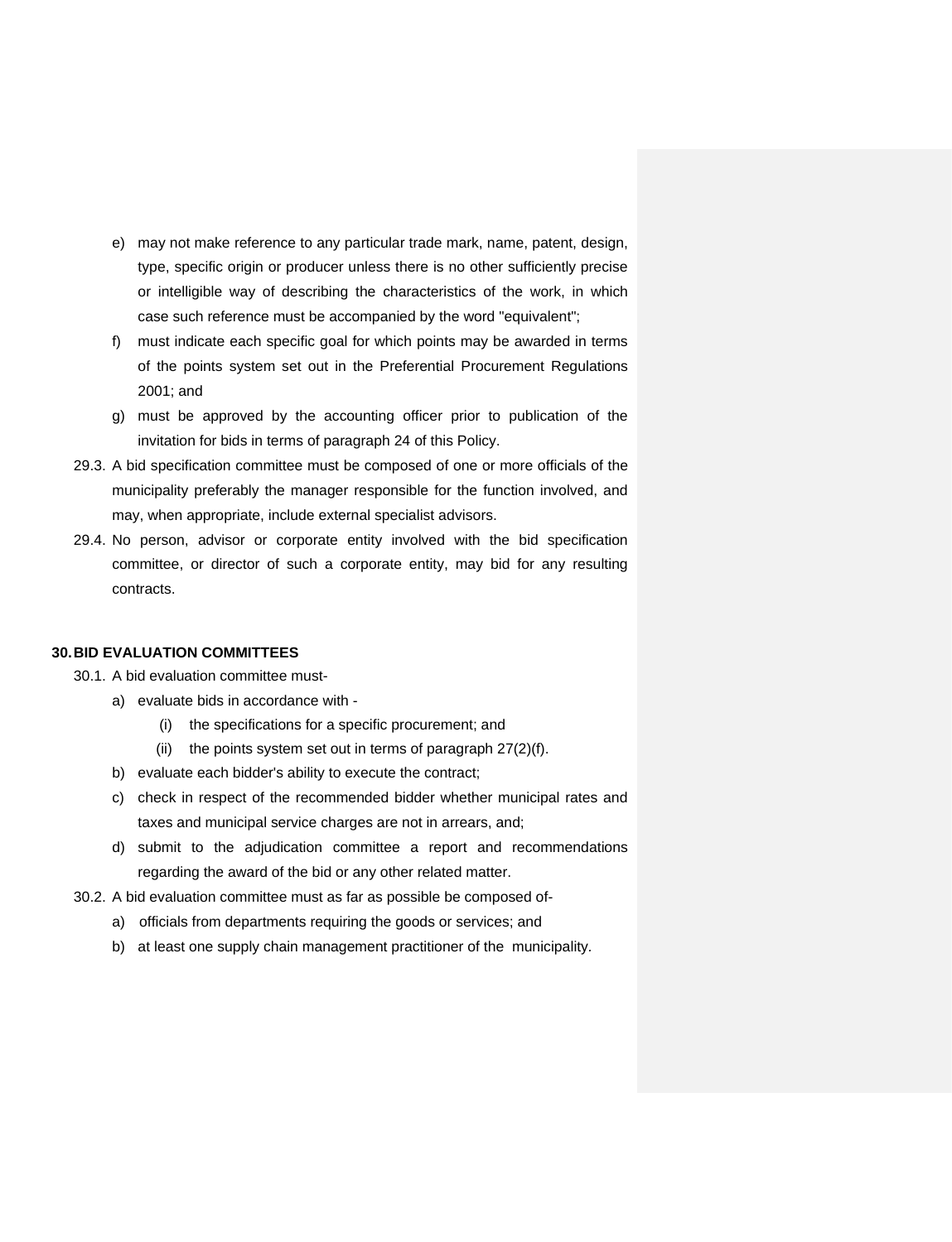e) may not make reference to any particular trade mark, name, patent, design, type, specific origin or producer unless there is no other sufficiently precise or intelligible way of describing the characteristics of the work, in which case such reference must be accompanied by the word "equivalent";

f) must indicate each specific goal for which points may be awarded in terms of the points system set out in the Preferential Procurement Regulations 2001; and

g) must be approved by the accounting officer prior to publication of the invitation for bids in terms of paragraph 24 of this Policy.

29.3. A bid specification committee must be composed of one or more officials of the municipality preferably the manager responsible for the function involved, and may, when appropriate, include external specialist advisors.

29.4. No person, advisor or corporate entity involved with the bid specification committee, or director of such a corporate entity, may bid for any resulting contracts.

## 30. BID EVALUATION COMMITTEES

30.1. A bid evaluation committee must-

a) evaluate bids in accordance with -

(i) the specifications for a specific procurement; and

(ii) the points system set out in terms of paragraph 27(2)(f).

b) evaluate each bidder's ability to execute the contract;

c) check in respect of the recommended bidder whether municipal rates and taxes and municipal service charges are not in arrears, and;

d) submit to the adjudication committee a report and recommendations regarding the award of the bid or any other related matter.

30.2. A bid evaluation committee must as far as possible be composed of-

a) officials from departments requiring the goods or services; and

b) at least one supply chain management practitioner of the municipality.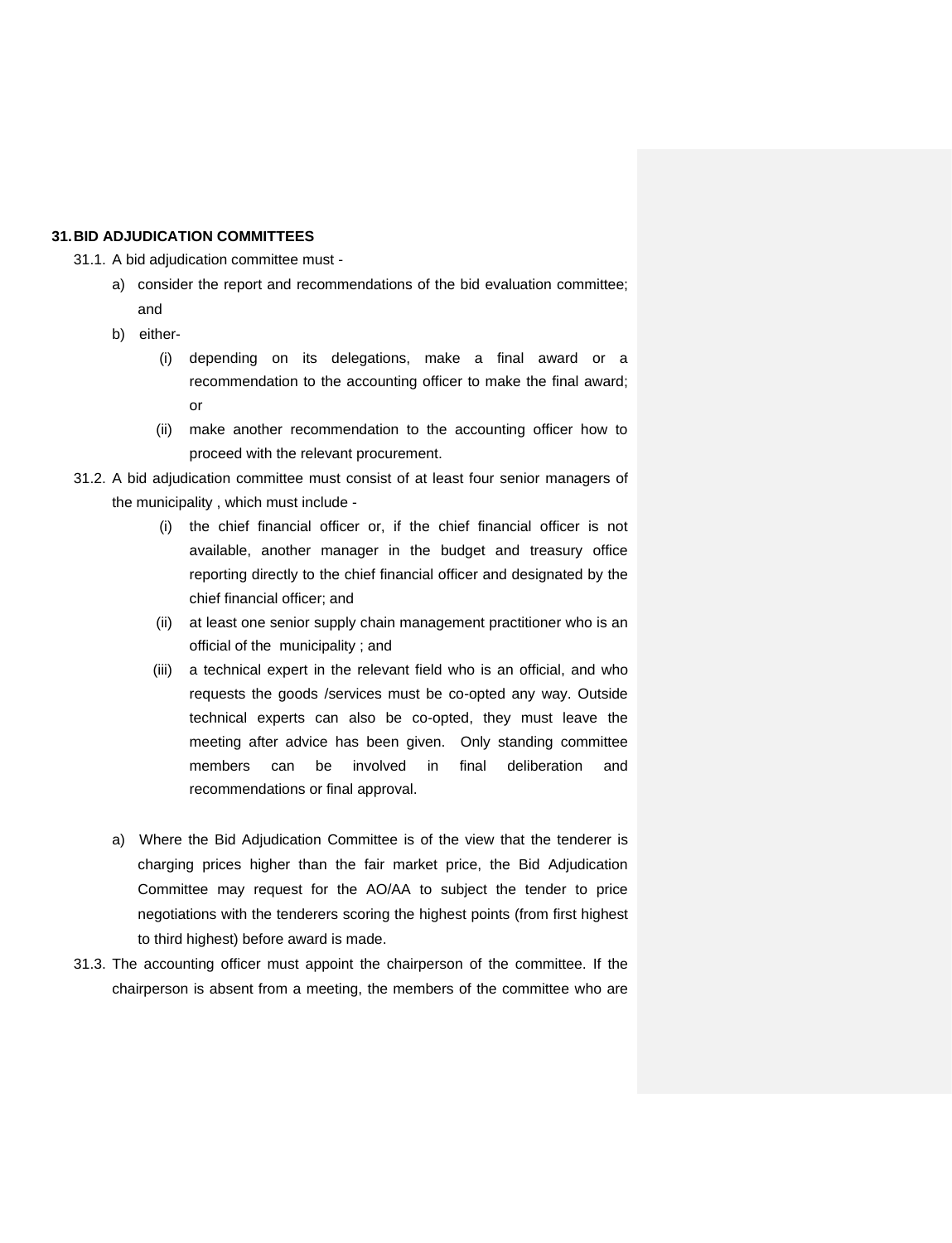## 31. BID ADJUDICATION COMMITTEES

31.1. A bid adjudication committee must -

a) consider the report and recommendations of the bid evaluation committee; and

b) either-

(i) depending on its delegations, make a final award or a recommendation to the accounting officer to make the final award; or

(ii) make another recommendation to the accounting officer how to proceed with the relevant procurement.

31.2. A bid adjudication committee must consist of at least four senior managers of the municipality , which must include -

(i) the chief financial officer or, if the chief financial officer is not available, another manager in the budget and treasury office reporting directly to the chief financial officer and designated by the chief financial officer; and

(ii) at least one senior supply chain management practitioner who is an official of the municipality ; and

(iii) a technical expert in the relevant field who is an official, and who requests the goods /services must be co-opted any way. Outside technical experts can also be co-opted, they must leave the meeting after advice has been given. Only standing committee members can be involved in final deliberation and recommendations or final approval.

a) Where the Bid Adjudication Committee is of the view that the tenderer is charging prices higher than the fair market price, the Bid Adjudication Committee may request for the AO/AA to subject the tender to price negotiations with the tenderers scoring the highest points (from first highest to third highest) before award is made.

31.3. The accounting officer must appoint the chairperson of the committee. If the chairperson is absent from a meeting, the members of the committee who are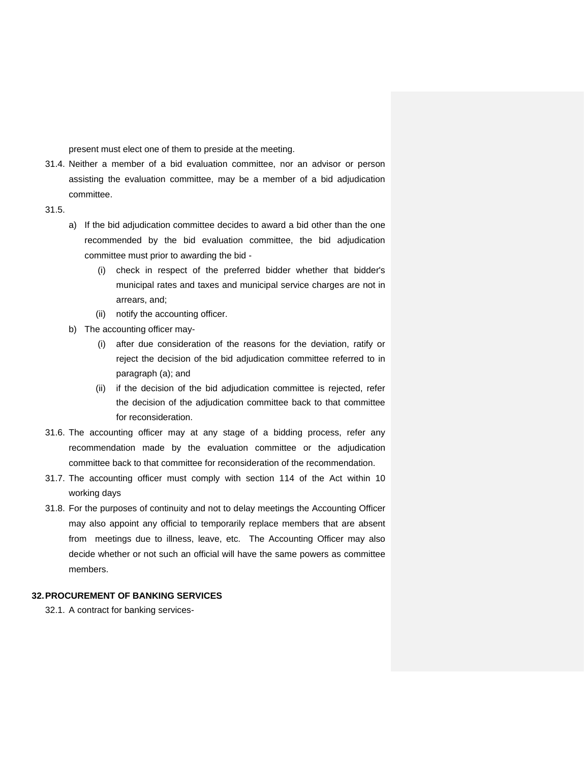present must elect one of them to preside at the meeting.

31.4. Neither a member of a bid evaluation committee, nor an advisor or person assisting the evaluation committee, may be a member of a bid adjudication committee.

31.5.

a) If the bid adjudication committee decides to award a bid other than the one recommended by the bid evaluation committee, the bid adjudication committee must prior to awarding the bid -
   - (i) check in respect of the preferred bidder whether that bidder's municipal rates and taxes and municipal service charges are not in arrears, and;
   - (ii) notify the accounting officer.

b) The accounting officer may-
   - (i) after due consideration of the reasons for the deviation, ratify or reject the decision of the bid adjudication committee referred to in paragraph (a); and
   - (ii) if the decision of the bid adjudication committee is rejected, refer the decision of the adjudication committee back to that committee for reconsideration.

31.6. The accounting officer may at any stage of a bidding process, refer any recommendation made by the evaluation committee or the adjudication committee back to that committee for reconsideration of the recommendation.

31.7. The accounting officer must comply with section 114 of the Act within 10 working days

31.8. For the purposes of continuity and not to delay meetings the Accounting Officer may also appoint any official to temporarily replace members that are absent from meetings due to illness, leave, etc. The Accounting Officer may also decide whether or not such an official will have the same powers as committee members.

## 32. PROCUREMENT OF BANKING SERVICES

32.1. A contract for banking services-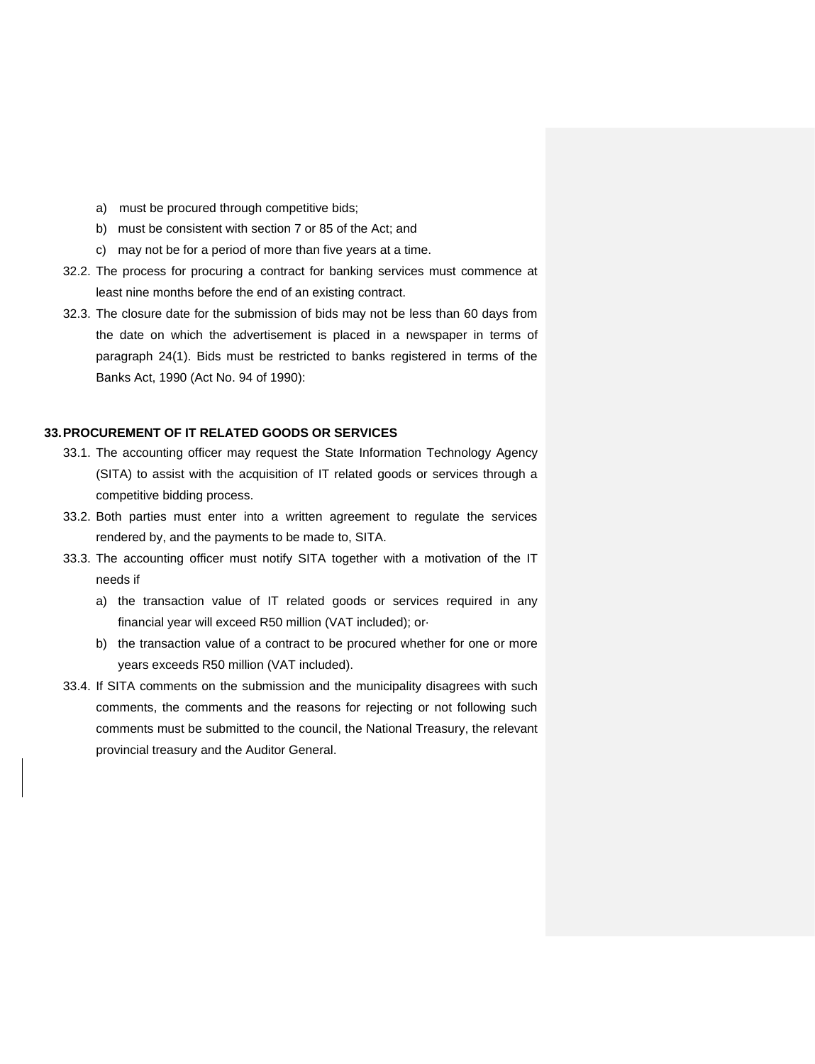a) must be procured through competitive bids;

b) must be consistent with section 7 or 85 of the Act; and

c) may not be for a period of more than five years at a time.

32.2. The process for procuring a contract for banking services must commence at least nine months before the end of an existing contract.

32.3. The closure date for the submission of bids may not be less than 60 days from the date on which the advertisement is placed in a newspaper in terms of paragraph 24(1). Bids must be restricted to banks registered in terms of the Banks Act, 1990 (Act No. 94 of 1990):

## 33. PROCUREMENT OF IT RELATED GOODS OR SERVICES

33.1. The accounting officer may request the State Information Technology Agency (SITA) to assist with the acquisition of IT related goods or services through a competitive bidding process.

33.2. Both parties must enter into a written agreement to regulate the services rendered by, and the payments to be made to, SITA.

33.3. The accounting officer must notify SITA together with a motivation of the IT needs if

a) the transaction value of IT related goods or services required in any financial year will exceed R50 million (VAT included); or·

b) the transaction value of a contract to be procured whether for one or more years exceeds R50 million (VAT included).

33.4. If SITA comments on the submission and the municipality disagrees with such comments, the comments and the reasons for rejecting or not following such comments must be submitted to the council, the National Treasury, the relevant provincial treasury and the Auditor General.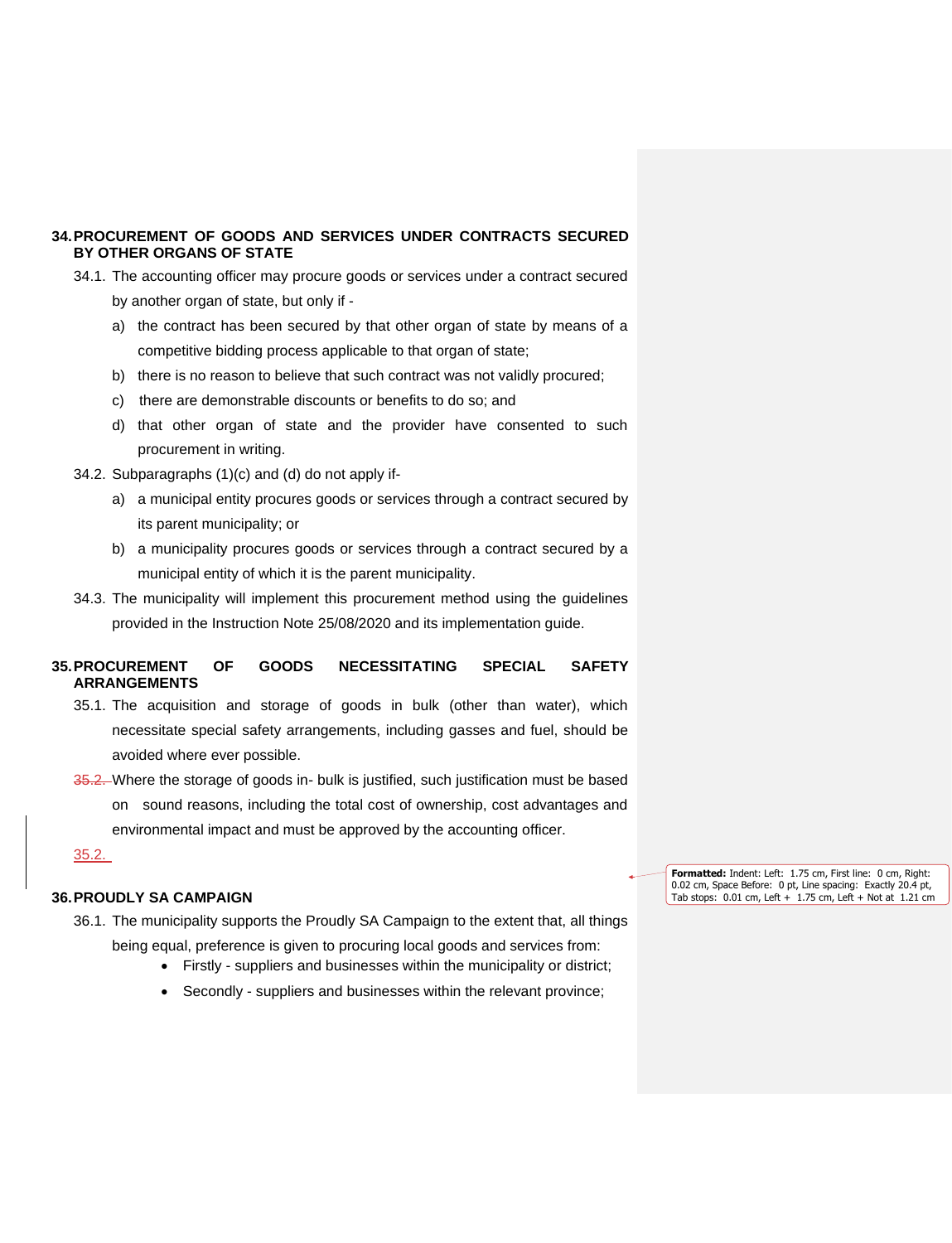## 34. PROCUREMENT OF GOODS AND SERVICES UNDER CONTRACTS SECURED BY OTHER ORGANS OF STATE

34.1. The accounting officer may procure goods or services under a contract secured by another organ of state, but only if -

a) the contract has been secured by that other organ of state by means of a competitive bidding process applicable to that organ of state;

b) there is no reason to believe that such contract was not validly procured;

c) there are demonstrable discounts or benefits to do so; and

d) that other organ of state and the provider have consented to such procurement in writing.

34.2. Subparagraphs (1)(c) and (d) do not apply if-

a) a municipal entity procures goods or services through a contract secured by its parent municipality; or

b) a municipality procures goods or services through a contract secured by a municipal entity of which it is the parent municipality.

34.3. The municipality will implement this procurement method using the guidelines provided in the Instruction Note 25/08/2020 and its implementation guide.

## 35. PROCUREMENT OF GOODS NECESSITATING SPECIAL SAFETY ARRANGEMENTS

35.1. The acquisition and storage of goods in bulk (other than water), which necessitate special safety arrangements, including gasses and fuel, should be avoided where ever possible.

35.2. Where the storage of goods in- bulk is justified, such justification must be based on sound reasons, including the total cost of ownership, cost advantages and environmental impact and must be approved by the accounting officer.

## 36. PROUDLY SA CAMPAIGN

36.1. The municipality supports the Proudly SA Campaign to the extent that, all things being equal, preference is given to procuring local goods and services from:

- Firstly - suppliers and businesses within the municipality or district;
- Secondly - suppliers and businesses within the relevant province;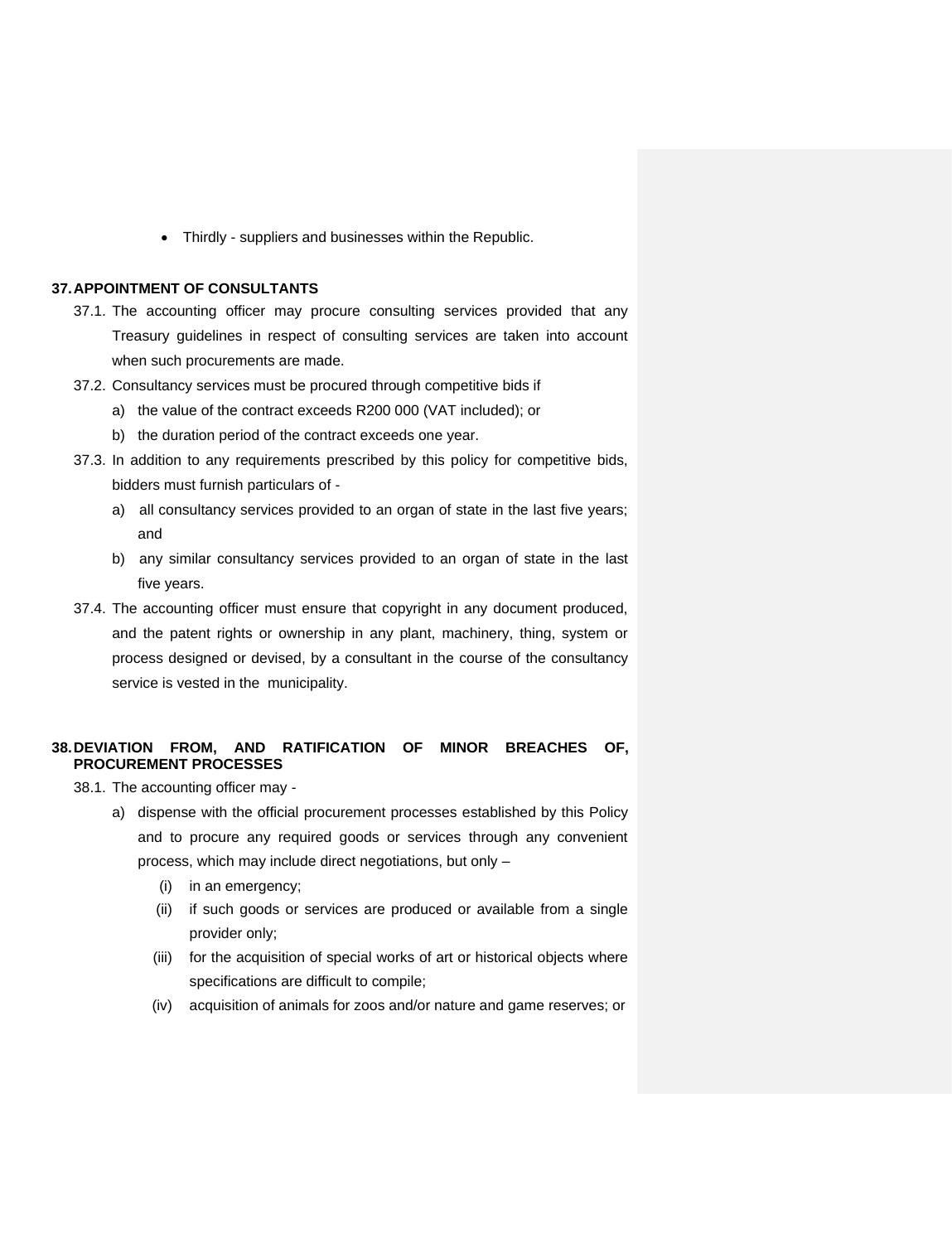- Thirdly - suppliers and businesses within the Republic.

## 37. APPOINTMENT OF CONSULTANTS

37.1. The accounting officer may procure consulting services provided that any Treasury guidelines in respect of consulting services are taken into account when such procurements are made.

37.2. Consultancy services must be procured through competitive bids if

a) the value of the contract exceeds R200 000 (VAT included); or

b) the duration period of the contract exceeds one year.

37.3. In addition to any requirements prescribed by this policy for competitive bids, bidders must furnish particulars of -

a) all consultancy services provided to an organ of state in the last five years; and

b) any similar consultancy services provided to an organ of state in the last five years.

37.4. The accounting officer must ensure that copyright in any document produced, and the patent rights or ownership in any plant, machinery, thing, system or process designed or devised, by a consultant in the course of the consultancy service is vested in the municipality.

## 38. DEVIATION FROM, AND RATIFICATION OF MINOR BREACHES OF, PROCUREMENT PROCESSES

38.1. The accounting officer may -

a) dispense with the official procurement processes established by this Policy and to procure any required goods or services through any convenient process, which may include direct negotiations, but only –

(i) in an emergency;

(ii) if such goods or services are produced or available from a single provider only;

(iii) for the acquisition of special works of art or historical objects where specifications are difficult to compile;

(iv) acquisition of animals for zoos and/or nature and game reserves; or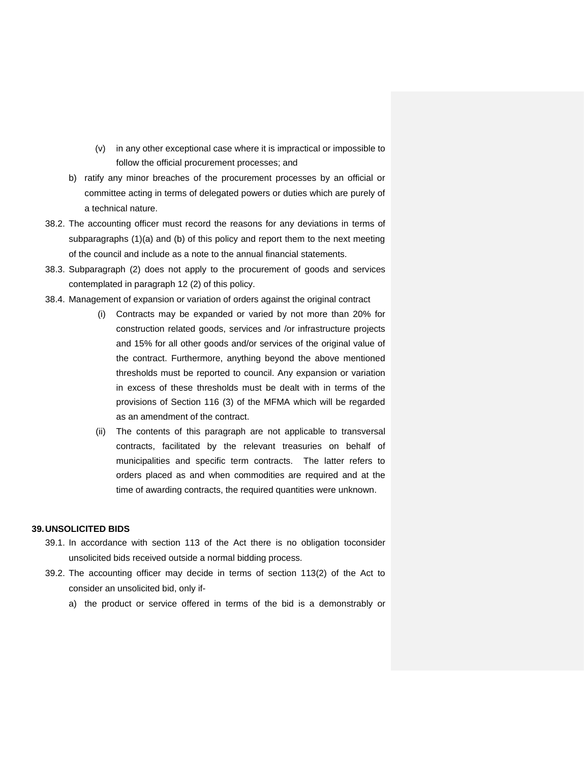(v) in any other exceptional case where it is impractical or impossible to follow the official procurement processes; and

b) ratify any minor breaches of the procurement processes by an official or committee acting in terms of delegated powers or duties which are purely of a technical nature.

38.2. The accounting officer must record the reasons for any deviations in terms of subparagraphs (1)(a) and (b) of this policy and report them to the next meeting of the council and include as a note to the annual financial statements.

38.3. Subparagraph (2) does not apply to the procurement of goods and services contemplated in paragraph 12 (2) of this policy.

38.4. Management of expansion or variation of orders against the original contract

(i) Contracts may be expanded or varied by not more than 20% for construction related goods, services and /or infrastructure projects and 15% for all other goods and/or services of the original value of the contract. Furthermore, anything beyond the above mentioned thresholds must be reported to council. Any expansion or variation in excess of these thresholds must be dealt with in terms of the provisions of Section 116 (3) of the MFMA which will be regarded as an amendment of the contract.

(ii) The contents of this paragraph are not applicable to transversal contracts, facilitated by the relevant treasuries on behalf of municipalities and specific term contracts. The latter refers to orders placed as and when commodities are required and at the time of awarding contracts, the required quantities were unknown.

**39. UNSOLICITED BIDS**

39.1. In accordance with section 113 of the Act there is no obligation toconsider unsolicited bids received outside a normal bidding process.

39.2. The accounting officer may decide in terms of section 113(2) of the Act to consider an unsolicited bid, only if-

a) the product or service offered in terms of the bid is a demonstrably or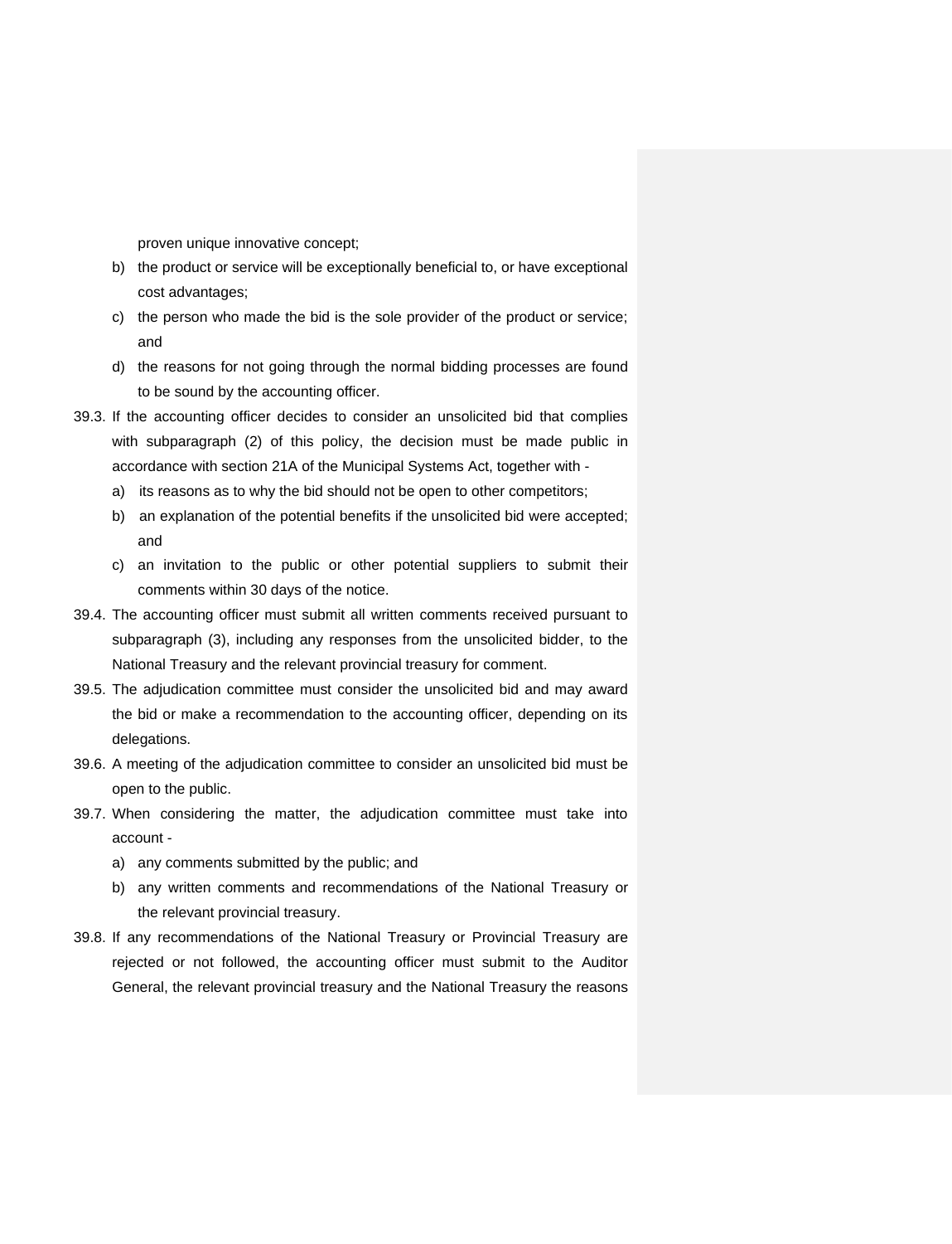proven unique innovative concept;

b) the product or service will be exceptionally beneficial to, or have exceptional cost advantages;

c) the person who made the bid is the sole provider of the product or service; and

d) the reasons for not going through the normal bidding processes are found to be sound by the accounting officer.

39.3. If the accounting officer decides to consider an unsolicited bid that complies with subparagraph (2) of this policy, the decision must be made public in accordance with section 21A of the Municipal Systems Act, together with -

a) its reasons as to why the bid should not be open to other competitors;

b) an explanation of the potential benefits if the unsolicited bid were accepted; and

c) an invitation to the public or other potential suppliers to submit their comments within 30 days of the notice.

39.4. The accounting officer must submit all written comments received pursuant to subparagraph (3), including any responses from the unsolicited bidder, to the National Treasury and the relevant provincial treasury for comment.

39.5. The adjudication committee must consider the unsolicited bid and may award the bid or make a recommendation to the accounting officer, depending on its delegations.

39.6. A meeting of the adjudication committee to consider an unsolicited bid must be open to the public.

39.7. When considering the matter, the adjudication committee must take into account -

a) any comments submitted by the public; and

b) any written comments and recommendations of the National Treasury or the relevant provincial treasury.

39.8. If any recommendations of the National Treasury or Provincial Treasury are rejected or not followed, the accounting officer must submit to the Auditor General, the relevant provincial treasury and the National Treasury the reasons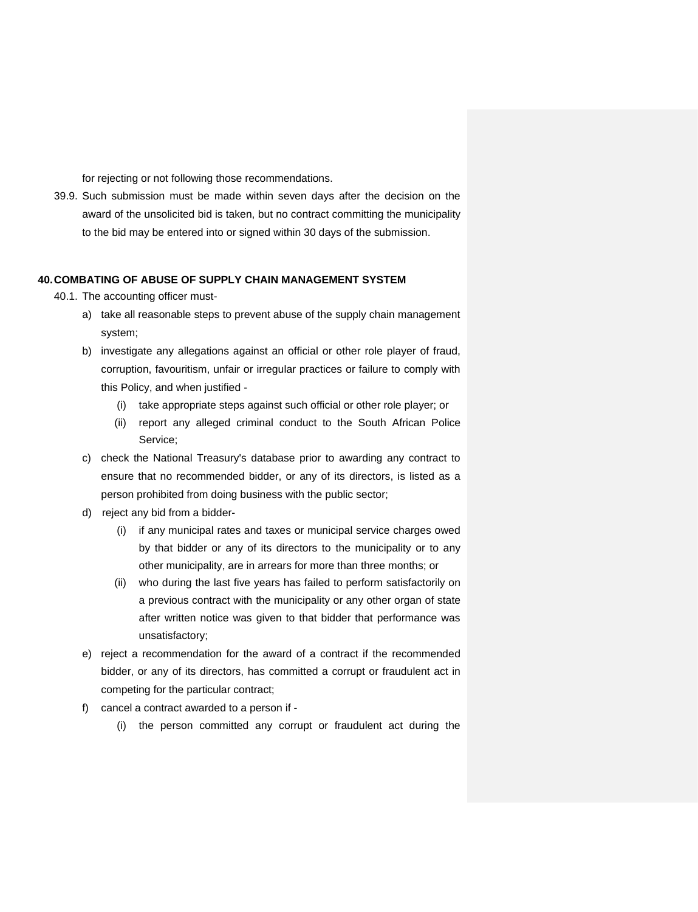for rejecting or not following those recommendations.

39.9. Such submission must be made within seven days after the decision on the award of the unsolicited bid is taken, but no contract committing the municipality to the bid may be entered into or signed within 30 days of the submission.

## 40. COMBATING OF ABUSE OF SUPPLY CHAIN MANAGEMENT SYSTEM

40.1. The accounting officer must-

a) take all reasonable steps to prevent abuse of the supply chain management system;

b) investigate any allegations against an official or other role player of fraud, corruption, favouritism, unfair or irregular practices or failure to comply with this Policy, and when justified -

   (i) take appropriate steps against such official or other role player; or

   (ii) report any alleged criminal conduct to the South African Police Service;

c) check the National Treasury's database prior to awarding any contract to ensure that no recommended bidder, or any of its directors, is listed as a person prohibited from doing business with the public sector;

d) reject any bid from a bidder-

   (i) if any municipal rates and taxes or municipal service charges owed by that bidder or any of its directors to the municipality or to any other municipality, are in arrears for more than three months; or

   (ii) who during the last five years has failed to perform satisfactorily on a previous contract with the municipality or any other organ of state after written notice was given to that bidder that performance was unsatisfactory;

e) reject a recommendation for the award of a contract if the recommended bidder, or any of its directors, has committed a corrupt or fraudulent act in competing for the particular contract;

f) cancel a contract awarded to a person if -

   (i) the person committed any corrupt or fraudulent act during the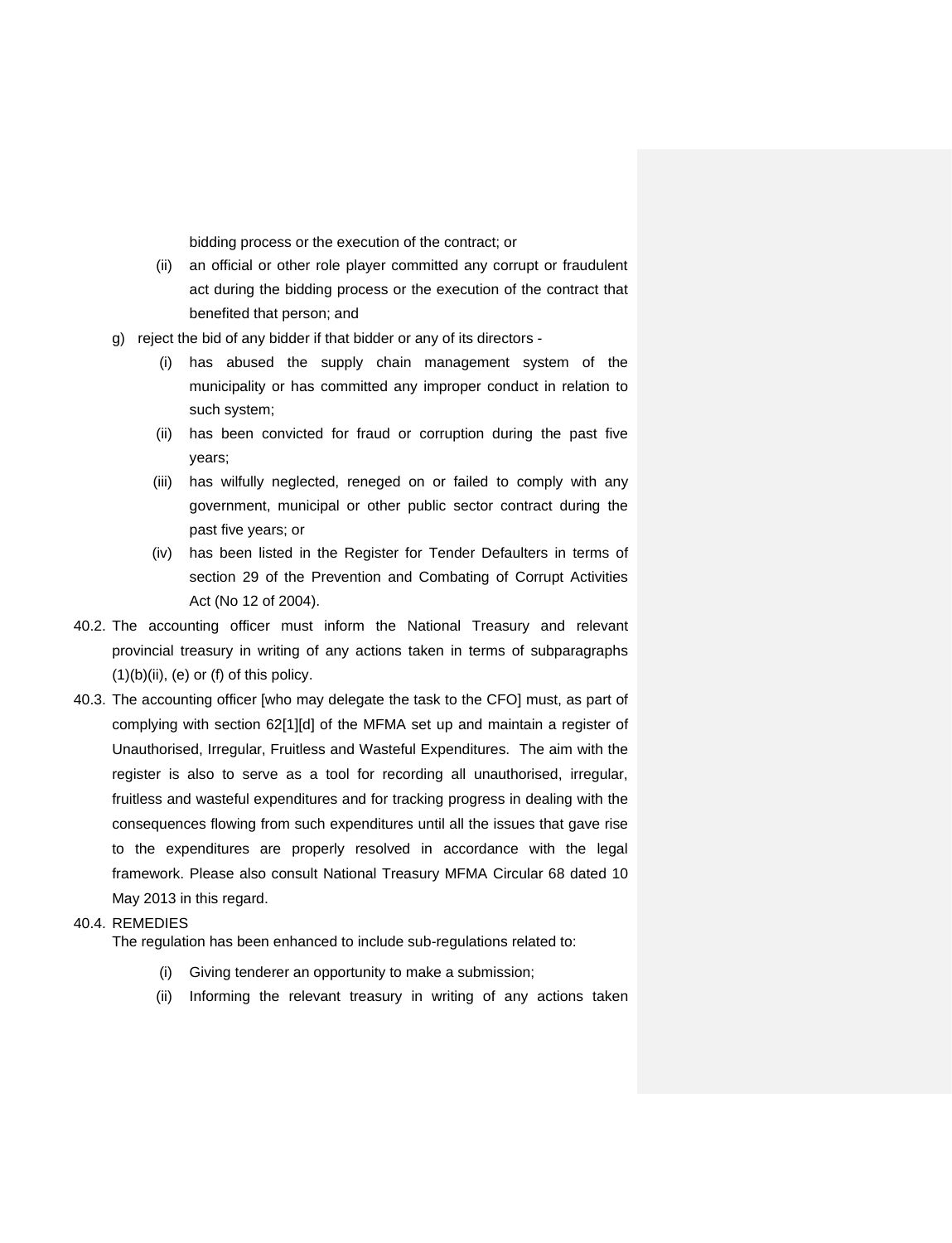bidding process or the execution of the contract; or

  (ii) an official or other role player committed any corrupt or fraudulent act during the bidding process or the execution of the contract that benefited that person; and

g) reject the bid of any bidder if that bidder or any of its directors -

  (i) has abused the supply chain management system of the municipality or has committed any improper conduct in relation to such system;

  (ii) has been convicted for fraud or corruption during the past five years;

  (iii) has wilfully neglected, reneged on or failed to comply with any government, municipal or other public sector contract during the past five years; or

  (iv) has been listed in the Register for Tender Defaulters in terms of section 29 of the Prevention and Combating of Corrupt Activities Act (No 12 of 2004).

40.2. The accounting officer must inform the National Treasury and relevant provincial treasury in writing of any actions taken in terms of subparagraphs (1)(b)(ii), (e) or (f) of this policy.

40.3. The accounting officer [who may delegate the task to the CFO] must, as part of complying with section 62[1][d] of the MFMA set up and maintain a register of Unauthorised, Irregular, Fruitless and Wasteful Expenditures. The aim with the register is also to serve as a tool for recording all unauthorised, irregular, fruitless and wasteful expenditures and for tracking progress in dealing with the consequences flowing from such expenditures until all the issues that gave rise to the expenditures are properly resolved in accordance with the legal framework. Please also consult National Treasury MFMA Circular 68 dated 10 May 2013 in this regard.

40.4. REMEDIES

The regulation has been enhanced to include sub-regulations related to:

  (i) Giving tenderer an opportunity to make a submission;

  (ii) Informing the relevant treasury in writing of any actions taken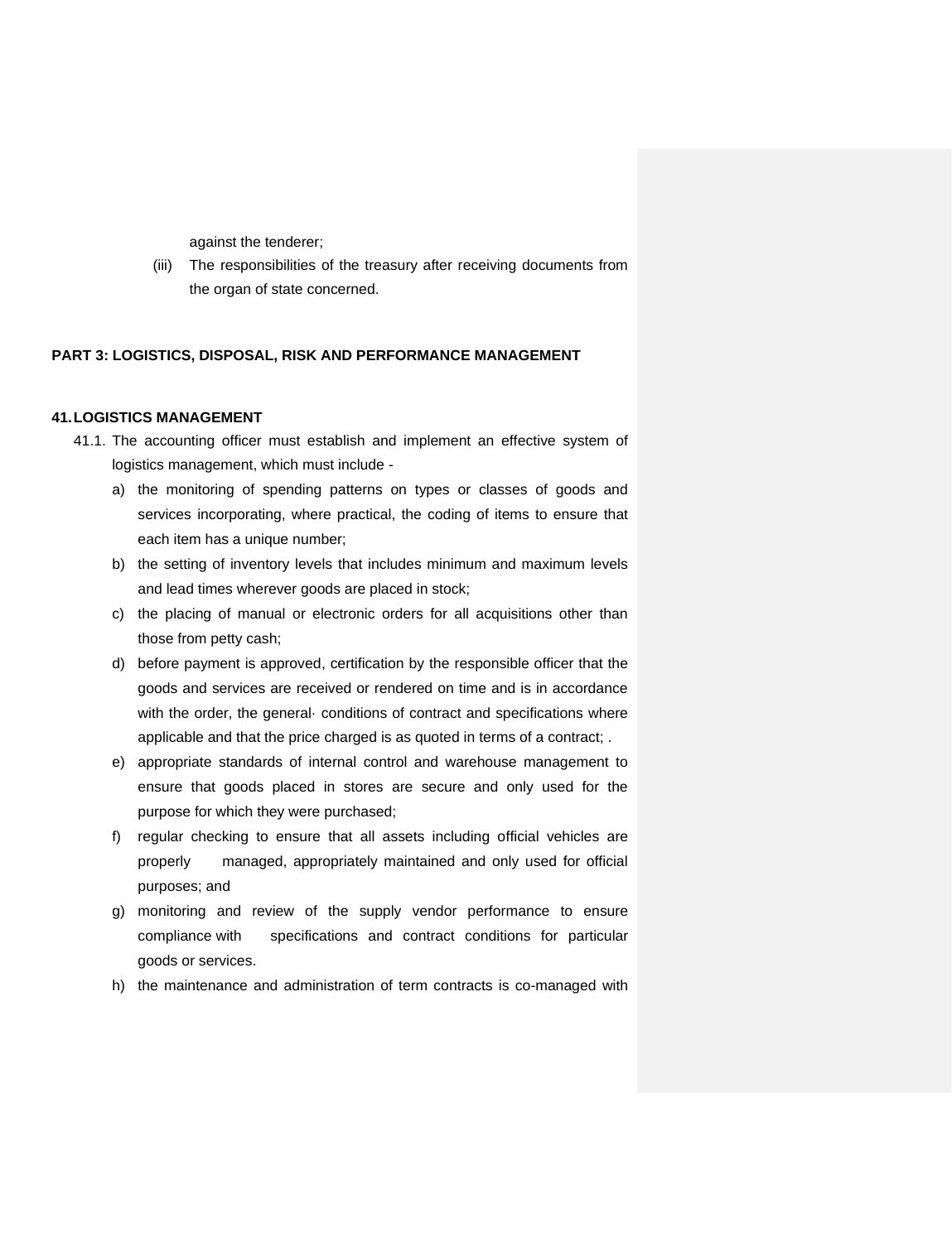against the tenderer;

(iii) The responsibilities of the treasury after receiving documents from the organ of state concerned.

**PART 3: LOGISTICS, DISPOSAL, RISK AND PERFORMANCE MANAGEMENT**

**41. LOGISTICS MANAGEMENT**

41.1. The accounting officer must establish and implement an effective system of logistics management, which must include -

a) the monitoring of spending patterns on types or classes of goods and services incorporating, where practical, the coding of items to ensure that each item has a unique number;

b) the setting of inventory levels that includes minimum and maximum levels and lead times wherever goods are placed in stock;

c) the placing of manual or electronic orders for all acquisitions other than those from petty cash;

d) before payment is approved, certification by the responsible officer that the goods and services are received or rendered on time and is in accordance with the order, the general· conditions of contract and specifications where applicable and that the price charged is as quoted in terms of a contract; .

e) appropriate standards of internal control and warehouse management to ensure that goods placed in stores are secure and only used for the purpose for which they were purchased;

f) regular checking to ensure that all assets including official vehicles are properly managed, appropriately maintained and only used for official purposes; and

g) monitoring and review of the supply vendor performance to ensure compliance with specifications and contract conditions for particular goods or services.

h) the maintenance and administration of term contracts is co-managed with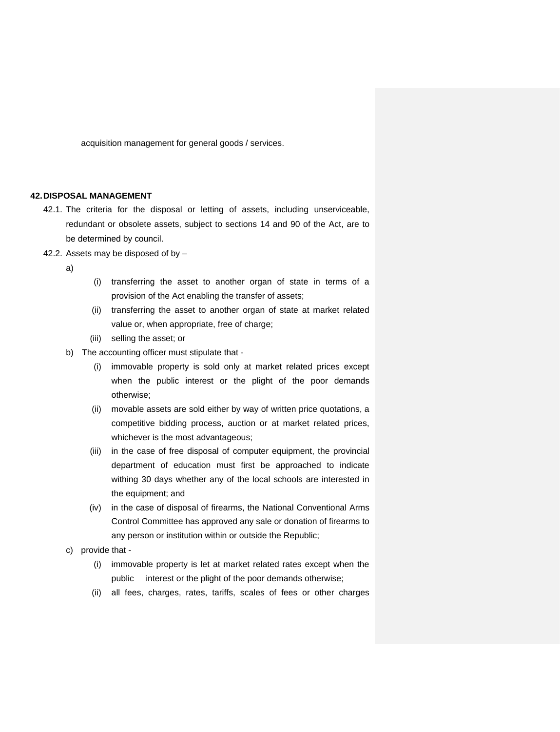acquisition management for general goods / services.

## 42. DISPOSAL MANAGEMENT

42.1. The criteria for the disposal or letting of assets, including unserviceable, redundant or obsolete assets, subject to sections 14 and 90 of the Act, are to be determined by council.

42.2. Assets may be disposed of by –

a)
   - (i) transferring the asset to another organ of state in terms of a provision of the Act enabling the transfer of assets;
   - (ii) transferring the asset to another organ of state at market related value or, when appropriate, free of charge;
   - (iii) selling the asset; or

b) The accounting officer must stipulate that -
   - (i) immovable property is sold only at market related prices except when the public interest or the plight of the poor demands otherwise;
   - (ii) movable assets are sold either by way of written price quotations, a competitive bidding process, auction or at market related prices, whichever is the most advantageous;
   - (iii) in the case of free disposal of computer equipment, the provincial department of education must first be approached to indicate withing 30 days whether any of the local schools are interested in the equipment; and
   - (iv) in the case of disposal of firearms, the National Conventional Arms Control Committee has approved any sale or donation of firearms to any person or institution within or outside the Republic;

c) provide that -
   - (i) immovable property is let at market related rates except when the public interest or the plight of the poor demands otherwise;
   - (ii) all fees, charges, rates, tariffs, scales of fees or other charges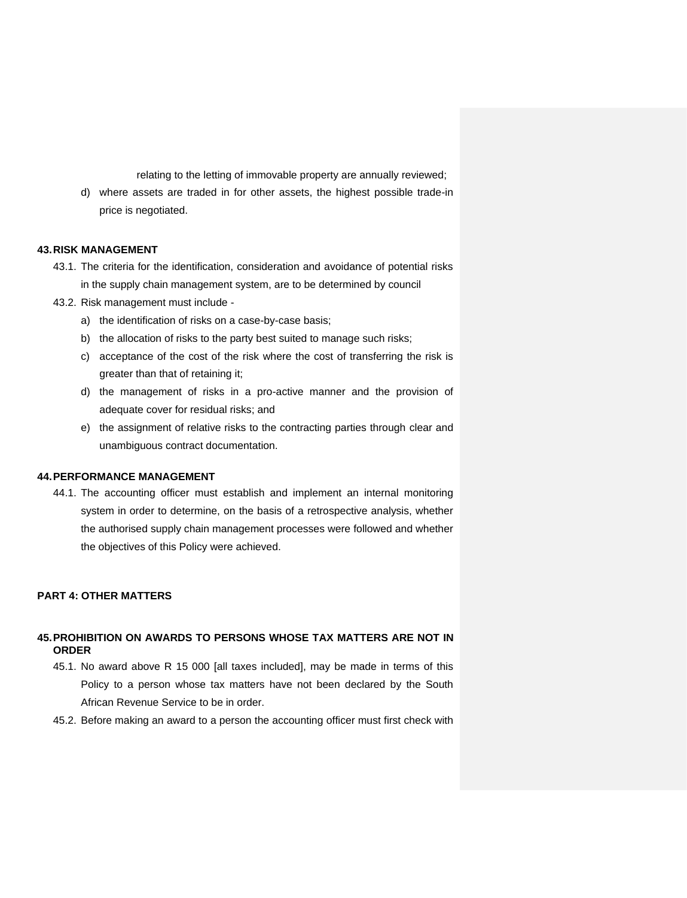relating to the letting of immovable property are annually reviewed;

d) where assets are traded in for other assets, the highest possible trade-in price is negotiated.

## 43. RISK MANAGEMENT

43.1. The criteria for the identification, consideration and avoidance of potential risks in the supply chain management system, are to be determined by council

43.2. Risk management must include -

a) the identification of risks on a case-by-case basis;

b) the allocation of risks to the party best suited to manage such risks;

c) acceptance of the cost of the risk where the cost of transferring the risk is greater than that of retaining it;

d) the management of risks in a pro-active manner and the provision of adequate cover for residual risks; and

e) the assignment of relative risks to the contracting parties through clear and unambiguous contract documentation.

## 44. PERFORMANCE MANAGEMENT

44.1. The accounting officer must establish and implement an internal monitoring system in order to determine, on the basis of a retrospective analysis, whether the authorised supply chain management processes were followed and whether the objectives of this Policy were achieved.

# PART 4: OTHER MATTERS

## 45. PROHIBITION ON AWARDS TO PERSONS WHOSE TAX MATTERS ARE NOT IN ORDER

45.1. No award above R 15 000 [all taxes included], may be made in terms of this Policy to a person whose tax matters have not been declared by the South African Revenue Service to be in order.

45.2. Before making an award to a person the accounting officer must first check with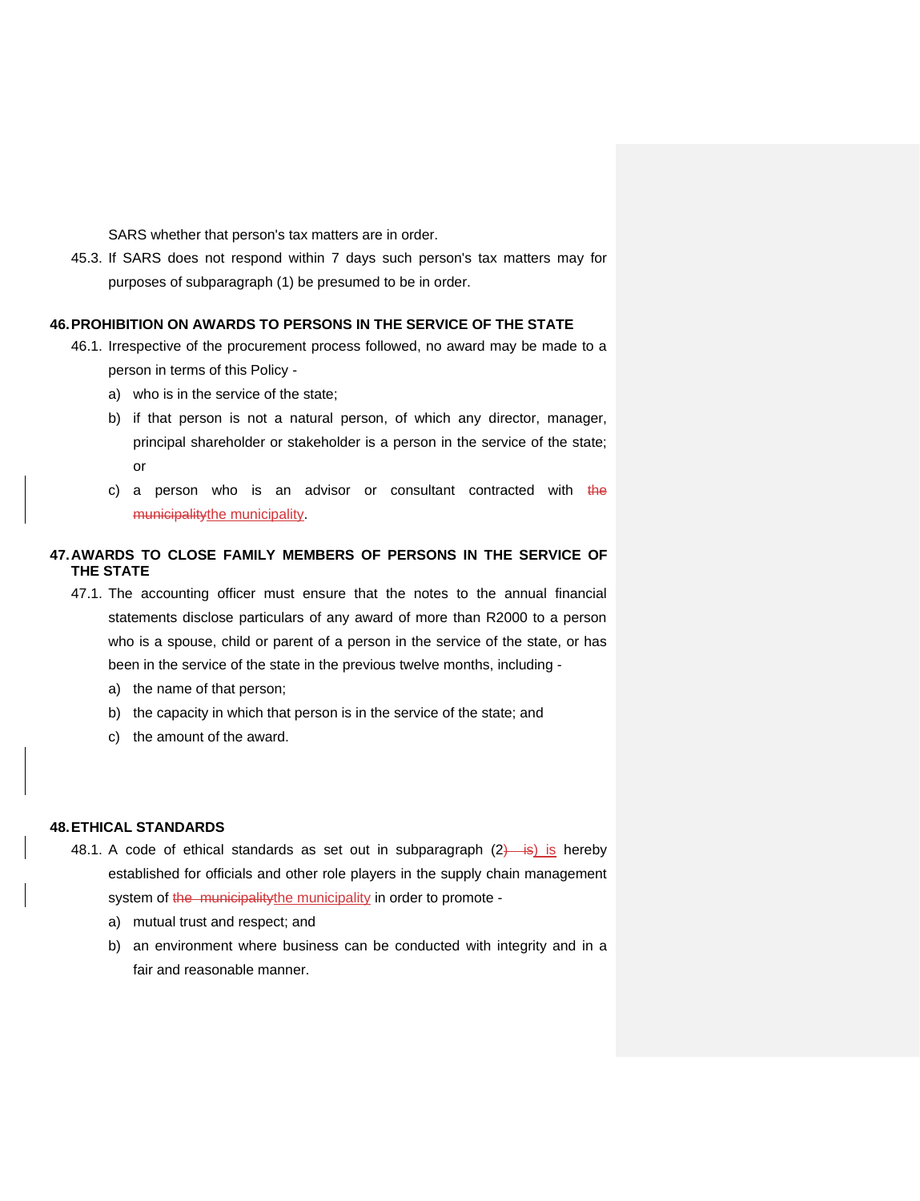SARS whether that person's tax matters are in order.

45.3. If SARS does not respond within 7 days such person's tax matters may for purposes of subparagraph (1) be presumed to be in order.

**46. PROHIBITION ON AWARDS TO PERSONS IN THE SERVICE OF THE STATE**

46.1. Irrespective of the procurement process followed, no award may be made to a person in terms of this Policy -

a) who is in the service of the state;

b) if that person is not a natural person, of which any director, manager, principal shareholder or stakeholder is a person in the service of the state; or

c) a person who is an advisor or consultant contracted with the municipality.

**47. AWARDS TO CLOSE FAMILY MEMBERS OF PERSONS IN THE SERVICE OF THE STATE**

47.1. The accounting officer must ensure that the notes to the annual financial statements disclose particulars of any award of more than R2000 to a person who is a spouse, child or parent of a person in the service of the state, or has been in the service of the state in the previous twelve months, including -

a) the name of that person;

b) the capacity in which that person is in the service of the state; and

c) the amount of the award.

**48. ETHICAL STANDARDS**

48.1. A code of ethical standards as set out in subparagraph (2) is hereby established for officials and other role players in the supply chain management system of the municipality in order to promote -

a) mutual trust and respect; and

b) an environment where business can be conducted with integrity and in a fair and reasonable manner.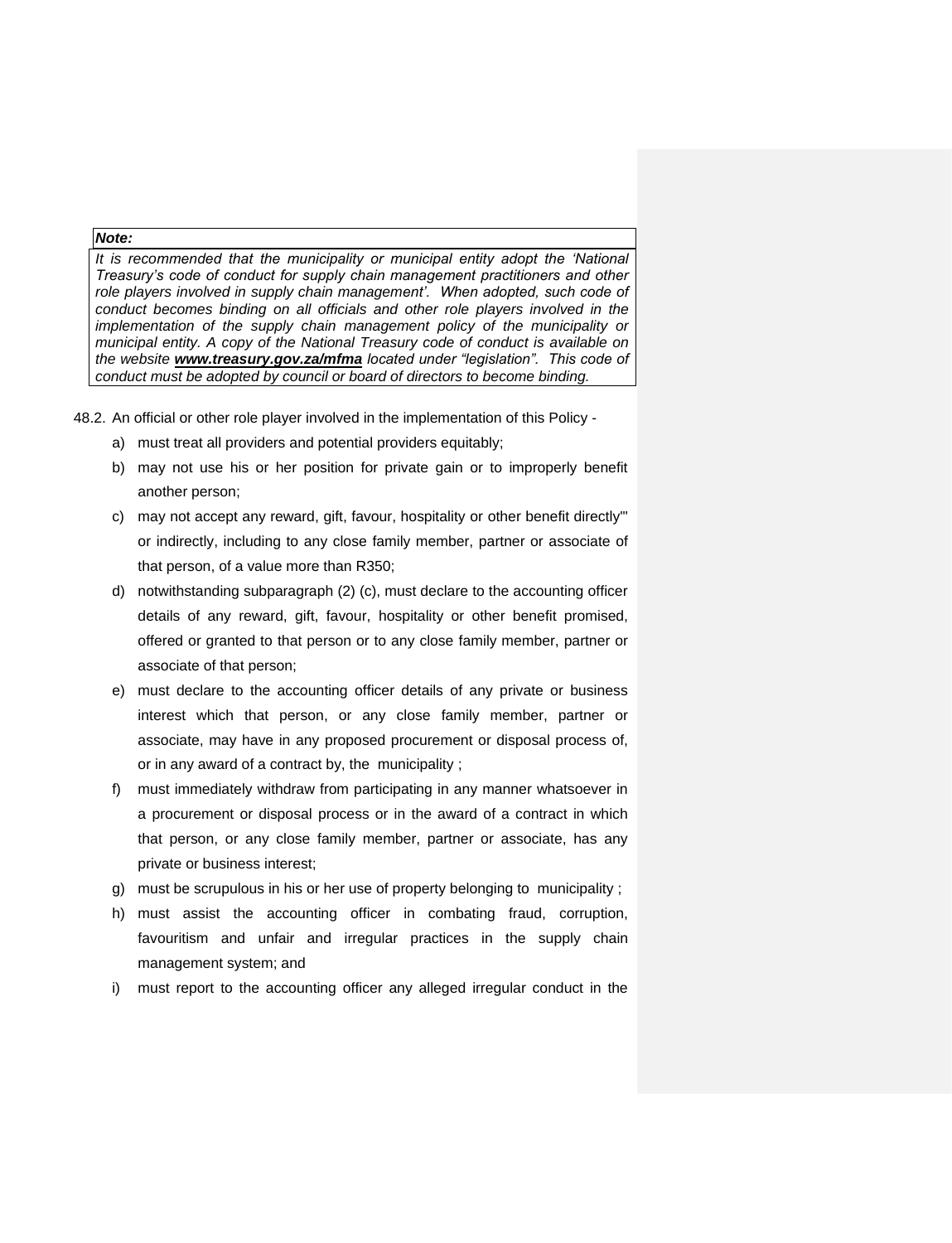***Note:***

*It is recommended that the municipality or municipal entity adopt the 'National Treasury's code of conduct for supply chain management practitioners and other role players involved in supply chain management'. When adopted, such code of conduct becomes binding on all officials and other role players involved in the implementation of the supply chain management policy of the municipality or municipal entity. A copy of the National Treasury code of conduct is available on the website **www.treasury.gov.za/mfma** located under "legislation". This code of conduct must be adopted by council or board of directors to become binding.*

48.2. An official or other role player involved in the implementation of this Policy -

a) must treat all providers and potential providers equitably;

b) may not use his or her position for private gain or to improperly benefit another person;

c) may not accept any reward, gift, favour, hospitality or other benefit directly"' or indirectly, including to any close family member, partner or associate of that person, of a value more than R350;

d) notwithstanding subparagraph (2) (c), must declare to the accounting officer details of any reward, gift, favour, hospitality or other benefit promised, offered or granted to that person or to any close family member, partner or associate of that person;

e) must declare to the accounting officer details of any private or business interest which that person, or any close family member, partner or associate, may have in any proposed procurement or disposal process of, or in any award of a contract by, the municipality ;

f) must immediately withdraw from participating in any manner whatsoever in a procurement or disposal process or in the award of a contract in which that person, or any close family member, partner or associate, has any private or business interest;

g) must be scrupulous in his or her use of property belonging to municipality ;

h) must assist the accounting officer in combating fraud, corruption, favouritism and unfair and irregular practices in the supply chain management system; and

i) must report to the accounting officer any alleged irregular conduct in the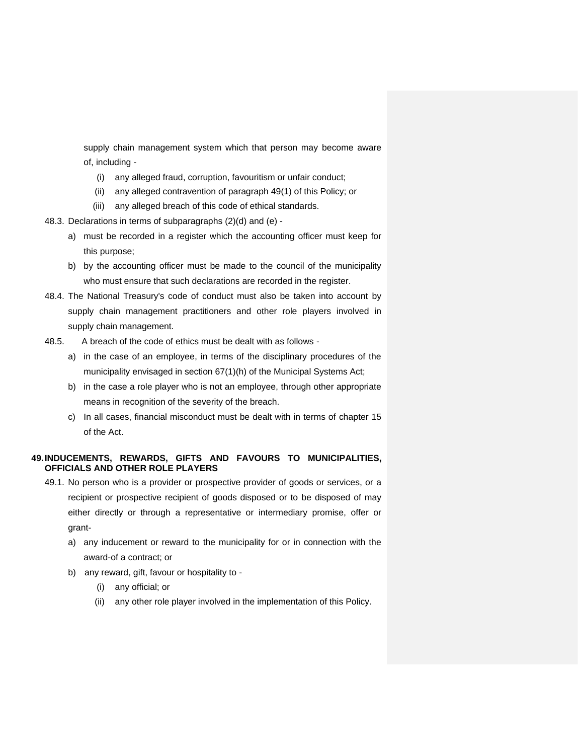supply chain management system which that person may become aware of, including -

   (i) any alleged fraud, corruption, favouritism or unfair conduct;
   (ii) any alleged contravention of paragraph 49(1) of this Policy; or
   (iii) any alleged breach of this code of ethical standards.

48.3. Declarations in terms of subparagraphs (2)(d) and (e) -

a) must be recorded in a register which the accounting officer must keep for this purpose;
b) by the accounting officer must be made to the council of the municipality who must ensure that such declarations are recorded in the register.

48.4. The National Treasury's code of conduct must also be taken into account by supply chain management practitioners and other role players involved in supply chain management.

48.5. A breach of the code of ethics must be dealt with as follows -

a) in the case of an employee, in terms of the disciplinary procedures of the municipality envisaged in section 67(1)(h) of the Municipal Systems Act;
b) in the case a role player who is not an employee, through other appropriate means in recognition of the severity of the breach.
c) In all cases, financial misconduct must be dealt with in terms of chapter 15 of the Act.

**49. INDUCEMENTS, REWARDS, GIFTS AND FAVOURS TO MUNICIPALITIES, OFFICIALS AND OTHER ROLE PLAYERS**

49.1. No person who is a provider or prospective provider of goods or services, or a recipient or prospective recipient of goods disposed or to be disposed of may either directly or through a representative or intermediary promise, offer or grant-

a) any inducement or reward to the municipality for or in connection with the award-of a contract; or
b) any reward, gift, favour or hospitality to -
   (i) any official; or
   (ii) any other role player involved in the implementation of this Policy.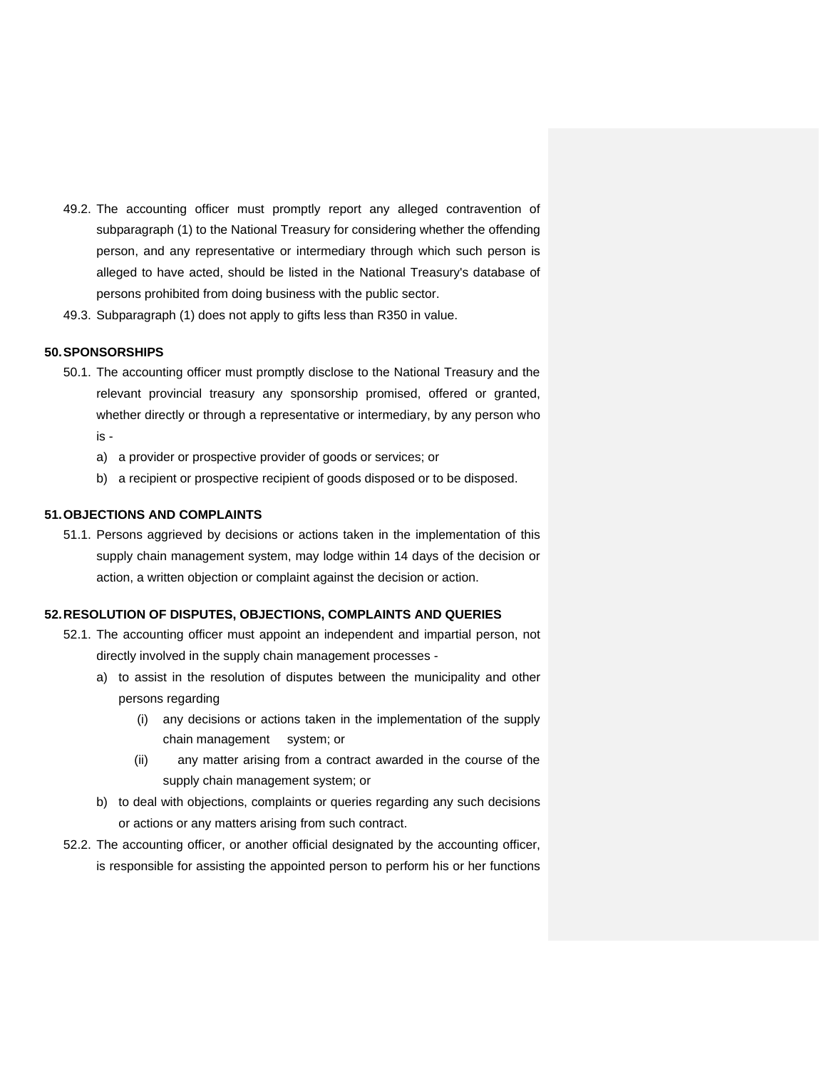49.2. The accounting officer must promptly report any alleged contravention of subparagraph (1) to the National Treasury for considering whether the offending person, and any representative or intermediary through which such person is alleged to have acted, should be listed in the National Treasury's database of persons prohibited from doing business with the public sector.

49.3. Subparagraph (1) does not apply to gifts less than R350 in value.

## 50. SPONSORSHIPS

50.1. The accounting officer must promptly disclose to the National Treasury and the relevant provincial treasury any sponsorship promised, offered or granted, whether directly or through a representative or intermediary, by any person who is -

a) a provider or prospective provider of goods or services; or

b) a recipient or prospective recipient of goods disposed or to be disposed.

## 51. OBJECTIONS AND COMPLAINTS

51.1. Persons aggrieved by decisions or actions taken in the implementation of this supply chain management system, may lodge within 14 days of the decision or action, a written objection or complaint against the decision or action.

## 52. RESOLUTION OF DISPUTES, OBJECTIONS, COMPLAINTS AND QUERIES

52.1. The accounting officer must appoint an independent and impartial person, not directly involved in the supply chain management processes -

a) to assist in the resolution of disputes between the municipality and other persons regarding

   (i) any decisions or actions taken in the implementation of the supply chain management system; or

   (ii) any matter arising from a contract awarded in the course of the supply chain management system; or

b) to deal with objections, complaints or queries regarding any such decisions or actions or any matters arising from such contract.

52.2. The accounting officer, or another official designated by the accounting officer, is responsible for assisting the appointed person to perform his or her functions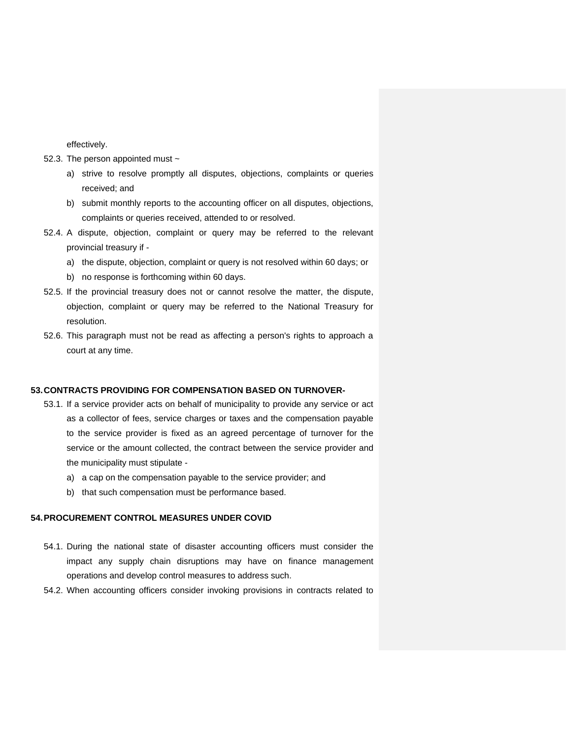effectively.

52.3. The person appointed must ~

a) strive to resolve promptly all disputes, objections, complaints or queries received; and

b) submit monthly reports to the accounting officer on all disputes, objections, complaints or queries received, attended to or resolved.

52.4. A dispute, objection, complaint or query may be referred to the relevant provincial treasury if -

a) the dispute, objection, complaint or query is not resolved within 60 days; or

b) no response is forthcoming within 60 days.

52.5. If the provincial treasury does not or cannot resolve the matter, the dispute, objection, complaint or query may be referred to the National Treasury for resolution.

52.6. This paragraph must not be read as affecting a person's rights to approach a court at any time.

## 53. CONTRACTS PROVIDING FOR COMPENSATION BASED ON TURNOVER-

53.1. If a service provider acts on behalf of municipality to provide any service or act as a collector of fees, service charges or taxes and the compensation payable to the service provider is fixed as an agreed percentage of turnover for the service or the amount collected, the contract between the service provider and the municipality must stipulate -

a) a cap on the compensation payable to the service provider; and

b) that such compensation must be performance based.

## 54. PROCUREMENT CONTROL MEASURES UNDER COVID

54.1. During the national state of disaster accounting officers must consider the impact any supply chain disruptions may have on finance management operations and develop control measures to address such.

54.2. When accounting officers consider invoking provisions in contracts related to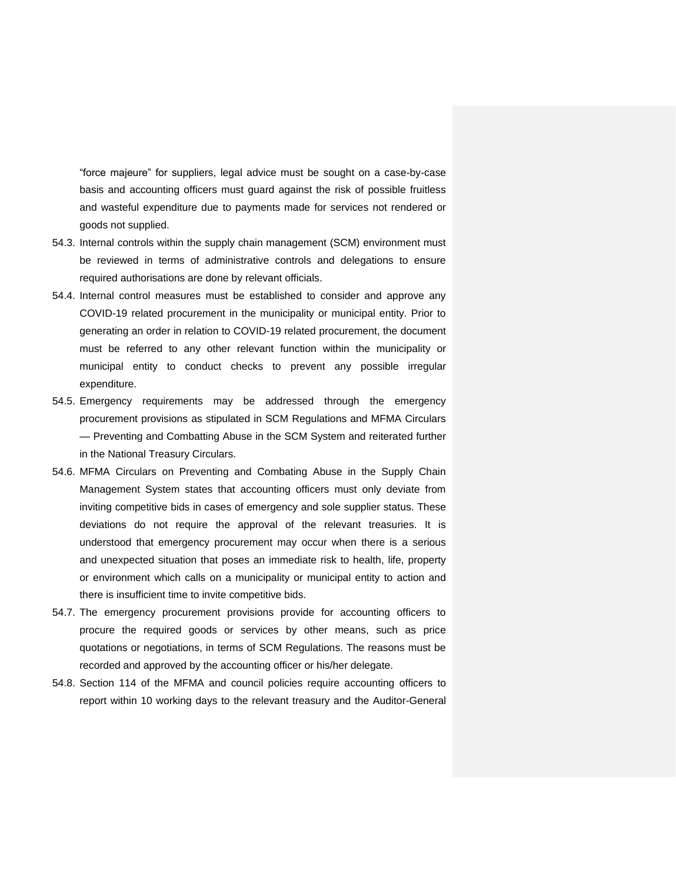"force majeure" for suppliers, legal advice must be sought on a case-by-case basis and accounting officers must guard against the risk of possible fruitless and wasteful expenditure due to payments made for services not rendered or goods not supplied.

54.3. Internal controls within the supply chain management (SCM) environment must be reviewed in terms of administrative controls and delegations to ensure required authorisations are done by relevant officials.

54.4. Internal control measures must be established to consider and approve any COVID-19 related procurement in the municipality or municipal entity. Prior to generating an order in relation to COVID-19 related procurement, the document must be referred to any other relevant function within the municipality or municipal entity to conduct checks to prevent any possible irregular expenditure.

54.5. Emergency requirements may be addressed through the emergency procurement provisions as stipulated in SCM Regulations and MFMA Circulars — Preventing and Combatting Abuse in the SCM System and reiterated further in the National Treasury Circulars.

54.6. MFMA Circulars on Preventing and Combating Abuse in the Supply Chain Management System states that accounting officers must only deviate from inviting competitive bids in cases of emergency and sole supplier status. These deviations do not require the approval of the relevant treasuries. It is understood that emergency procurement may occur when there is a serious and unexpected situation that poses an immediate risk to health, life, property or environment which calls on a municipality or municipal entity to action and there is insufficient time to invite competitive bids.

54.7. The emergency procurement provisions provide for accounting officers to procure the required goods or services by other means, such as price quotations or negotiations, in terms of SCM Regulations. The reasons must be recorded and approved by the accounting officer or his/her delegate.

54.8. Section 114 of the MFMA and council policies require accounting officers to report within 10 working days to the relevant treasury and the Auditor-General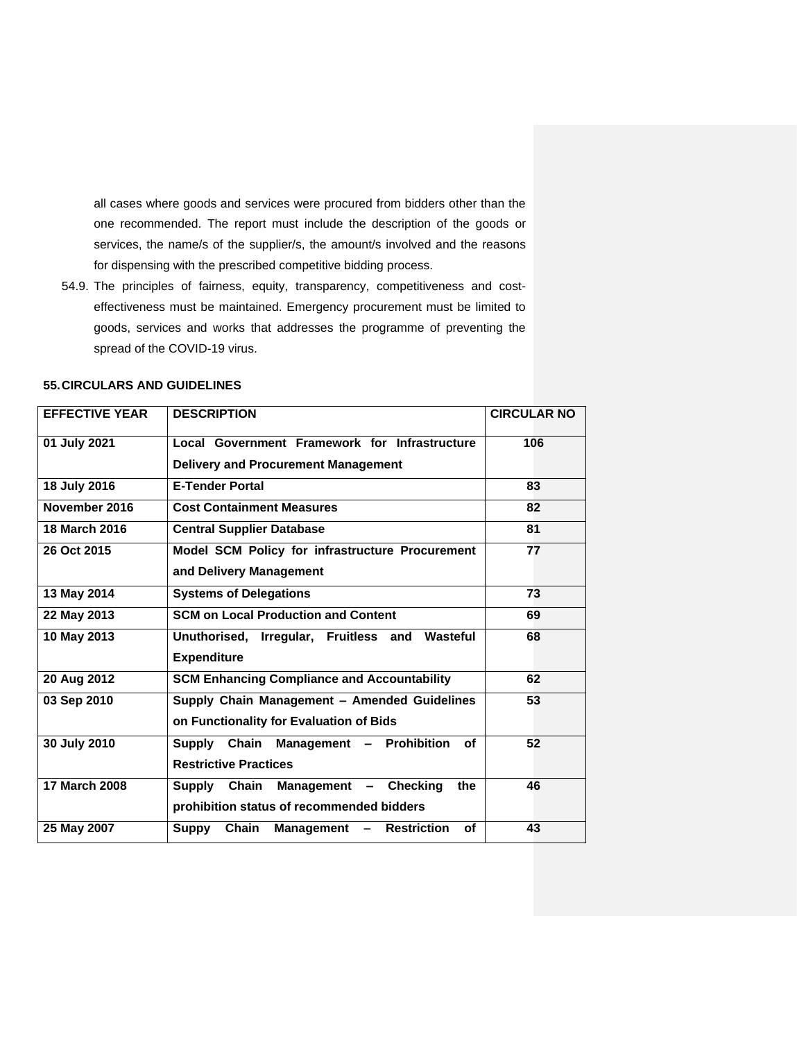all cases where goods and services were procured from bidders other than the one recommended. The report must include the description of the goods or services, the name/s of the supplier/s, the amount/s involved and the reasons for dispensing with the prescribed competitive bidding process.

54.9. The principles of fairness, equity, transparency, competitiveness and cost-effectiveness must be maintained. Emergency procurement must be limited to goods, services and works that addresses the programme of preventing the spread of the COVID-19 virus.

## 55. CIRCULARS AND GUIDELINES

| EFFECTIVE YEAR | DESCRIPTION | CIRCULAR NO |
|---|---|---|
| 01 July 2021 | Local Government Framework for Infrastructure Delivery and Procurement Management | 106 |
| 18 July 2016 | E-Tender Portal | 83 |
| November 2016 | Cost Containment Measures | 82 |
| 18 March 2016 | Central Supplier Database | 81 |
| 26 Oct 2015 | Model SCM Policy for infrastructure Procurement and Delivery Management | 77 |
| 13 May 2014 | Systems of Delegations | 73 |
| 22 May 2013 | SCM on Local Production and Content | 69 |
| 10 May 2013 | Unauthorised, Irregular, Fruitless and Wasteful Expenditure | 68 |
| 20 Aug 2012 | SCM Enhancing Compliance and Accountability | 62 |
| 03 Sep 2010 | Supply Chain Management – Amended Guidelines on Functionality for Evaluation of Bids | 53 |
| 30 July 2010 | Supply Chain Management – Prohibition of Restrictive Practices | 52 |
| 17 March 2008 | Supply Chain Management – Checking the prohibition status of recommended bidders | 46 |
| 25 May 2007 | Suppy Chain Management – Restriction of | 43 |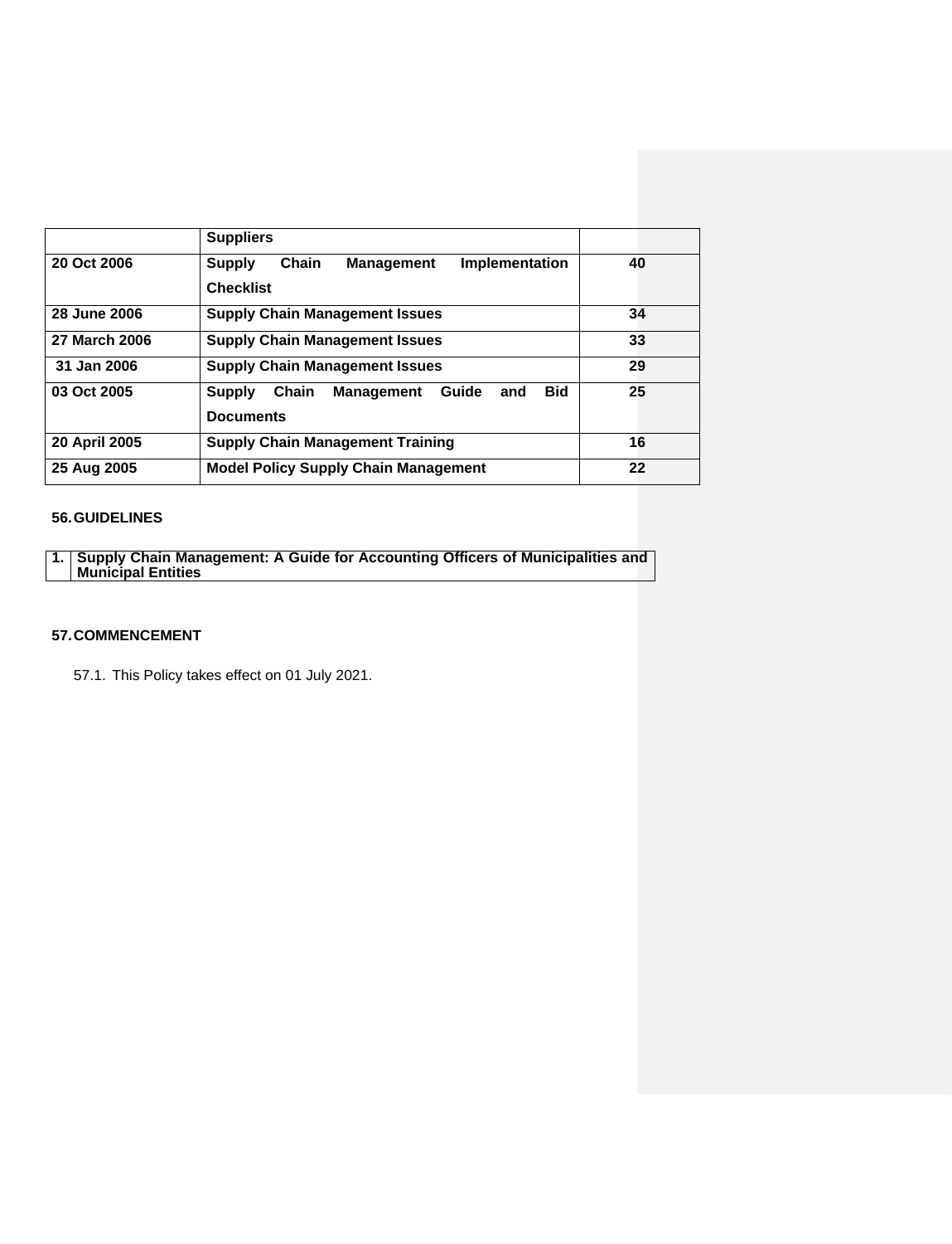| | | |
|---|---|---|
| | **Suppliers** | |
| **20 Oct 2006** | **Supply Chain Management Implementation Checklist** | **40** |
| **28 June 2006** | **Supply Chain Management Issues** | **34** |
| **27 March 2006** | **Supply Chain Management Issues** | **33** |
| **31 Jan 2006** | **Supply Chain Management Issues** | **29** |
| **03 Oct 2005** | **Supply Chain Management Guide and Bid Documents** | **25** |
| **20 April 2005** | **Supply Chain Management Training** | **16** |
| **25 Aug 2005** | **Model Policy Supply Chain Management** | **22** |

**56. GUIDELINES**

| | |
|---|---|
| **1.** | **Supply Chain Management: A Guide for Accounting Officers of Municipalities and Municipal Entities** |

**57. COMMENCEMENT**

57.1. This Policy takes effect on 01 July 2021.